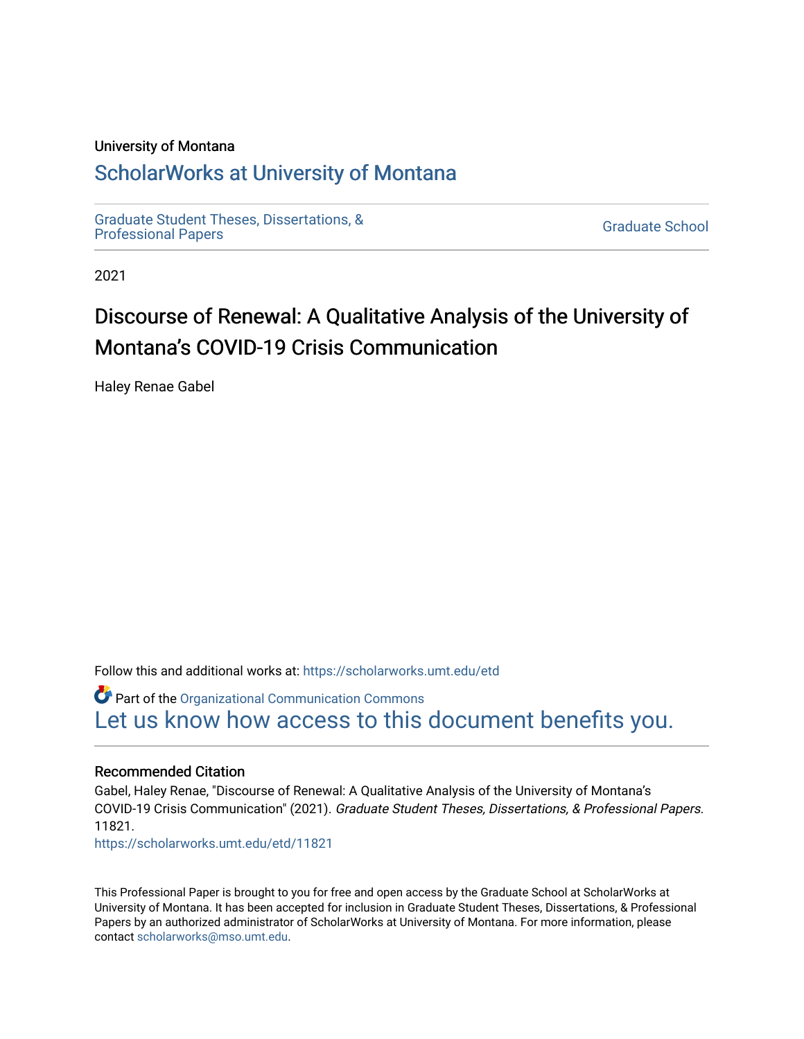University of Montana

# ScholarWorks at University of Montana

Graduate Student Theses, Dissertations, & Professional Papers

Graduate School

2021

# Discourse of Renewal: A Qualitative Analysis of the University of Montana's COVID-19 Crisis Communication

Haley Renae Gabel

Follow this and additional works at: https://scholarworks.umt.edu/etd

Part of the Organizational Communication Commons

Let us know how access to this document benefits you.

## Recommended Citation

Gabel, Haley Renae, "Discourse of Renewal: A Qualitative Analysis of the University of Montana's COVID-19 Crisis Communication" (2021). *Graduate Student Theses, Dissertations, & Professional Papers*. 11821.

https://scholarworks.umt.edu/etd/11821

This Professional Paper is brought to you for free and open access by the Graduate School at ScholarWorks at University of Montana. It has been accepted for inclusion in Graduate Student Theses, Dissertations, & Professional Papers by an authorized administrator of ScholarWorks at University of Montana. For more information, please contact scholarworks@mso.umt.edu.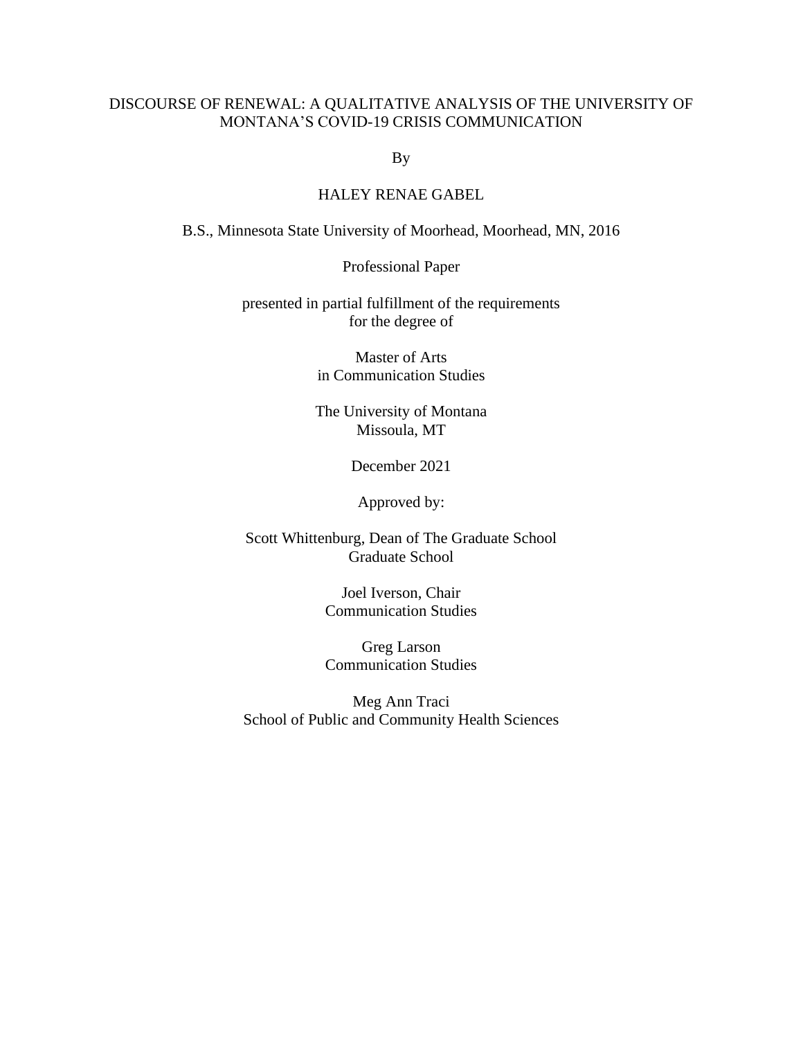DISCOURSE OF RENEWAL: A QUALITATIVE ANALYSIS OF THE UNIVERSITY OF MONTANA'S COVID-19 CRISIS COMMUNICATION

By

HALEY RENAE GABEL

B.S., Minnesota State University of Moorhead, Moorhead, MN, 2016

Professional Paper

presented in partial fulfillment of the requirements
for the degree of

Master of Arts
in Communication Studies

The University of Montana
Missoula, MT

December 2021

Approved by:

Scott Whittenburg, Dean of The Graduate School
Graduate School

Joel Iverson, Chair
Communication Studies

Greg Larson
Communication Studies

Meg Ann Traci
School of Public and Community Health Sciences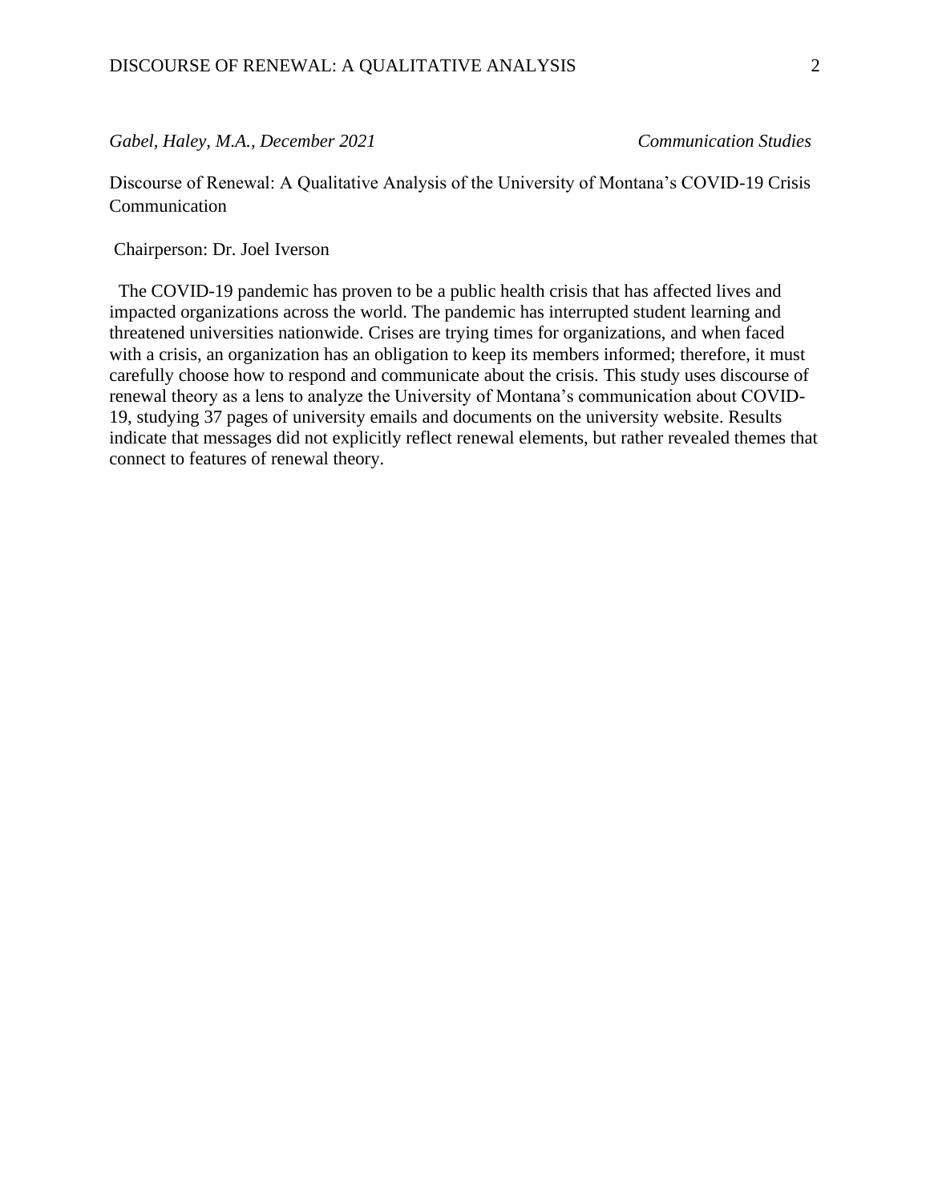*Gabel, Haley, M.A., December 2021* *Communication Studies*

Discourse of Renewal: A Qualitative Analysis of the University of Montana's COVID-19 Crisis Communication

Chairperson: Dr. Joel Iverson

The COVID-19 pandemic has proven to be a public health crisis that has affected lives and impacted organizations across the world. The pandemic has interrupted student learning and threatened universities nationwide. Crises are trying times for organizations, and when faced with a crisis, an organization has an obligation to keep its members informed; therefore, it must carefully choose how to respond and communicate about the crisis. This study uses discourse of renewal theory as a lens to analyze the University of Montana's communication about COVID-19, studying 37 pages of university emails and documents on the university website. Results indicate that messages did not explicitly reflect renewal elements, but rather revealed themes that connect to features of renewal theory.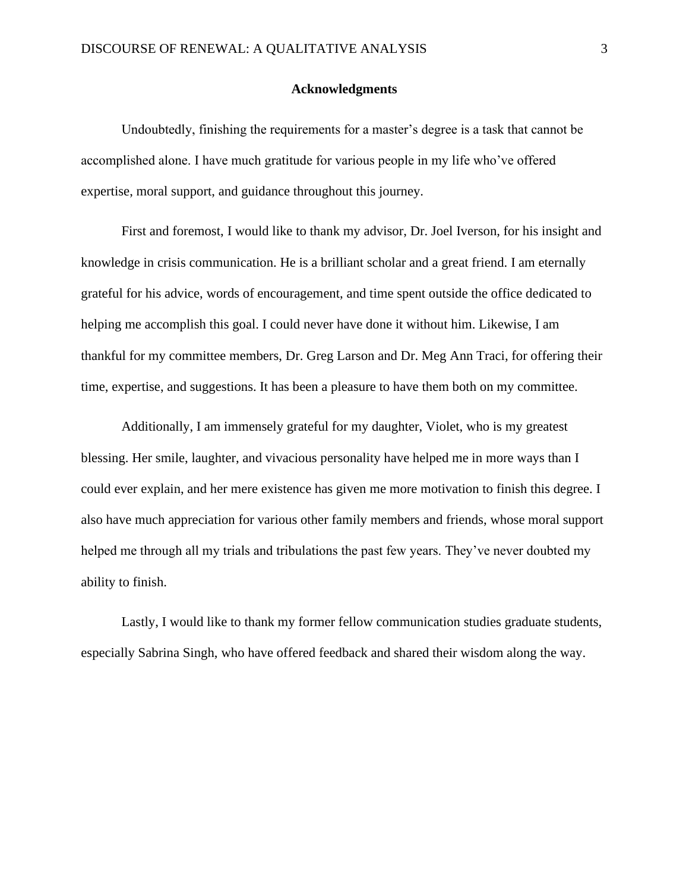## Acknowledgments

Undoubtedly, finishing the requirements for a master's degree is a task that cannot be accomplished alone. I have much gratitude for various people in my life who've offered expertise, moral support, and guidance throughout this journey.

First and foremost, I would like to thank my advisor, Dr. Joel Iverson, for his insight and knowledge in crisis communication. He is a brilliant scholar and a great friend. I am eternally grateful for his advice, words of encouragement, and time spent outside the office dedicated to helping me accomplish this goal. I could never have done it without him. Likewise, I am thankful for my committee members, Dr. Greg Larson and Dr. Meg Ann Traci, for offering their time, expertise, and suggestions. It has been a pleasure to have them both on my committee.

Additionally, I am immensely grateful for my daughter, Violet, who is my greatest blessing. Her smile, laughter, and vivacious personality have helped me in more ways than I could ever explain, and her mere existence has given me more motivation to finish this degree. I also have much appreciation for various other family members and friends, whose moral support helped me through all my trials and tribulations the past few years. They've never doubted my ability to finish.

Lastly, I would like to thank my former fellow communication studies graduate students, especially Sabrina Singh, who have offered feedback and shared their wisdom along the way.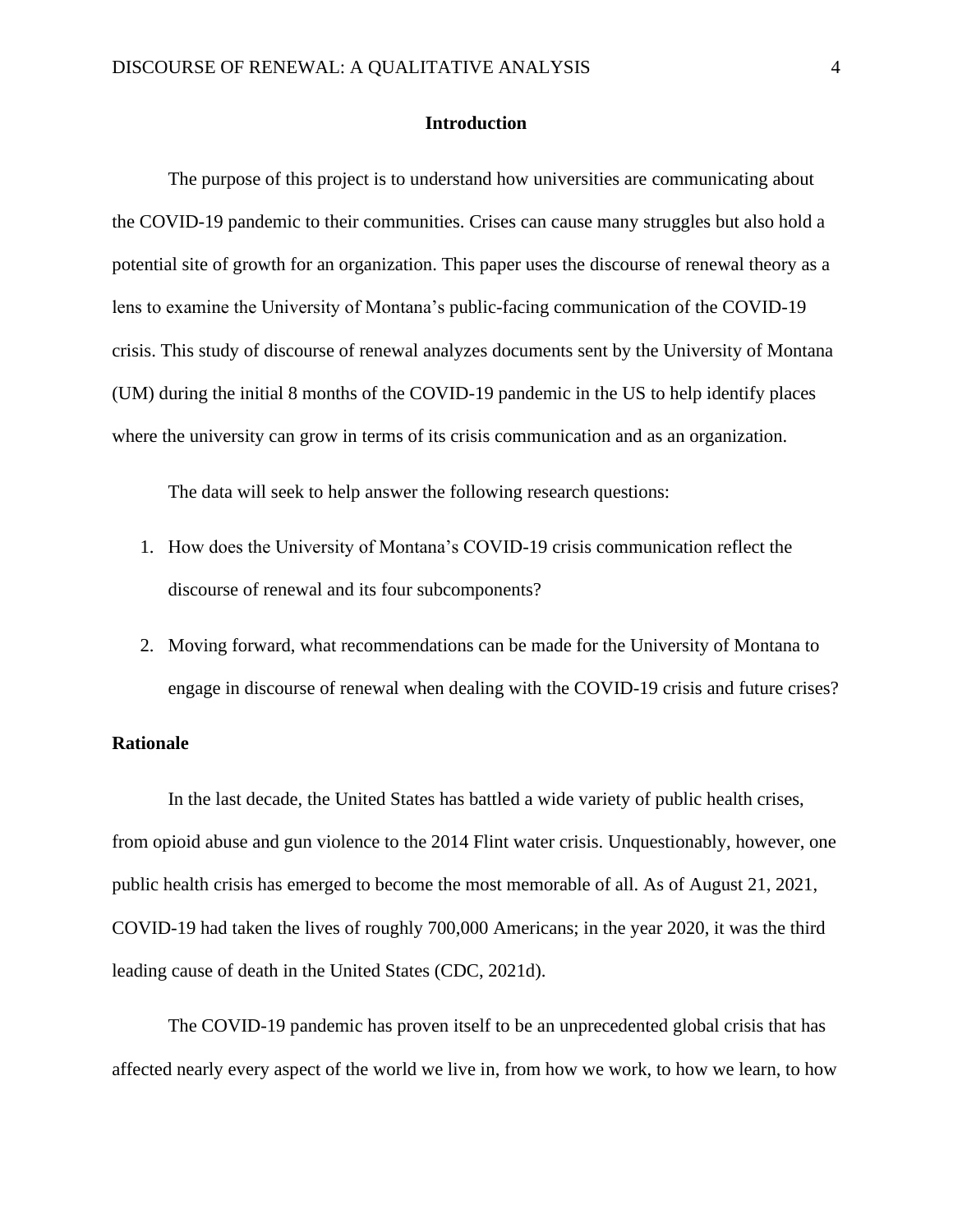## Introduction

The purpose of this project is to understand how universities are communicating about the COVID-19 pandemic to their communities. Crises can cause many struggles but also hold a potential site of growth for an organization. This paper uses the discourse of renewal theory as a lens to examine the University of Montana's public-facing communication of the COVID-19 crisis. This study of discourse of renewal analyzes documents sent by the University of Montana (UM) during the initial 8 months of the COVID-19 pandemic in the US to help identify places where the university can grow in terms of its crisis communication and as an organization.

The data will seek to help answer the following research questions:

1. How does the University of Montana's COVID-19 crisis communication reflect the discourse of renewal and its four subcomponents?
2. Moving forward, what recommendations can be made for the University of Montana to engage in discourse of renewal when dealing with the COVID-19 crisis and future crises?

### Rationale

In the last decade, the United States has battled a wide variety of public health crises, from opioid abuse and gun violence to the 2014 Flint water crisis. Unquestionably, however, one public health crisis has emerged to become the most memorable of all. As of August 21, 2021, COVID-19 had taken the lives of roughly 700,000 Americans; in the year 2020, it was the third leading cause of death in the United States (CDC, 2021d).

The COVID-19 pandemic has proven itself to be an unprecedented global crisis that has affected nearly every aspect of the world we live in, from how we work, to how we learn, to how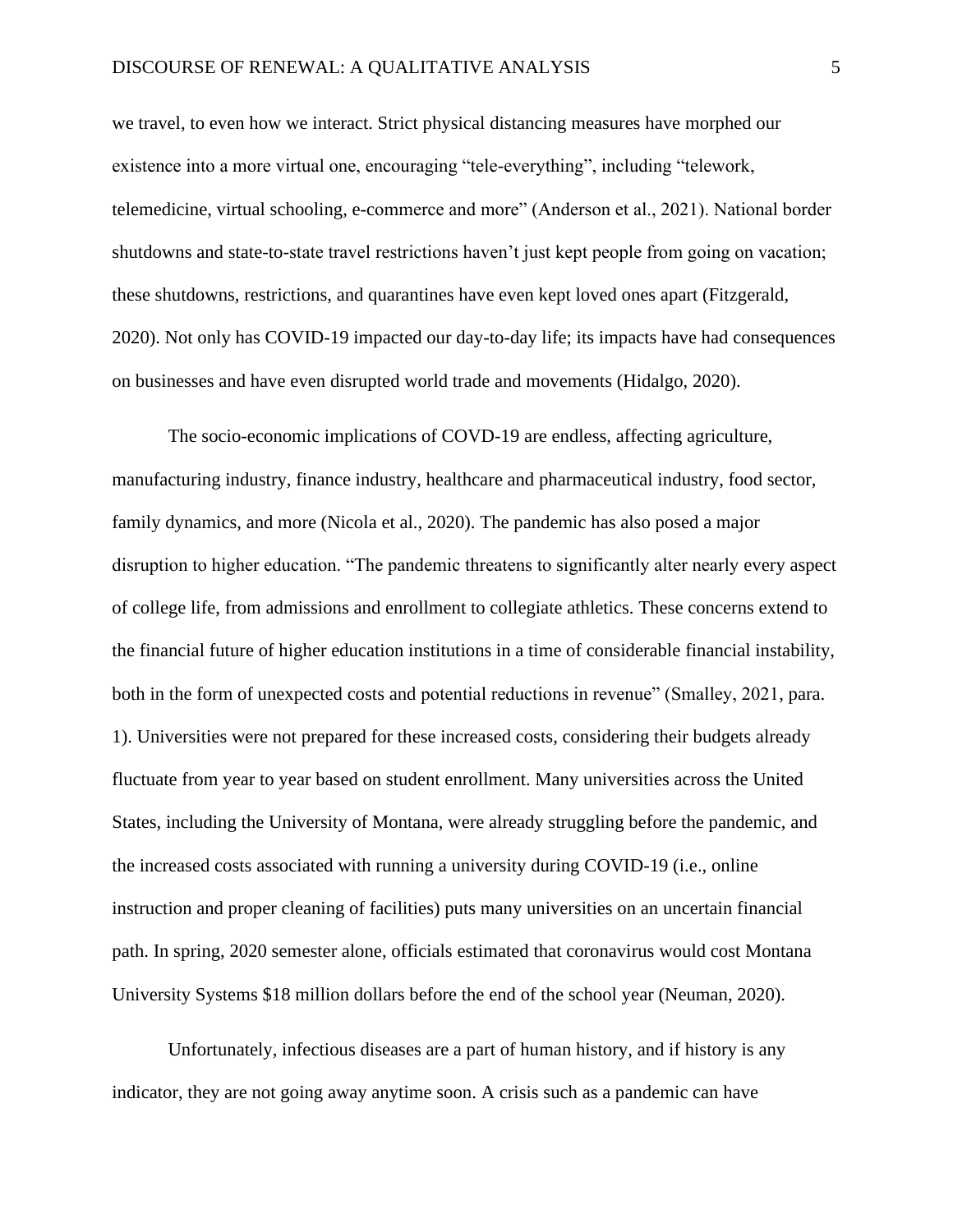we travel, to even how we interact. Strict physical distancing measures have morphed our existence into a more virtual one, encouraging "tele-everything", including "telework, telemedicine, virtual schooling, e-commerce and more" (Anderson et al., 2021). National border shutdowns and state-to-state travel restrictions haven't just kept people from going on vacation; these shutdowns, restrictions, and quarantines have even kept loved ones apart (Fitzgerald, 2020). Not only has COVID-19 impacted our day-to-day life; its impacts have had consequences on businesses and have even disrupted world trade and movements (Hidalgo, 2020).

The socio-economic implications of COVD-19 are endless, affecting agriculture, manufacturing industry, finance industry, healthcare and pharmaceutical industry, food sector, family dynamics, and more (Nicola et al., 2020). The pandemic has also posed a major disruption to higher education. "The pandemic threatens to significantly alter nearly every aspect of college life, from admissions and enrollment to collegiate athletics. These concerns extend to the financial future of higher education institutions in a time of considerable financial instability, both in the form of unexpected costs and potential reductions in revenue" (Smalley, 2021, para. 1). Universities were not prepared for these increased costs, considering their budgets already fluctuate from year to year based on student enrollment. Many universities across the United States, including the University of Montana, were already struggling before the pandemic, and the increased costs associated with running a university during COVID-19 (i.e., online instruction and proper cleaning of facilities) puts many universities on an uncertain financial path. In spring, 2020 semester alone, officials estimated that coronavirus would cost Montana University Systems $18 million dollars before the end of the school year (Neuman, 2020).

Unfortunately, infectious diseases are a part of human history, and if history is any indicator, they are not going away anytime soon. A crisis such as a pandemic can have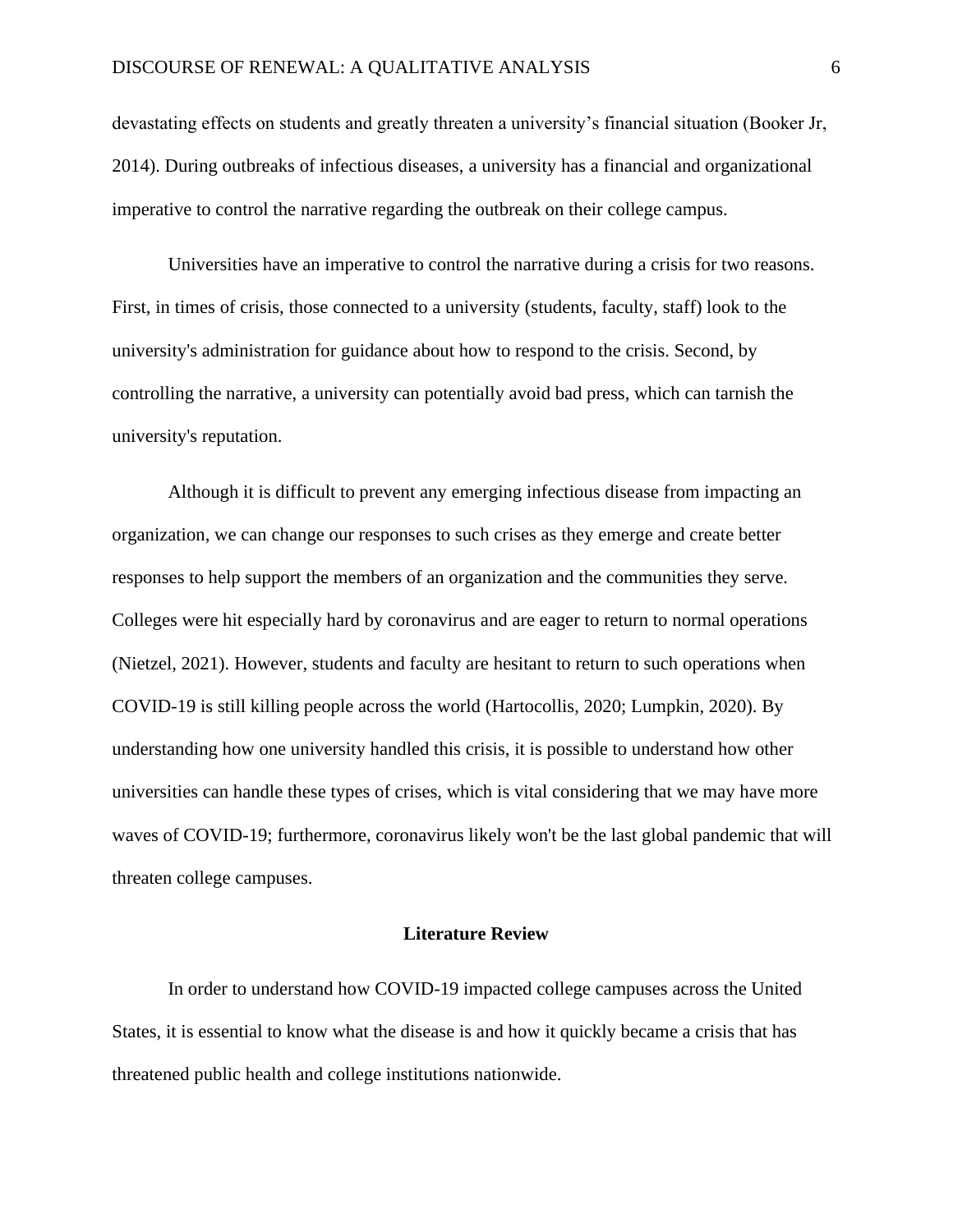devastating effects on students and greatly threaten a university's financial situation (Booker Jr, 2014). During outbreaks of infectious diseases, a university has a financial and organizational imperative to control the narrative regarding the outbreak on their college campus.

Universities have an imperative to control the narrative during a crisis for two reasons. First, in times of crisis, those connected to a university (students, faculty, staff) look to the university's administration for guidance about how to respond to the crisis. Second, by controlling the narrative, a university can potentially avoid bad press, which can tarnish the university's reputation.

Although it is difficult to prevent any emerging infectious disease from impacting an organization, we can change our responses to such crises as they emerge and create better responses to help support the members of an organization and the communities they serve. Colleges were hit especially hard by coronavirus and are eager to return to normal operations (Nietzel, 2021). However, students and faculty are hesitant to return to such operations when COVID-19 is still killing people across the world (Hartocollis, 2020; Lumpkin, 2020). By understanding how one university handled this crisis, it is possible to understand how other universities can handle these types of crises, which is vital considering that we may have more waves of COVID-19; furthermore, coronavirus likely won't be the last global pandemic that will threaten college campuses.

## Literature Review

In order to understand how COVID-19 impacted college campuses across the United States, it is essential to know what the disease is and how it quickly became a crisis that has threatened public health and college institutions nationwide.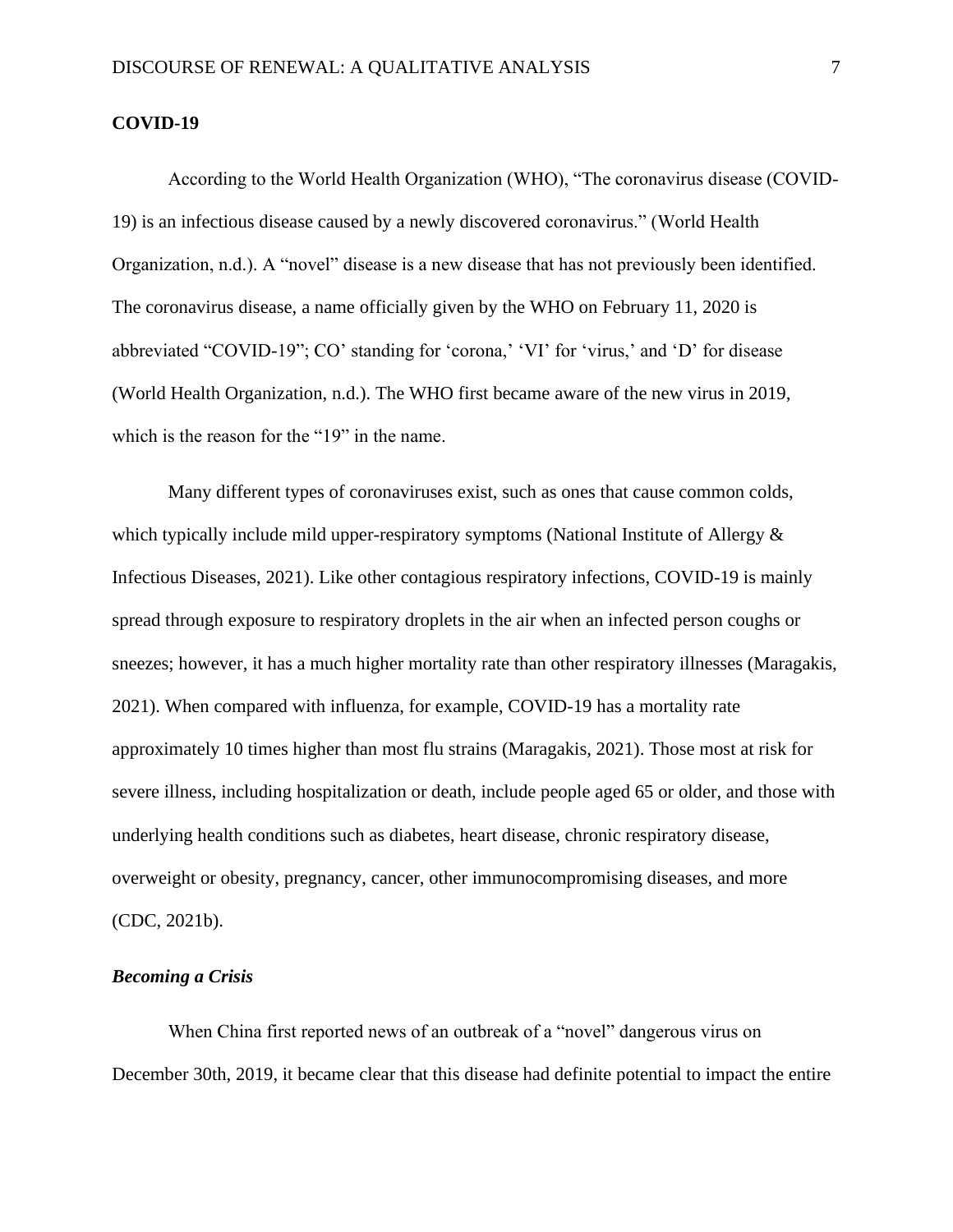## COVID-19

According to the World Health Organization (WHO), "The coronavirus disease (COVID-19) is an infectious disease caused by a newly discovered coronavirus." (World Health Organization, n.d.). A "novel" disease is a new disease that has not previously been identified. The coronavirus disease, a name officially given by the WHO on February 11, 2020 is abbreviated "COVID-19"; CO' standing for 'corona,' 'VI' for 'virus,' and 'D' for disease (World Health Organization, n.d.). The WHO first became aware of the new virus in 2019, which is the reason for the "19" in the name.

Many different types of coronaviruses exist, such as ones that cause common colds, which typically include mild upper-respiratory symptoms (National Institute of Allergy & Infectious Diseases, 2021). Like other contagious respiratory infections, COVID-19 is mainly spread through exposure to respiratory droplets in the air when an infected person coughs or sneezes; however, it has a much higher mortality rate than other respiratory illnesses (Maragakis, 2021). When compared with influenza, for example, COVID-19 has a mortality rate approximately 10 times higher than most flu strains (Maragakis, 2021). Those most at risk for severe illness, including hospitalization or death, include people aged 65 or older, and those with underlying health conditions such as diabetes, heart disease, chronic respiratory disease, overweight or obesity, pregnancy, cancer, other immunocompromising diseases, and more (CDC, 2021b).

### *Becoming a Crisis*

When China first reported news of an outbreak of a "novel" dangerous virus on December 30th, 2019, it became clear that this disease had definite potential to impact the entire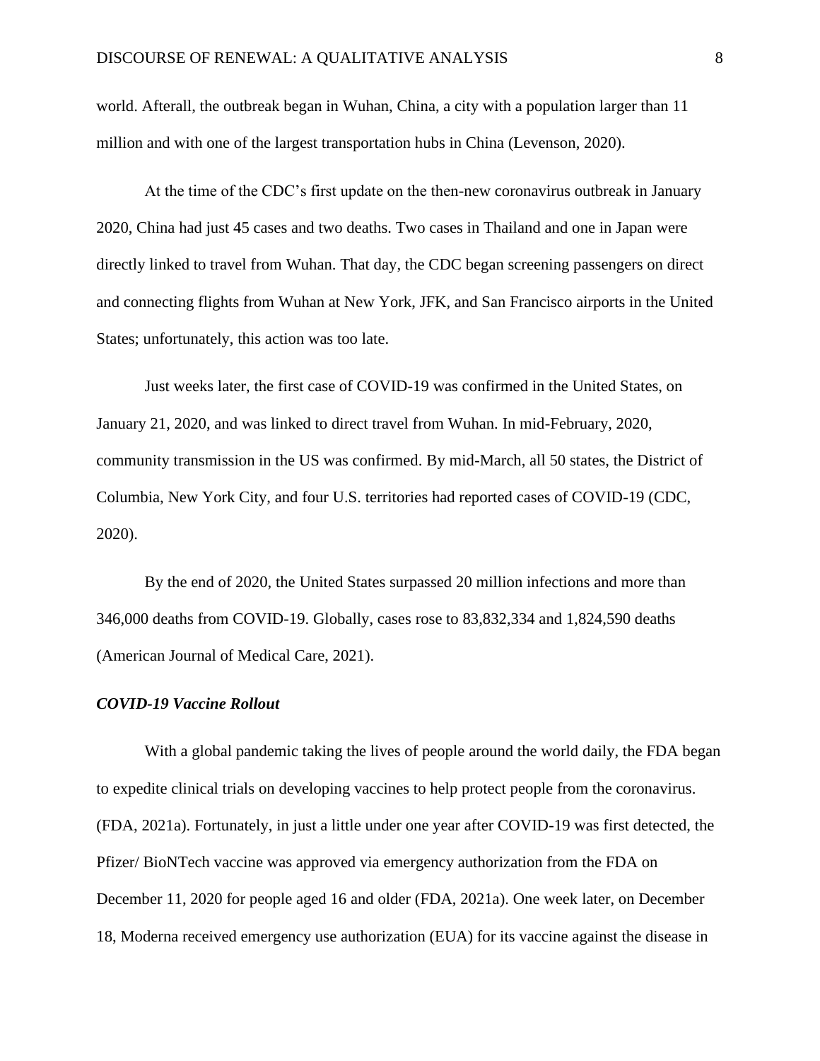world. Afterall, the outbreak began in Wuhan, China, a city with a population larger than 11 million and with one of the largest transportation hubs in China (Levenson, 2020).

At the time of the CDC's first update on the then-new coronavirus outbreak in January 2020, China had just 45 cases and two deaths. Two cases in Thailand and one in Japan were directly linked to travel from Wuhan. That day, the CDC began screening passengers on direct and connecting flights from Wuhan at New York, JFK, and San Francisco airports in the United States; unfortunately, this action was too late.

Just weeks later, the first case of COVID-19 was confirmed in the United States, on January 21, 2020, and was linked to direct travel from Wuhan. In mid-February, 2020, community transmission in the US was confirmed. By mid-March, all 50 states, the District of Columbia, New York City, and four U.S. territories had reported cases of COVID-19 (CDC, 2020).

By the end of 2020, the United States surpassed 20 million infections and more than 346,000 deaths from COVID-19. Globally, cases rose to 83,832,334 and 1,824,590 deaths (American Journal of Medical Care, 2021).

***COVID-19 Vaccine Rollout***

With a global pandemic taking the lives of people around the world daily, the FDA began to expedite clinical trials on developing vaccines to help protect people from the coronavirus. (FDA, 2021a). Fortunately, in just a little under one year after COVID-19 was first detected, the Pfizer/ BioNTech vaccine was approved via emergency authorization from the FDA on December 11, 2020 for people aged 16 and older (FDA, 2021a). One week later, on December 18, Moderna received emergency use authorization (EUA) for its vaccine against the disease in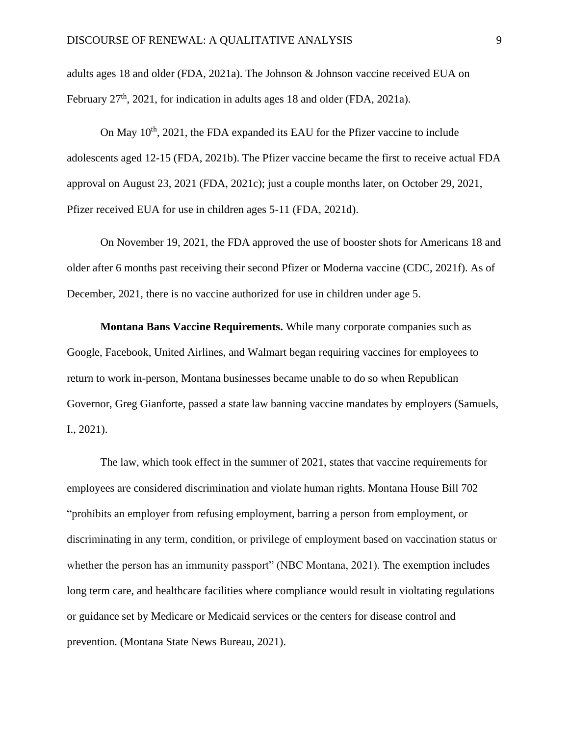adults ages 18 and older (FDA, 2021a). The Johnson & Johnson vaccine received EUA on February 27th, 2021, for indication in adults ages 18 and older (FDA, 2021a).

On May 10th, 2021, the FDA expanded its EAU for the Pfizer vaccine to include adolescents aged 12-15 (FDA, 2021b). The Pfizer vaccine became the first to receive actual FDA approval on August 23, 2021 (FDA, 2021c); just a couple months later, on October 29, 2021, Pfizer received EUA for use in children ages 5-11 (FDA, 2021d).

On November 19, 2021, the FDA approved the use of booster shots for Americans 18 and older after 6 months past receiving their second Pfizer or Moderna vaccine (CDC, 2021f). As of December, 2021, there is no vaccine authorized for use in children under age 5.

**Montana Bans Vaccine Requirements.** While many corporate companies such as Google, Facebook, United Airlines, and Walmart began requiring vaccines for employees to return to work in-person, Montana businesses became unable to do so when Republican Governor, Greg Gianforte, passed a state law banning vaccine mandates by employers (Samuels, I., 2021).

The law, which took effect in the summer of 2021, states that vaccine requirements for employees are considered discrimination and violate human rights. Montana House Bill 702 "prohibits an employer from refusing employment, barring a person from employment, or discriminating in any term, condition, or privilege of employment based on vaccination status or whether the person has an immunity passport" (NBC Montana, 2021). The exemption includes long term care, and healthcare facilities where compliance would result in violtating regulations or guidance set by Medicare or Medicaid services or the centers for disease control and prevention. (Montana State News Bureau, 2021).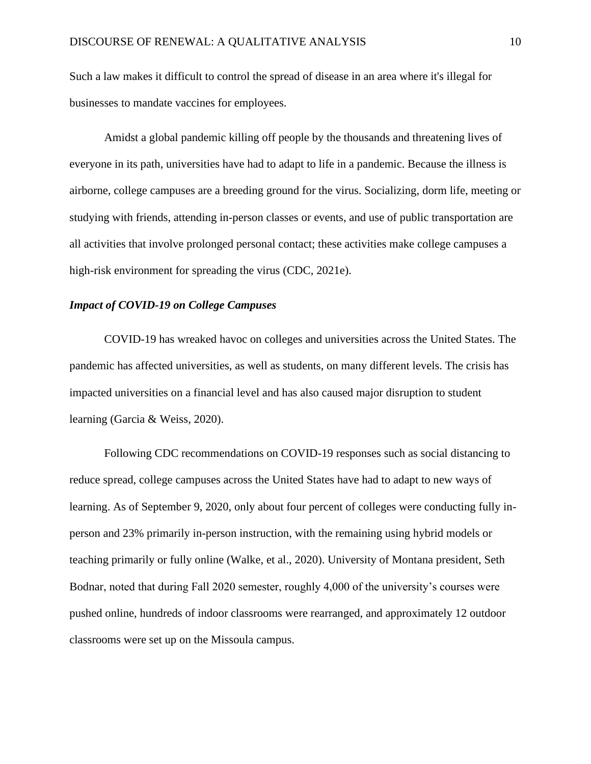Such a law makes it difficult to control the spread of disease in an area where it's illegal for businesses to mandate vaccines for employees.

Amidst a global pandemic killing off people by the thousands and threatening lives of everyone in its path, universities have had to adapt to life in a pandemic. Because the illness is airborne, college campuses are a breeding ground for the virus. Socializing, dorm life, meeting or studying with friends, attending in-person classes or events, and use of public transportation are all activities that involve prolonged personal contact; these activities make college campuses a high-risk environment for spreading the virus (CDC, 2021e).

### *Impact of COVID-19 on College Campuses*

COVID-19 has wreaked havoc on colleges and universities across the United States. The pandemic has affected universities, as well as students, on many different levels. The crisis has impacted universities on a financial level and has also caused major disruption to student learning (Garcia & Weiss, 2020).

Following CDC recommendations on COVID-19 responses such as social distancing to reduce spread, college campuses across the United States have had to adapt to new ways of learning. As of September 9, 2020, only about four percent of colleges were conducting fully in-person and 23% primarily in-person instruction, with the remaining using hybrid models or teaching primarily or fully online (Walke, et al., 2020). University of Montana president, Seth Bodnar, noted that during Fall 2020 semester, roughly 4,000 of the university's courses were pushed online, hundreds of indoor classrooms were rearranged, and approximately 12 outdoor classrooms were set up on the Missoula campus.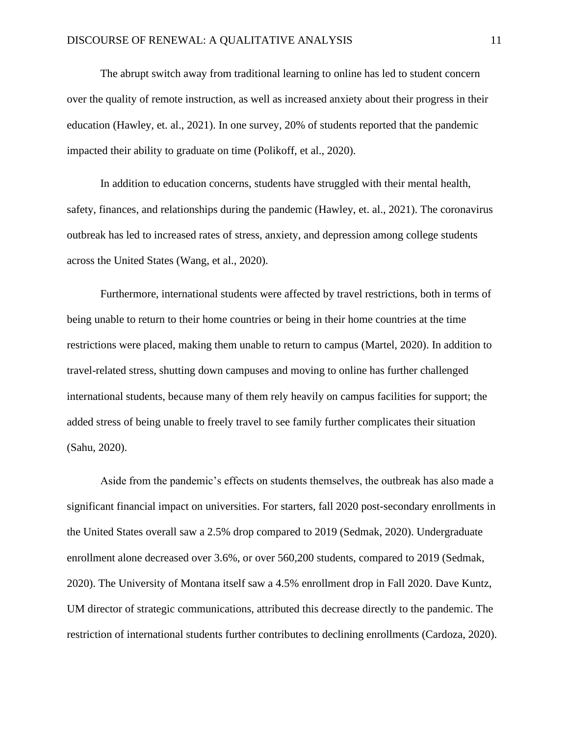The abrupt switch away from traditional learning to online has led to student concern over the quality of remote instruction, as well as increased anxiety about their progress in their education (Hawley, et. al., 2021). In one survey, 20% of students reported that the pandemic impacted their ability to graduate on time (Polikoff, et al., 2020).

In addition to education concerns, students have struggled with their mental health, safety, finances, and relationships during the pandemic (Hawley, et. al., 2021). The coronavirus outbreak has led to increased rates of stress, anxiety, and depression among college students across the United States (Wang, et al., 2020).

Furthermore, international students were affected by travel restrictions, both in terms of being unable to return to their home countries or being in their home countries at the time restrictions were placed, making them unable to return to campus (Martel, 2020). In addition to travel-related stress, shutting down campuses and moving to online has further challenged international students, because many of them rely heavily on campus facilities for support; the added stress of being unable to freely travel to see family further complicates their situation (Sahu, 2020).

Aside from the pandemic's effects on students themselves, the outbreak has also made a significant financial impact on universities. For starters, fall 2020 post-secondary enrollments in the United States overall saw a 2.5% drop compared to 2019 (Sedmak, 2020). Undergraduate enrollment alone decreased over 3.6%, or over 560,200 students, compared to 2019 (Sedmak, 2020). The University of Montana itself saw a 4.5% enrollment drop in Fall 2020. Dave Kuntz, UM director of strategic communications, attributed this decrease directly to the pandemic. The restriction of international students further contributes to declining enrollments (Cardoza, 2020).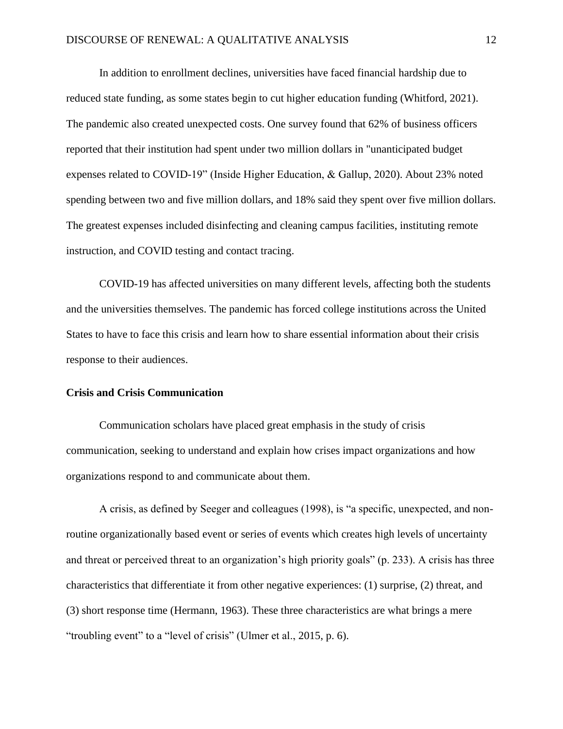In addition to enrollment declines, universities have faced financial hardship due to reduced state funding, as some states begin to cut higher education funding (Whitford, 2021). The pandemic also created unexpected costs. One survey found that 62% of business officers reported that their institution had spent under two million dollars in "unanticipated budget expenses related to COVID-19" (Inside Higher Education, & Gallup, 2020). About 23% noted spending between two and five million dollars, and 18% said they spent over five million dollars. The greatest expenses included disinfecting and cleaning campus facilities, instituting remote instruction, and COVID testing and contact tracing.

COVID-19 has affected universities on many different levels, affecting both the students and the universities themselves. The pandemic has forced college institutions across the United States to have to face this crisis and learn how to share essential information about their crisis response to their audiences.

**Crisis and Crisis Communication**

Communication scholars have placed great emphasis in the study of crisis communication, seeking to understand and explain how crises impact organizations and how organizations respond to and communicate about them.

A crisis, as defined by Seeger and colleagues (1998), is “a specific, unexpected, and non-routine organizationally based event or series of events which creates high levels of uncertainty and threat or perceived threat to an organization’s high priority goals” (p. 233). A crisis has three characteristics that differentiate it from other negative experiences: (1) surprise, (2) threat, and (3) short response time (Hermann, 1963). These three characteristics are what brings a mere “troubling event” to a “level of crisis” (Ulmer et al., 2015, p. 6).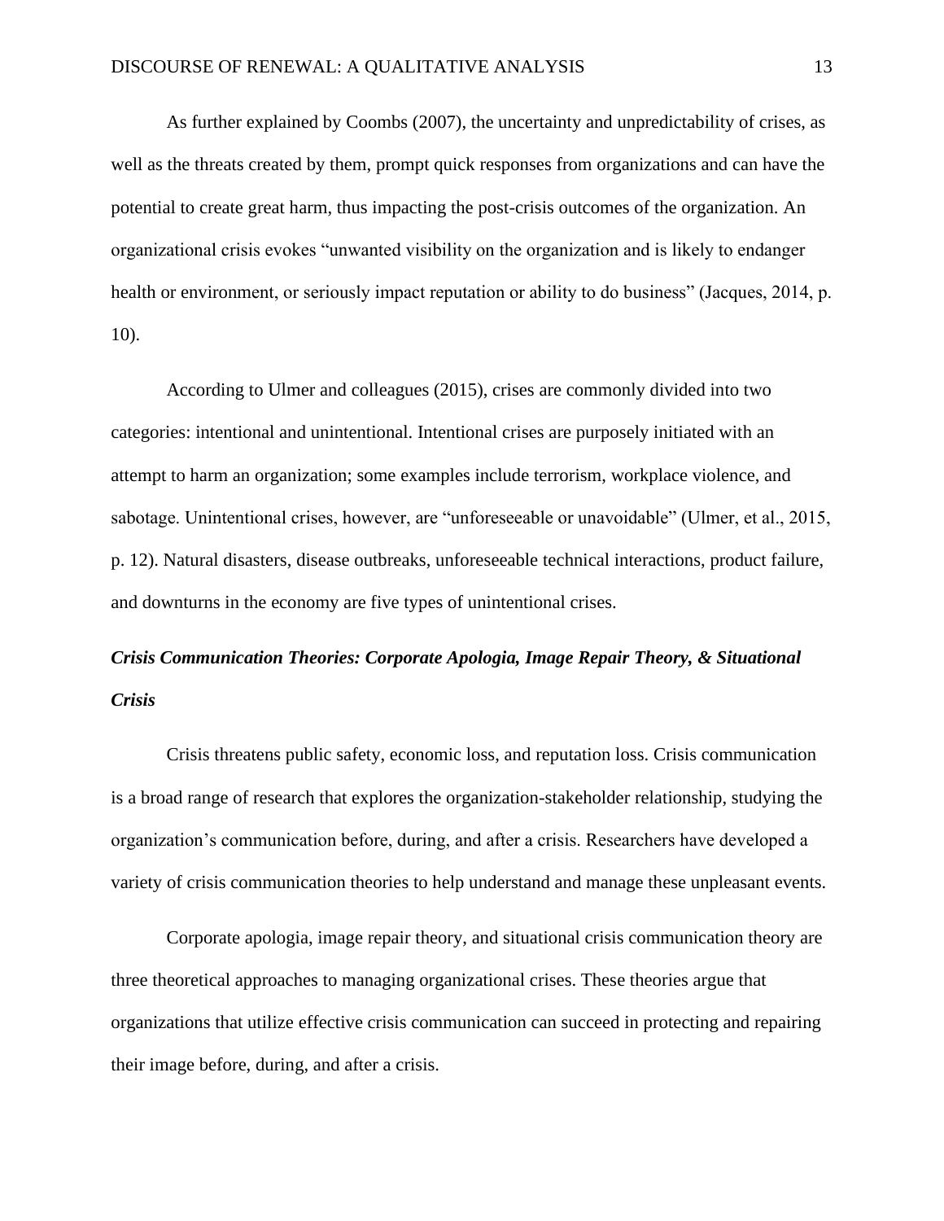As further explained by Coombs (2007), the uncertainty and unpredictability of crises, as well as the threats created by them, prompt quick responses from organizations and can have the potential to create great harm, thus impacting the post-crisis outcomes of the organization. An organizational crisis evokes "unwanted visibility on the organization and is likely to endanger health or environment, or seriously impact reputation or ability to do business" (Jacques, 2014, p. 10).

According to Ulmer and colleagues (2015), crises are commonly divided into two categories: intentional and unintentional. Intentional crises are purposely initiated with an attempt to harm an organization; some examples include terrorism, workplace violence, and sabotage. Unintentional crises, however, are "unforeseeable or unavoidable" (Ulmer, et al., 2015, p. 12). Natural disasters, disease outbreaks, unforeseeable technical interactions, product failure, and downturns in the economy are five types of unintentional crises.

### *Crisis Communication Theories: Corporate Apologia, Image Repair Theory, & Situational Crisis*

Crisis threatens public safety, economic loss, and reputation loss. Crisis communication is a broad range of research that explores the organization-stakeholder relationship, studying the organization's communication before, during, and after a crisis. Researchers have developed a variety of crisis communication theories to help understand and manage these unpleasant events.

Corporate apologia, image repair theory, and situational crisis communication theory are three theoretical approaches to managing organizational crises. These theories argue that organizations that utilize effective crisis communication can succeed in protecting and repairing their image before, during, and after a crisis.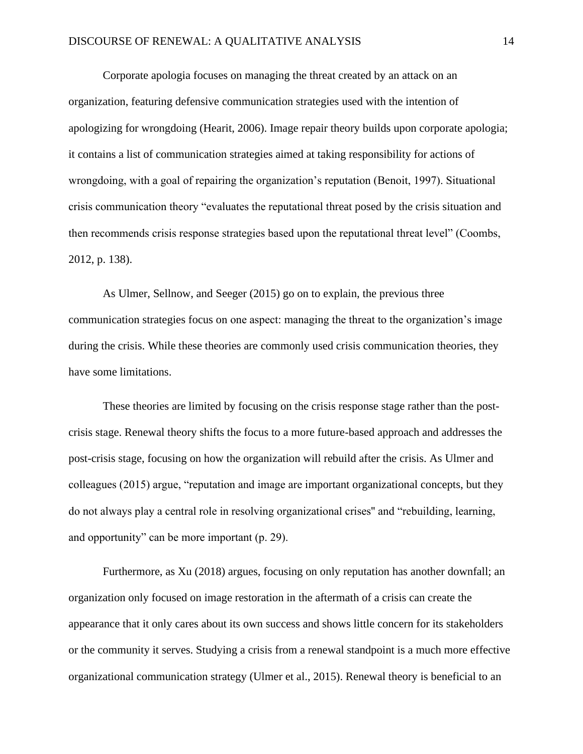Corporate apologia focuses on managing the threat created by an attack on an organization, featuring defensive communication strategies used with the intention of apologizing for wrongdoing (Hearit, 2006). Image repair theory builds upon corporate apologia; it contains a list of communication strategies aimed at taking responsibility for actions of wrongdoing, with a goal of repairing the organization's reputation (Benoit, 1997). Situational crisis communication theory "evaluates the reputational threat posed by the crisis situation and then recommends crisis response strategies based upon the reputational threat level" (Coombs, 2012, p. 138).

As Ulmer, Sellnow, and Seeger (2015) go on to explain, the previous three communication strategies focus on one aspect: managing the threat to the organization's image during the crisis. While these theories are commonly used crisis communication theories, they have some limitations.

These theories are limited by focusing on the crisis response stage rather than the post-crisis stage. Renewal theory shifts the focus to a more future-based approach and addresses the post-crisis stage, focusing on how the organization will rebuild after the crisis. As Ulmer and colleagues (2015) argue, "reputation and image are important organizational concepts, but they do not always play a central role in resolving organizational crises" and "rebuilding, learning, and opportunity" can be more important (p. 29).

Furthermore, as Xu (2018) argues, focusing on only reputation has another downfall; an organization only focused on image restoration in the aftermath of a crisis can create the appearance that it only cares about its own success and shows little concern for its stakeholders or the community it serves. Studying a crisis from a renewal standpoint is a much more effective organizational communication strategy (Ulmer et al., 2015). Renewal theory is beneficial to an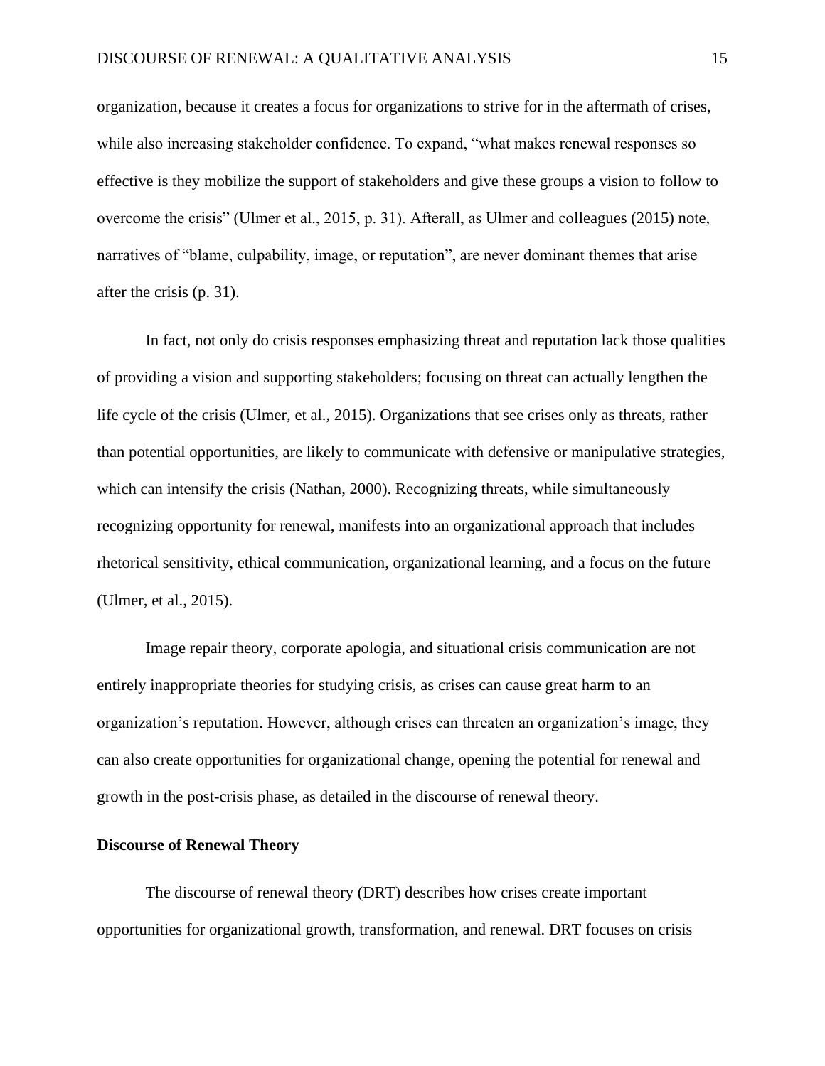organization, because it creates a focus for organizations to strive for in the aftermath of crises, while also increasing stakeholder confidence. To expand, "what makes renewal responses so effective is they mobilize the support of stakeholders and give these groups a vision to follow to overcome the crisis" (Ulmer et al., 2015, p. 31). Afterall, as Ulmer and colleagues (2015) note, narratives of "blame, culpability, image, or reputation", are never dominant themes that arise after the crisis (p. 31).

In fact, not only do crisis responses emphasizing threat and reputation lack those qualities of providing a vision and supporting stakeholders; focusing on threat can actually lengthen the life cycle of the crisis (Ulmer, et al., 2015). Organizations that see crises only as threats, rather than potential opportunities, are likely to communicate with defensive or manipulative strategies, which can intensify the crisis (Nathan, 2000). Recognizing threats, while simultaneously recognizing opportunity for renewal, manifests into an organizational approach that includes rhetorical sensitivity, ethical communication, organizational learning, and a focus on the future (Ulmer, et al., 2015).

Image repair theory, corporate apologia, and situational crisis communication are not entirely inappropriate theories for studying crisis, as crises can cause great harm to an organization's reputation. However, although crises can threaten an organization's image, they can also create opportunities for organizational change, opening the potential for renewal and growth in the post-crisis phase, as detailed in the discourse of renewal theory.

**Discourse of Renewal Theory**

The discourse of renewal theory (DRT) describes how crises create important opportunities for organizational growth, transformation, and renewal. DRT focuses on crisis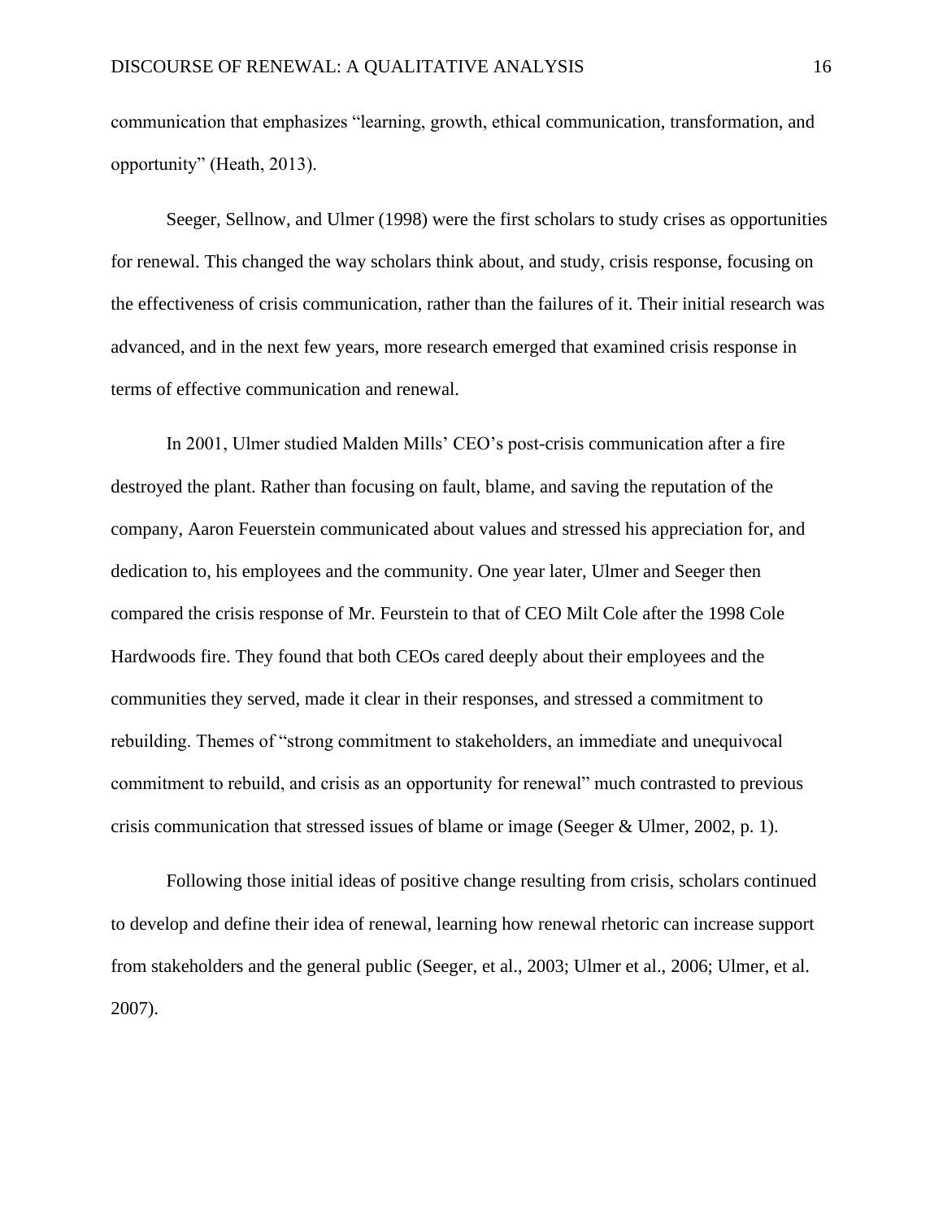communication that emphasizes "learning, growth, ethical communication, transformation, and opportunity" (Heath, 2013).

Seeger, Sellnow, and Ulmer (1998) were the first scholars to study crises as opportunities for renewal. This changed the way scholars think about, and study, crisis response, focusing on the effectiveness of crisis communication, rather than the failures of it. Their initial research was advanced, and in the next few years, more research emerged that examined crisis response in terms of effective communication and renewal.

In 2001, Ulmer studied Malden Mills' CEO's post-crisis communication after a fire destroyed the plant. Rather than focusing on fault, blame, and saving the reputation of the company, Aaron Feuerstein communicated about values and stressed his appreciation for, and dedication to, his employees and the community. One year later, Ulmer and Seeger then compared the crisis response of Mr. Feurstein to that of CEO Milt Cole after the 1998 Cole Hardwoods fire. They found that both CEOs cared deeply about their employees and the communities they served, made it clear in their responses, and stressed a commitment to rebuilding. Themes of "strong commitment to stakeholders, an immediate and unequivocal commitment to rebuild, and crisis as an opportunity for renewal" much contrasted to previous crisis communication that stressed issues of blame or image (Seeger & Ulmer, 2002, p. 1).

Following those initial ideas of positive change resulting from crisis, scholars continued to develop and define their idea of renewal, learning how renewal rhetoric can increase support from stakeholders and the general public (Seeger, et al., 2003; Ulmer et al., 2006; Ulmer, et al. 2007).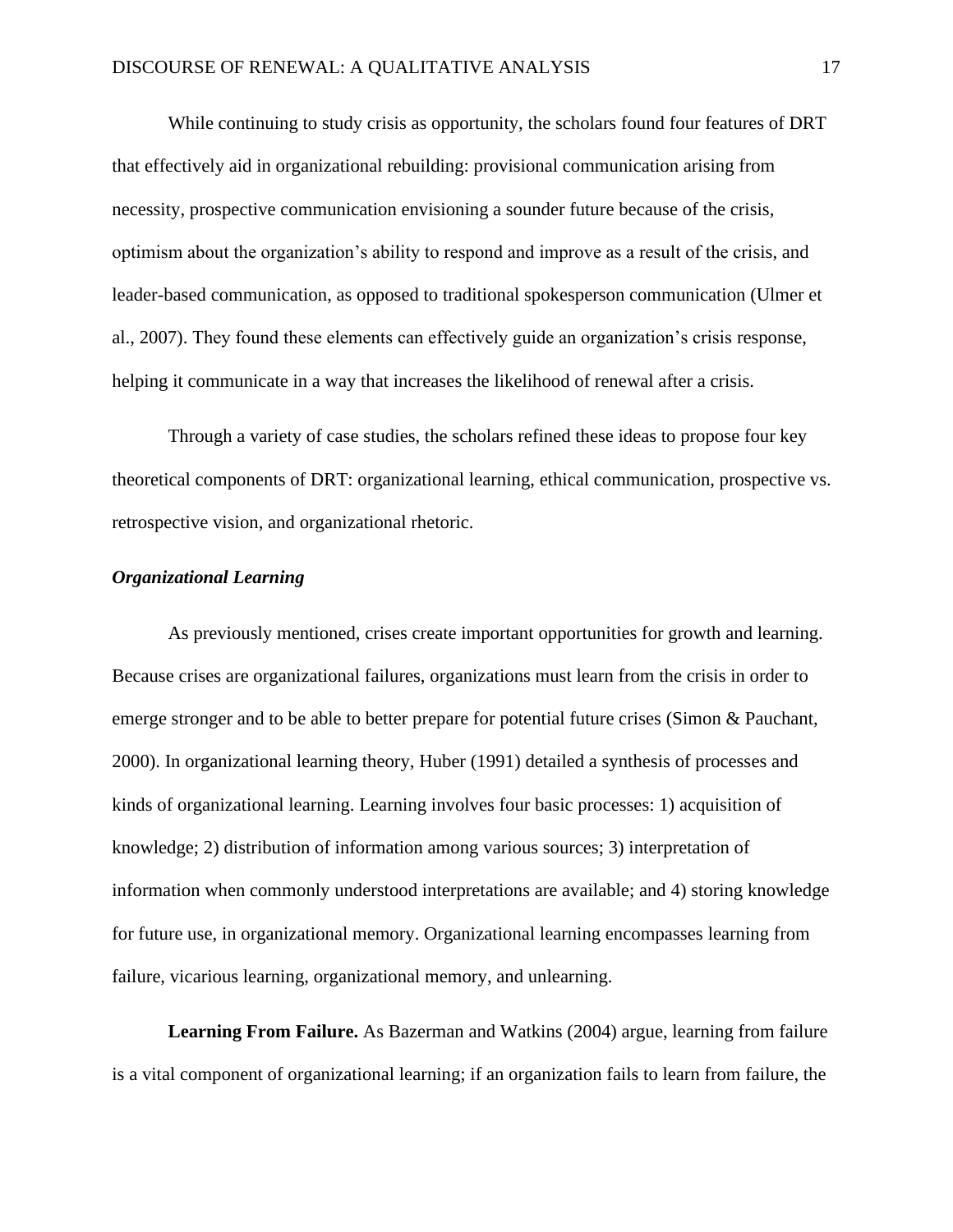While continuing to study crisis as opportunity, the scholars found four features of DRT that effectively aid in organizational rebuilding: provisional communication arising from necessity, prospective communication envisioning a sounder future because of the crisis, optimism about the organization's ability to respond and improve as a result of the crisis, and leader-based communication, as opposed to traditional spokesperson communication (Ulmer et al., 2007). They found these elements can effectively guide an organization's crisis response, helping it communicate in a way that increases the likelihood of renewal after a crisis.

Through a variety of case studies, the scholars refined these ideas to propose four key theoretical components of DRT: organizational learning, ethical communication, prospective vs. retrospective vision, and organizational rhetoric.

### *Organizational Learning*

As previously mentioned, crises create important opportunities for growth and learning. Because crises are organizational failures, organizations must learn from the crisis in order to emerge stronger and to be able to better prepare for potential future crises (Simon & Pauchant, 2000). In organizational learning theory, Huber (1991) detailed a synthesis of processes and kinds of organizational learning. Learning involves four basic processes: 1) acquisition of knowledge; 2) distribution of information among various sources; 3) interpretation of information when commonly understood interpretations are available; and 4) storing knowledge for future use, in organizational memory. Organizational learning encompasses learning from failure, vicarious learning, organizational memory, and unlearning.

**Learning From Failure.** As Bazerman and Watkins (2004) argue, learning from failure is a vital component of organizational learning; if an organization fails to learn from failure, the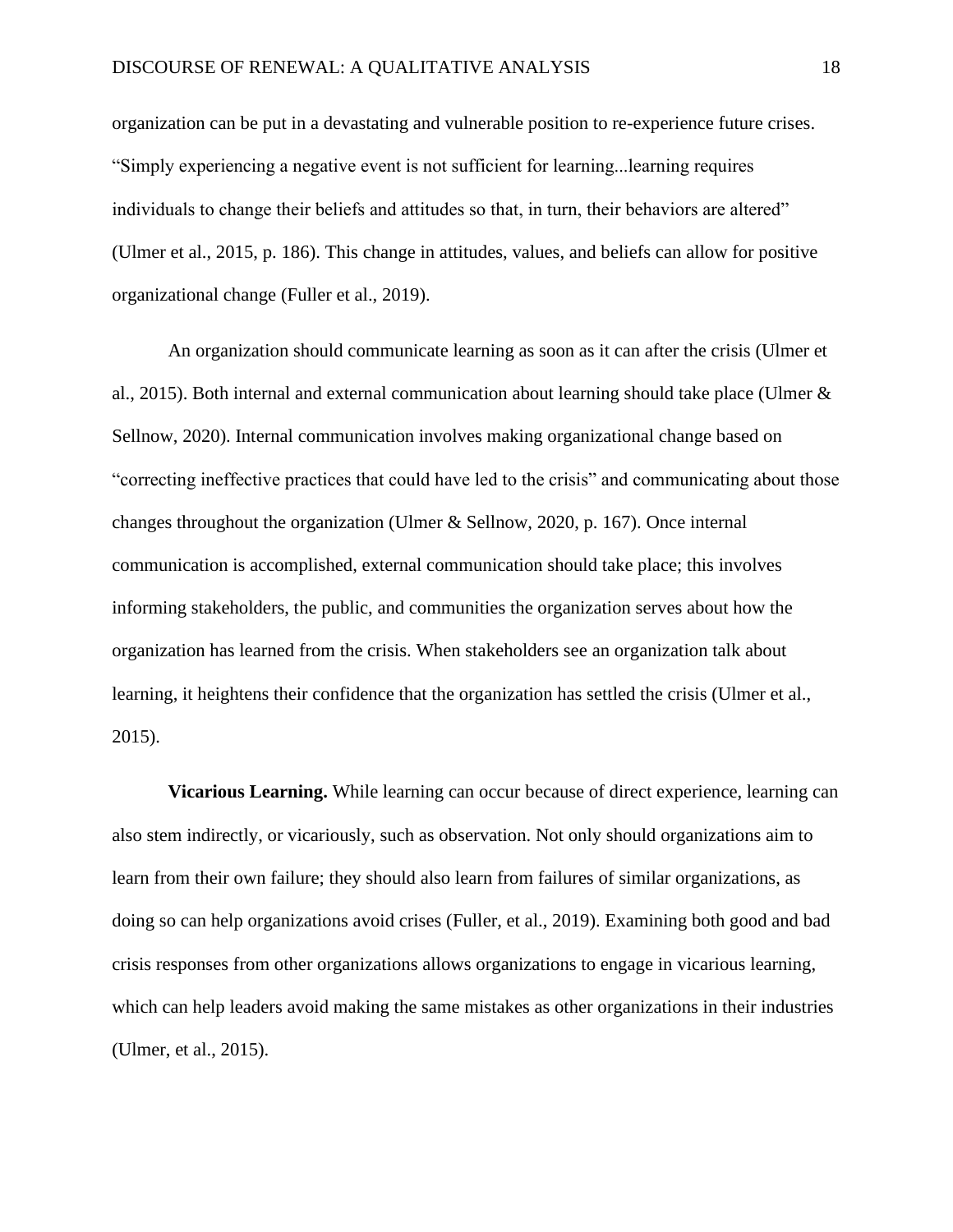organization can be put in a devastating and vulnerable position to re-experience future crises. "Simply experiencing a negative event is not sufficient for learning...learning requires individuals to change their beliefs and attitudes so that, in turn, their behaviors are altered" (Ulmer et al., 2015, p. 186). This change in attitudes, values, and beliefs can allow for positive organizational change (Fuller et al., 2019).

An organization should communicate learning as soon as it can after the crisis (Ulmer et al., 2015). Both internal and external communication about learning should take place (Ulmer & Sellnow, 2020). Internal communication involves making organizational change based on "correcting ineffective practices that could have led to the crisis" and communicating about those changes throughout the organization (Ulmer & Sellnow, 2020, p. 167). Once internal communication is accomplished, external communication should take place; this involves informing stakeholders, the public, and communities the organization serves about how the organization has learned from the crisis. When stakeholders see an organization talk about learning, it heightens their confidence that the organization has settled the crisis (Ulmer et al., 2015).

**Vicarious Learning.** While learning can occur because of direct experience, learning can also stem indirectly, or vicariously, such as observation. Not only should organizations aim to learn from their own failure; they should also learn from failures of similar organizations, as doing so can help organizations avoid crises (Fuller, et al., 2019). Examining both good and bad crisis responses from other organizations allows organizations to engage in vicarious learning, which can help leaders avoid making the same mistakes as other organizations in their industries (Ulmer, et al., 2015).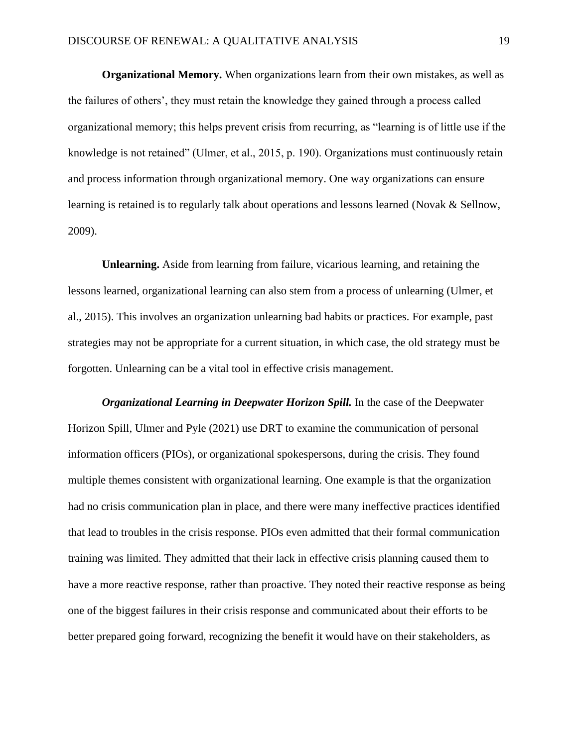**Organizational Memory.** When organizations learn from their own mistakes, as well as the failures of others', they must retain the knowledge they gained through a process called organizational memory; this helps prevent crisis from recurring, as "learning is of little use if the knowledge is not retained" (Ulmer, et al., 2015, p. 190). Organizations must continuously retain and process information through organizational memory. One way organizations can ensure learning is retained is to regularly talk about operations and lessons learned (Novak & Sellnow, 2009).

**Unlearning.** Aside from learning from failure, vicarious learning, and retaining the lessons learned, organizational learning can also stem from a process of unlearning (Ulmer, et al., 2015). This involves an organization unlearning bad habits or practices. For example, past strategies may not be appropriate for a current situation, in which case, the old strategy must be forgotten. Unlearning can be a vital tool in effective crisis management.

***Organizational Learning in Deepwater Horizon Spill.*** In the case of the Deepwater Horizon Spill, Ulmer and Pyle (2021) use DRT to examine the communication of personal information officers (PIOs), or organizational spokespersons, during the crisis. They found multiple themes consistent with organizational learning. One example is that the organization had no crisis communication plan in place, and there were many ineffective practices identified that lead to troubles in the crisis response. PIOs even admitted that their formal communication training was limited. They admitted that their lack in effective crisis planning caused them to have a more reactive response, rather than proactive. They noted their reactive response as being one of the biggest failures in their crisis response and communicated about their efforts to be better prepared going forward, recognizing the benefit it would have on their stakeholders, as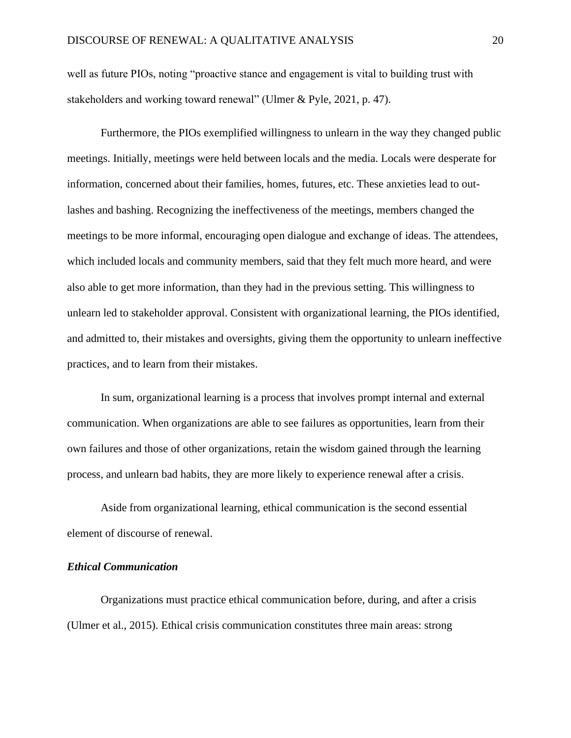well as future PIOs, noting "proactive stance and engagement is vital to building trust with stakeholders and working toward renewal" (Ulmer & Pyle, 2021, p. 47).

Furthermore, the PIOs exemplified willingness to unlearn in the way they changed public meetings. Initially, meetings were held between locals and the media. Locals were desperate for information, concerned about their families, homes, futures, etc. These anxieties lead to out-lashes and bashing. Recognizing the ineffectiveness of the meetings, members changed the meetings to be more informal, encouraging open dialogue and exchange of ideas. The attendees, which included locals and community members, said that they felt much more heard, and were also able to get more information, than they had in the previous setting. This willingness to unlearn led to stakeholder approval. Consistent with organizational learning, the PIOs identified, and admitted to, their mistakes and oversights, giving them the opportunity to unlearn ineffective practices, and to learn from their mistakes.

In sum, organizational learning is a process that involves prompt internal and external communication. When organizations are able to see failures as opportunities, learn from their own failures and those of other organizations, retain the wisdom gained through the learning process, and unlearn bad habits, they are more likely to experience renewal after a crisis.

Aside from organizational learning, ethical communication is the second essential element of discourse of renewal.

### *Ethical Communication*

Organizations must practice ethical communication before, during, and after a crisis (Ulmer et al., 2015). Ethical crisis communication constitutes three main areas: strong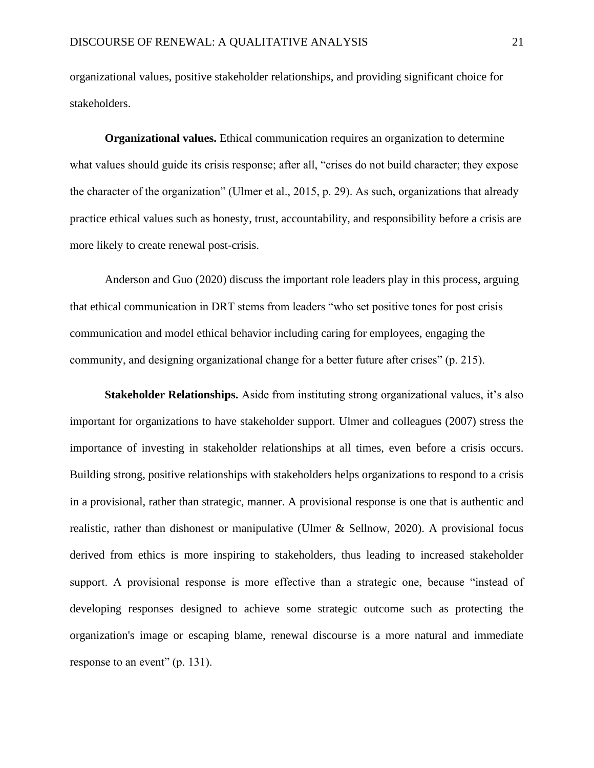organizational values, positive stakeholder relationships, and providing significant choice for stakeholders.

**Organizational values.** Ethical communication requires an organization to determine what values should guide its crisis response; after all, "crises do not build character; they expose the character of the organization" (Ulmer et al., 2015, p. 29). As such, organizations that already practice ethical values such as honesty, trust, accountability, and responsibility before a crisis are more likely to create renewal post-crisis.

Anderson and Guo (2020) discuss the important role leaders play in this process, arguing that ethical communication in DRT stems from leaders "who set positive tones for post crisis communication and model ethical behavior including caring for employees, engaging the community, and designing organizational change for a better future after crises" (p. 215).

**Stakeholder Relationships.** Aside from instituting strong organizational values, it's also important for organizations to have stakeholder support. Ulmer and colleagues (2007) stress the importance of investing in stakeholder relationships at all times, even before a crisis occurs. Building strong, positive relationships with stakeholders helps organizations to respond to a crisis in a provisional, rather than strategic, manner. A provisional response is one that is authentic and realistic, rather than dishonest or manipulative (Ulmer & Sellnow, 2020). A provisional focus derived from ethics is more inspiring to stakeholders, thus leading to increased stakeholder support. A provisional response is more effective than a strategic one, because "instead of developing responses designed to achieve some strategic outcome such as protecting the organization's image or escaping blame, renewal discourse is a more natural and immediate response to an event" (p. 131).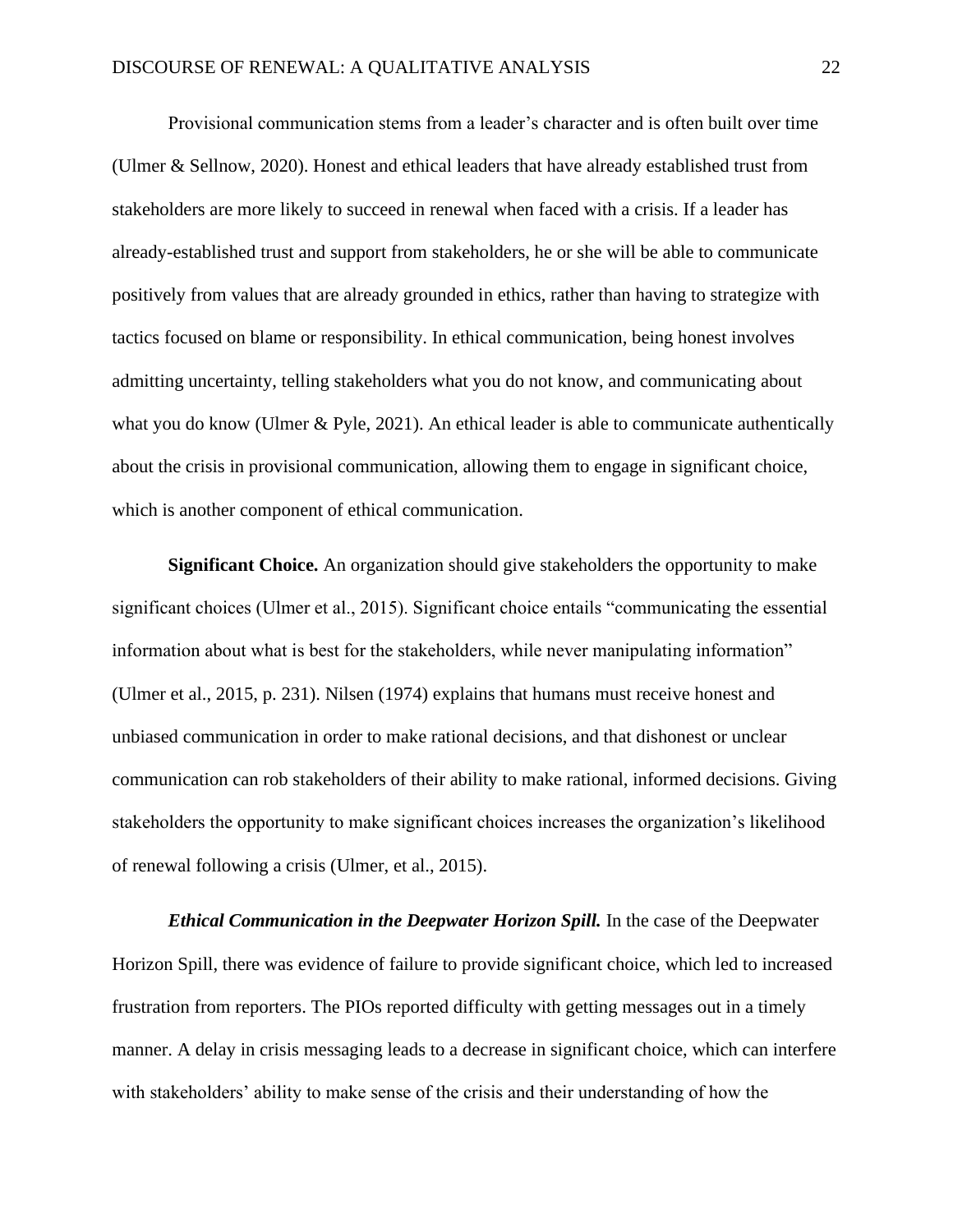Provisional communication stems from a leader's character and is often built over time (Ulmer & Sellnow, 2020). Honest and ethical leaders that have already established trust from stakeholders are more likely to succeed in renewal when faced with a crisis. If a leader has already-established trust and support from stakeholders, he or she will be able to communicate positively from values that are already grounded in ethics, rather than having to strategize with tactics focused on blame or responsibility. In ethical communication, being honest involves admitting uncertainty, telling stakeholders what you do not know, and communicating about what you do know (Ulmer & Pyle, 2021). An ethical leader is able to communicate authentically about the crisis in provisional communication, allowing them to engage in significant choice, which is another component of ethical communication.

**Significant Choice.** An organization should give stakeholders the opportunity to make significant choices (Ulmer et al., 2015). Significant choice entails "communicating the essential information about what is best for the stakeholders, while never manipulating information" (Ulmer et al., 2015, p. 231). Nilsen (1974) explains that humans must receive honest and unbiased communication in order to make rational decisions, and that dishonest or unclear communication can rob stakeholders of their ability to make rational, informed decisions. Giving stakeholders the opportunity to make significant choices increases the organization's likelihood of renewal following a crisis (Ulmer, et al., 2015).

***Ethical Communication in the Deepwater Horizon Spill.*** In the case of the Deepwater Horizon Spill, there was evidence of failure to provide significant choice, which led to increased frustration from reporters. The PIOs reported difficulty with getting messages out in a timely manner. A delay in crisis messaging leads to a decrease in significant choice, which can interfere with stakeholders' ability to make sense of the crisis and their understanding of how the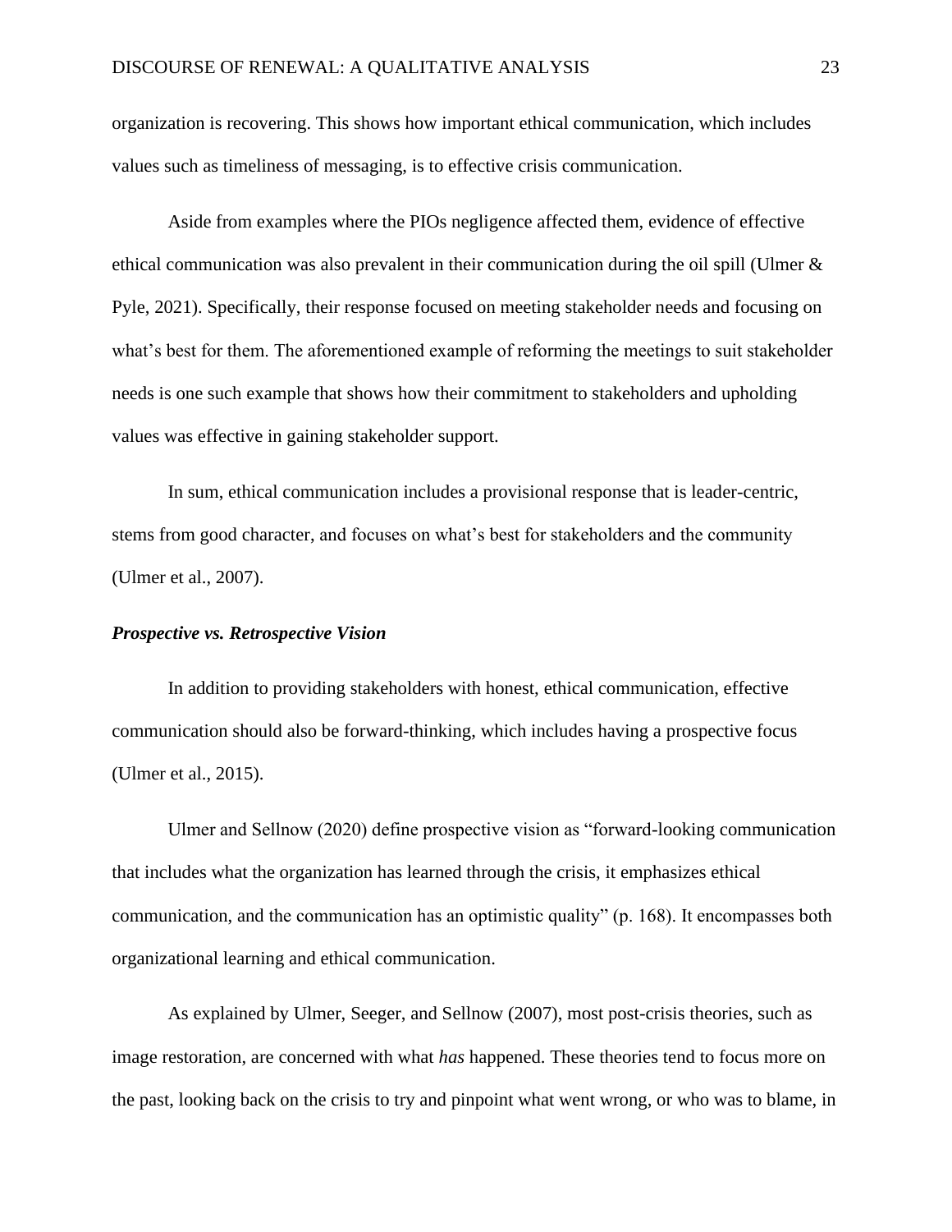organization is recovering. This shows how important ethical communication, which includes values such as timeliness of messaging, is to effective crisis communication.

Aside from examples where the PIOs negligence affected them, evidence of effective ethical communication was also prevalent in their communication during the oil spill (Ulmer & Pyle, 2021). Specifically, their response focused on meeting stakeholder needs and focusing on what's best for them. The aforementioned example of reforming the meetings to suit stakeholder needs is one such example that shows how their commitment to stakeholders and upholding values was effective in gaining stakeholder support.

In sum, ethical communication includes a provisional response that is leader-centric, stems from good character, and focuses on what's best for stakeholders and the community (Ulmer et al., 2007).

### *Prospective vs. Retrospective Vision*

In addition to providing stakeholders with honest, ethical communication, effective communication should also be forward-thinking, which includes having a prospective focus (Ulmer et al., 2015).

Ulmer and Sellnow (2020) define prospective vision as "forward-looking communication that includes what the organization has learned through the crisis, it emphasizes ethical communication, and the communication has an optimistic quality" (p. 168). It encompasses both organizational learning and ethical communication.

As explained by Ulmer, Seeger, and Sellnow (2007), most post-crisis theories, such as image restoration, are concerned with what *has* happened. These theories tend to focus more on the past, looking back on the crisis to try and pinpoint what went wrong, or who was to blame, in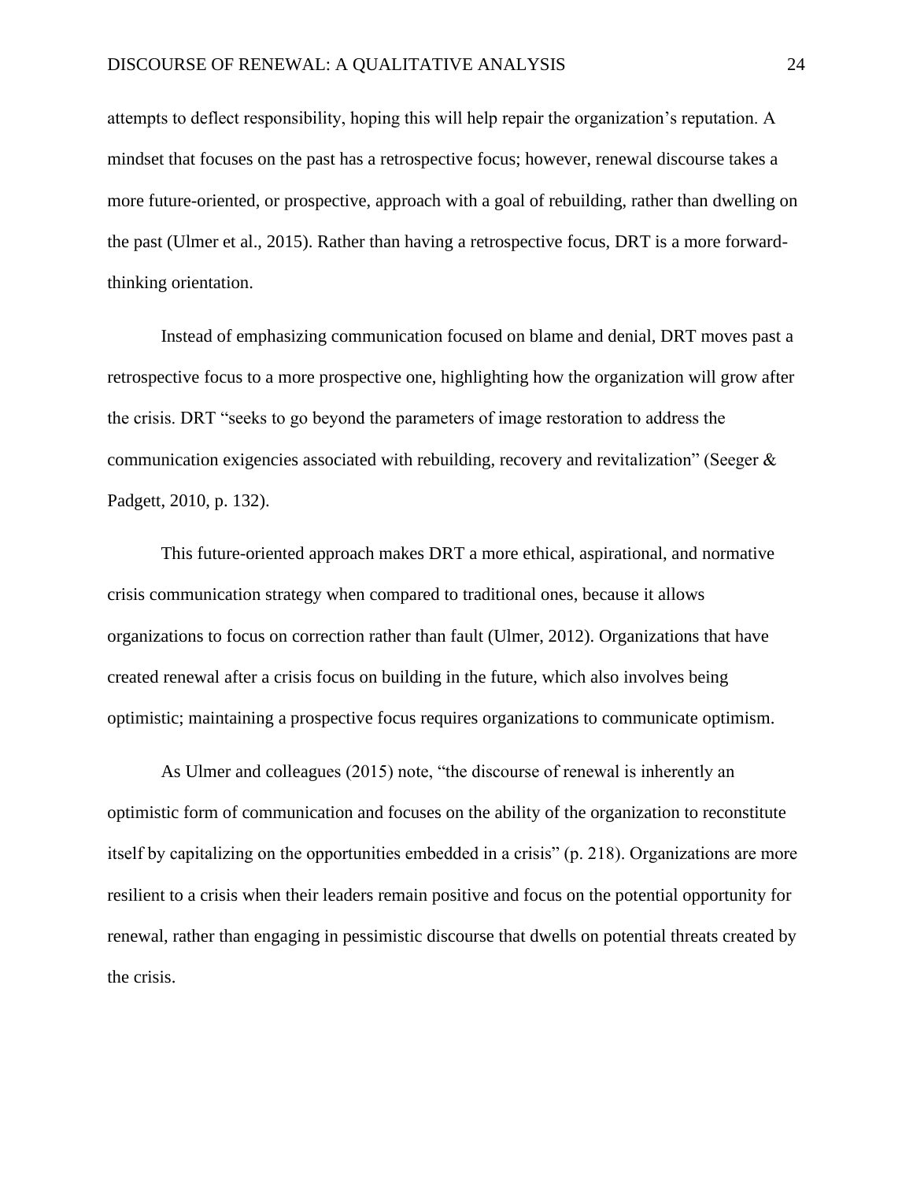attempts to deflect responsibility, hoping this will help repair the organization's reputation. A mindset that focuses on the past has a retrospective focus; however, renewal discourse takes a more future-oriented, or prospective, approach with a goal of rebuilding, rather than dwelling on the past (Ulmer et al., 2015). Rather than having a retrospective focus, DRT is a more forward-thinking orientation.

Instead of emphasizing communication focused on blame and denial, DRT moves past a retrospective focus to a more prospective one, highlighting how the organization will grow after the crisis. DRT "seeks to go beyond the parameters of image restoration to address the communication exigencies associated with rebuilding, recovery and revitalization" (Seeger & Padgett, 2010, p. 132).

This future-oriented approach makes DRT a more ethical, aspirational, and normative crisis communication strategy when compared to traditional ones, because it allows organizations to focus on correction rather than fault (Ulmer, 2012). Organizations that have created renewal after a crisis focus on building in the future, which also involves being optimistic; maintaining a prospective focus requires organizations to communicate optimism.

As Ulmer and colleagues (2015) note, "the discourse of renewal is inherently an optimistic form of communication and focuses on the ability of the organization to reconstitute itself by capitalizing on the opportunities embedded in a crisis" (p. 218). Organizations are more resilient to a crisis when their leaders remain positive and focus on the potential opportunity for renewal, rather than engaging in pessimistic discourse that dwells on potential threats created by the crisis.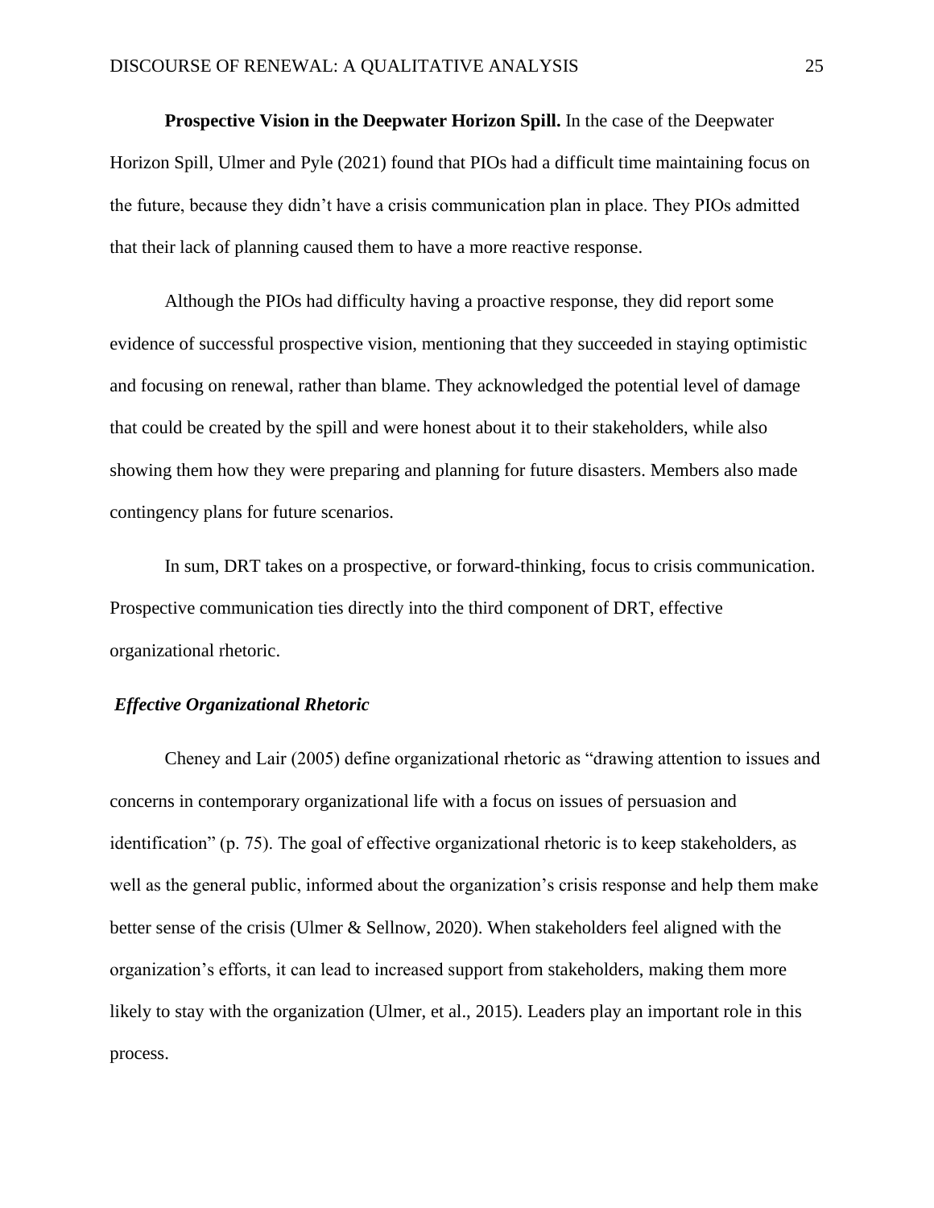**Prospective Vision in the Deepwater Horizon Spill.** In the case of the Deepwater Horizon Spill, Ulmer and Pyle (2021) found that PIOs had a difficult time maintaining focus on the future, because they didn't have a crisis communication plan in place. They PIOs admitted that their lack of planning caused them to have a more reactive response.

Although the PIOs had difficulty having a proactive response, they did report some evidence of successful prospective vision, mentioning that they succeeded in staying optimistic and focusing on renewal, rather than blame. They acknowledged the potential level of damage that could be created by the spill and were honest about it to their stakeholders, while also showing them how they were preparing and planning for future disasters. Members also made contingency plans for future scenarios.

In sum, DRT takes on a prospective, or forward-thinking, focus to crisis communication. Prospective communication ties directly into the third component of DRT, effective organizational rhetoric.

### *Effective Organizational Rhetoric*

Cheney and Lair (2005) define organizational rhetoric as "drawing attention to issues and concerns in contemporary organizational life with a focus on issues of persuasion and identification" (p. 75). The goal of effective organizational rhetoric is to keep stakeholders, as well as the general public, informed about the organization's crisis response and help them make better sense of the crisis (Ulmer & Sellnow, 2020). When stakeholders feel aligned with the organization's efforts, it can lead to increased support from stakeholders, making them more likely to stay with the organization (Ulmer, et al., 2015). Leaders play an important role in this process.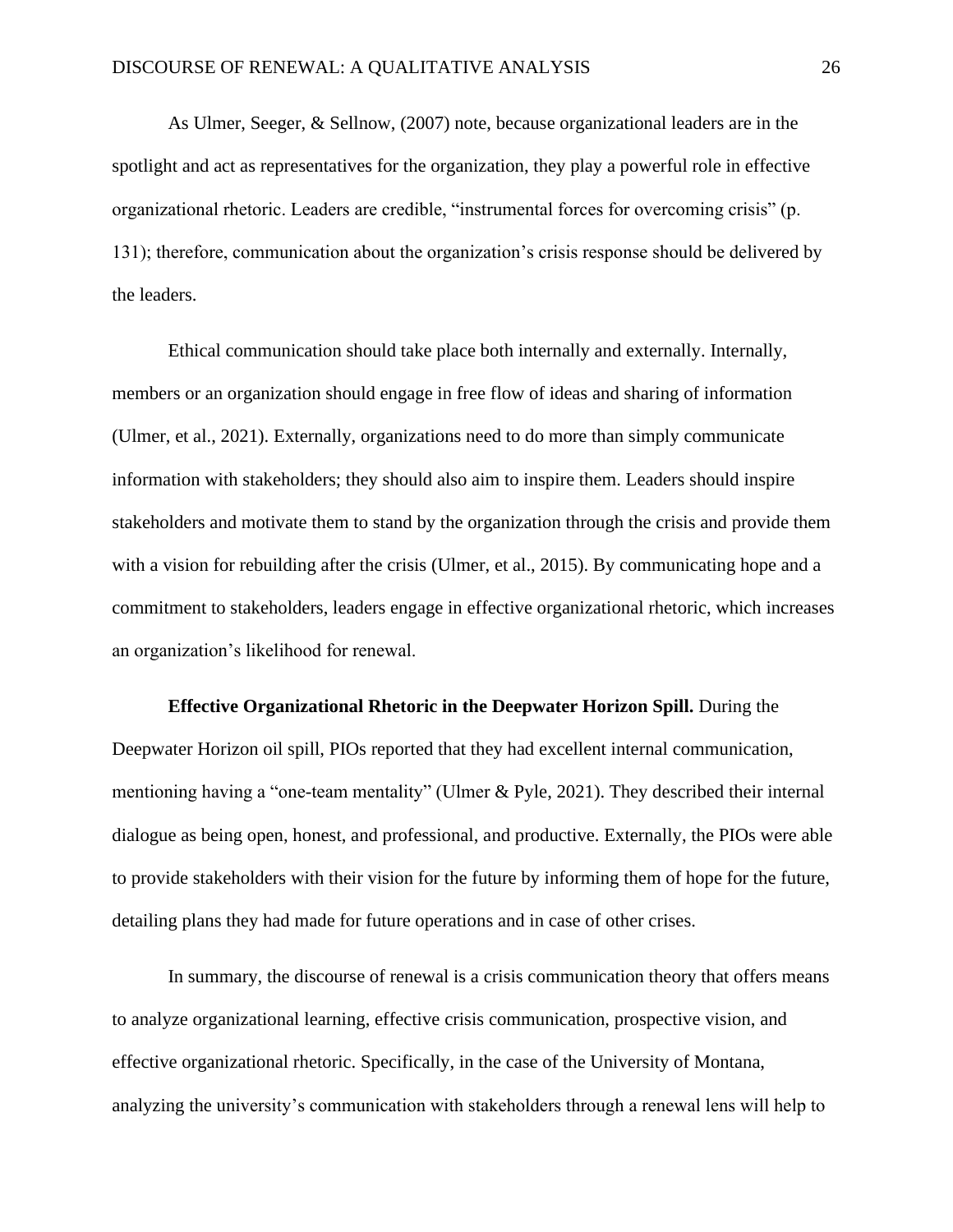As Ulmer, Seeger, & Sellnow, (2007) note, because organizational leaders are in the spotlight and act as representatives for the organization, they play a powerful role in effective organizational rhetoric. Leaders are credible, "instrumental forces for overcoming crisis" (p. 131); therefore, communication about the organization's crisis response should be delivered by the leaders.

Ethical communication should take place both internally and externally. Internally, members or an organization should engage in free flow of ideas and sharing of information (Ulmer, et al., 2021). Externally, organizations need to do more than simply communicate information with stakeholders; they should also aim to inspire them. Leaders should inspire stakeholders and motivate them to stand by the organization through the crisis and provide them with a vision for rebuilding after the crisis (Ulmer, et al., 2015). By communicating hope and a commitment to stakeholders, leaders engage in effective organizational rhetoric, which increases an organization's likelihood for renewal.

**Effective Organizational Rhetoric in the Deepwater Horizon Spill.** During the Deepwater Horizon oil spill, PIOs reported that they had excellent internal communication, mentioning having a "one-team mentality" (Ulmer & Pyle, 2021). They described their internal dialogue as being open, honest, and professional, and productive. Externally, the PIOs were able to provide stakeholders with their vision for the future by informing them of hope for the future, detailing plans they had made for future operations and in case of other crises.

In summary, the discourse of renewal is a crisis communication theory that offers means to analyze organizational learning, effective crisis communication, prospective vision, and effective organizational rhetoric. Specifically, in the case of the University of Montana, analyzing the university's communication with stakeholders through a renewal lens will help to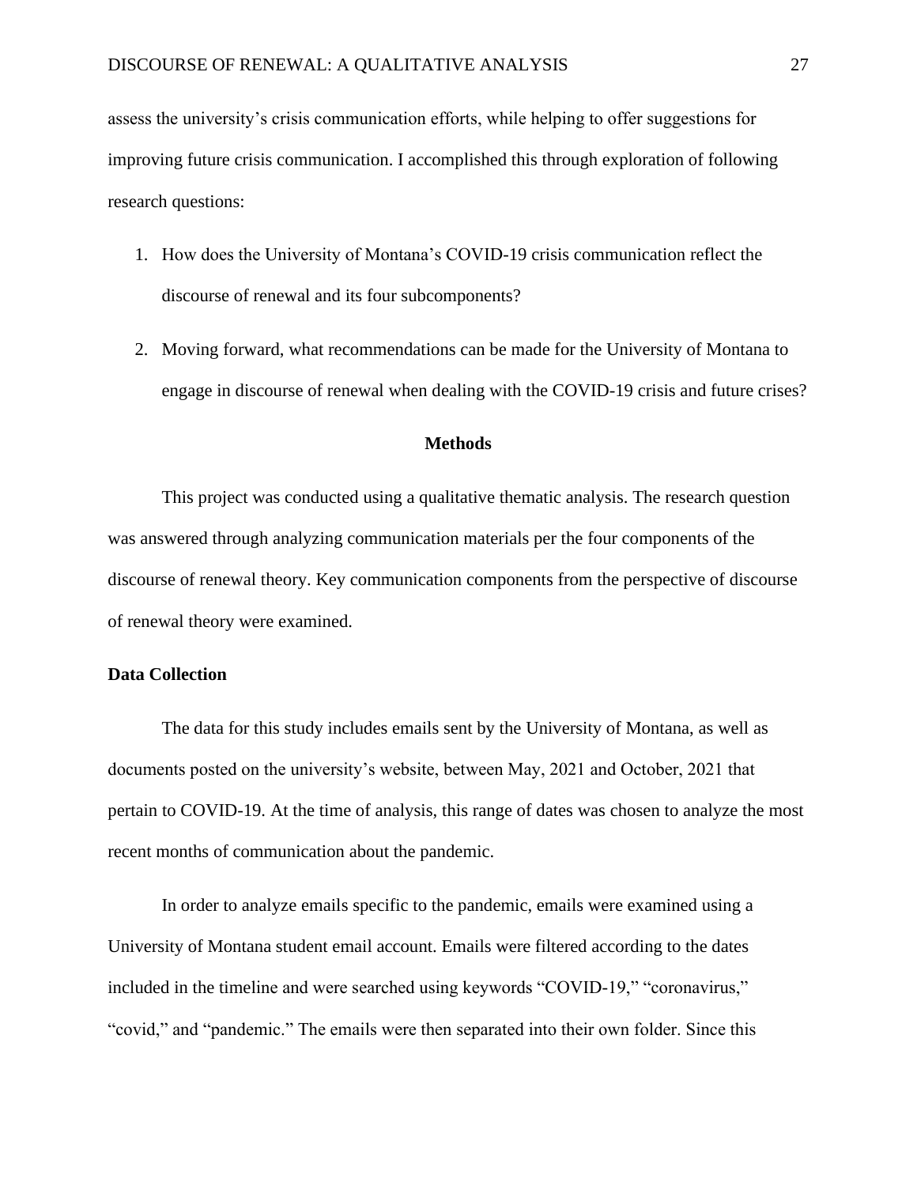assess the university's crisis communication efforts, while helping to offer suggestions for improving future crisis communication. I accomplished this through exploration of following research questions:

1. How does the University of Montana's COVID-19 crisis communication reflect the discourse of renewal and its four subcomponents?
2. Moving forward, what recommendations can be made for the University of Montana to engage in discourse of renewal when dealing with the COVID-19 crisis and future crises?

## Methods

This project was conducted using a qualitative thematic analysis. The research question was answered through analyzing communication materials per the four components of the discourse of renewal theory. Key communication components from the perspective of discourse of renewal theory were examined.

### Data Collection

The data for this study includes emails sent by the University of Montana, as well as documents posted on the university's website, between May, 2021 and October, 2021 that pertain to COVID-19. At the time of analysis, this range of dates was chosen to analyze the most recent months of communication about the pandemic.

In order to analyze emails specific to the pandemic, emails were examined using a University of Montana student email account. Emails were filtered according to the dates included in the timeline and were searched using keywords "COVID-19," "coronavirus," "covid," and "pandemic." The emails were then separated into their own folder. Since this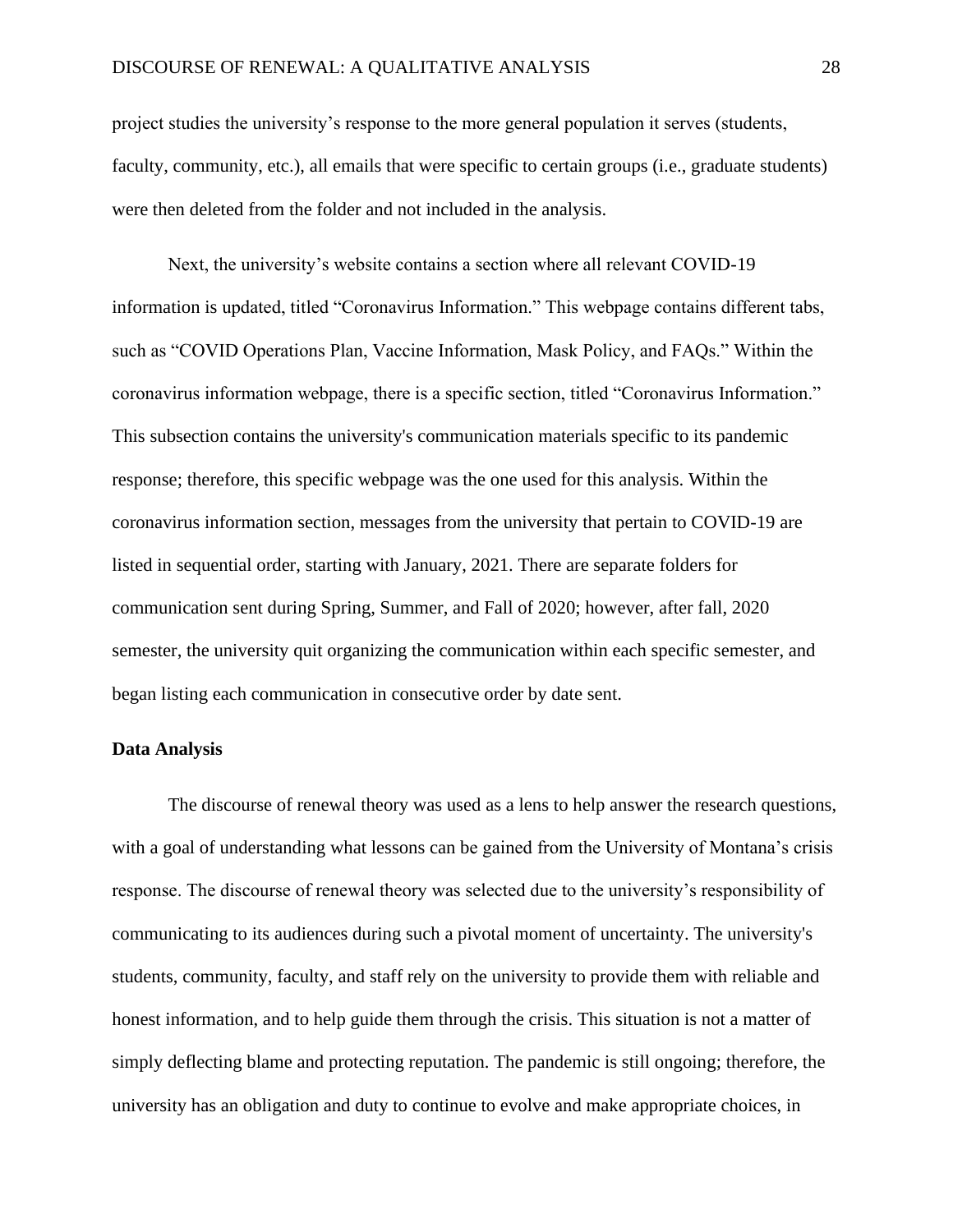project studies the university's response to the more general population it serves (students, faculty, community, etc.), all emails that were specific to certain groups (i.e., graduate students) were then deleted from the folder and not included in the analysis.

Next, the university's website contains a section where all relevant COVID-19 information is updated, titled "Coronavirus Information." This webpage contains different tabs, such as "COVID Operations Plan, Vaccine Information, Mask Policy, and FAQs." Within the coronavirus information webpage, there is a specific section, titled "Coronavirus Information." This subsection contains the university's communication materials specific to its pandemic response; therefore, this specific webpage was the one used for this analysis. Within the coronavirus information section, messages from the university that pertain to COVID-19 are listed in sequential order, starting with January, 2021. There are separate folders for communication sent during Spring, Summer, and Fall of 2020; however, after fall, 2020 semester, the university quit organizing the communication within each specific semester, and began listing each communication in consecutive order by date sent.

**Data Analysis**

The discourse of renewal theory was used as a lens to help answer the research questions, with a goal of understanding what lessons can be gained from the University of Montana's crisis response. The discourse of renewal theory was selected due to the university's responsibility of communicating to its audiences during such a pivotal moment of uncertainty. The university's students, community, faculty, and staff rely on the university to provide them with reliable and honest information, and to help guide them through the crisis. This situation is not a matter of simply deflecting blame and protecting reputation. The pandemic is still ongoing; therefore, the university has an obligation and duty to continue to evolve and make appropriate choices, in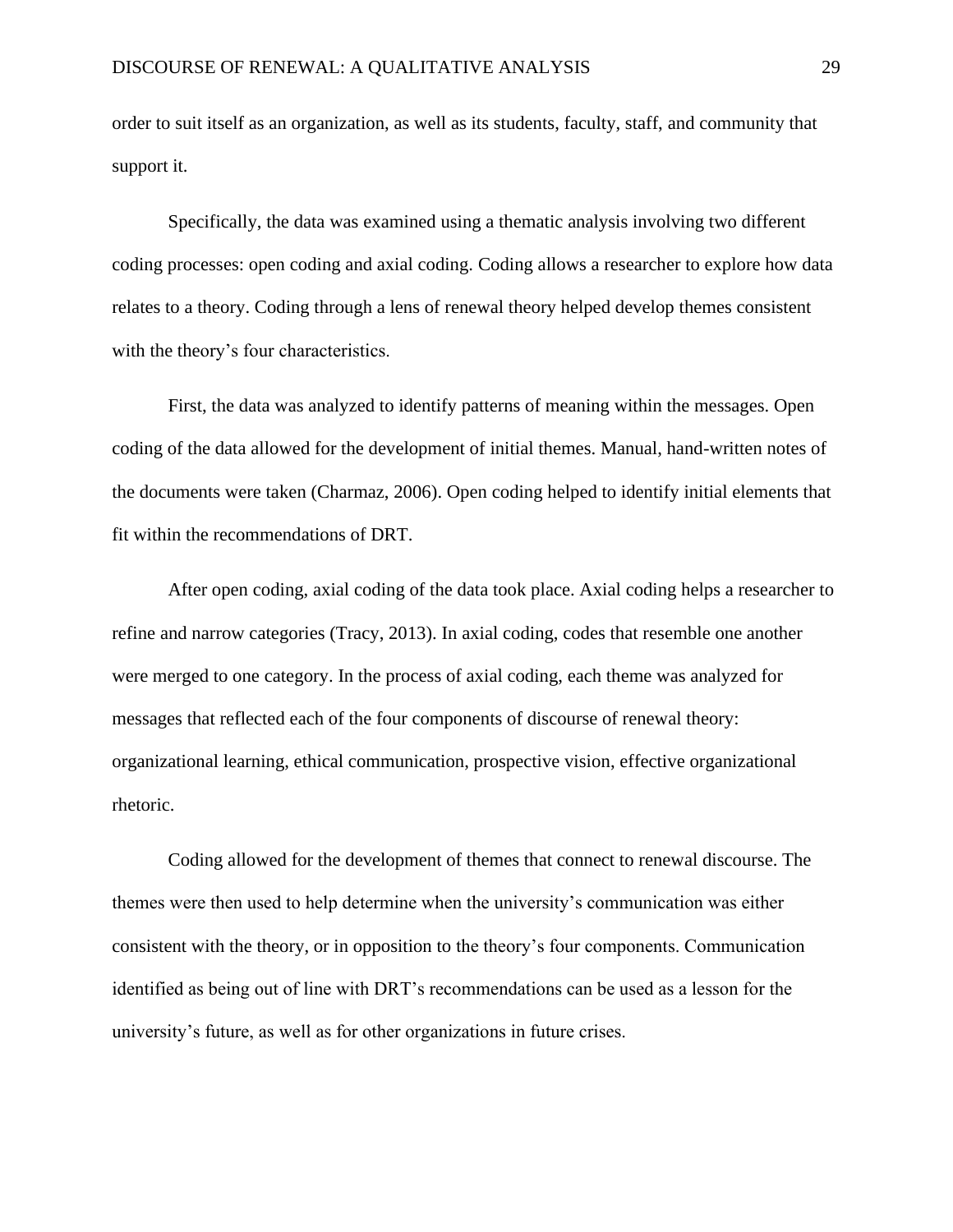order to suit itself as an organization, as well as its students, faculty, staff, and community that support it.

Specifically, the data was examined using a thematic analysis involving two different coding processes: open coding and axial coding. Coding allows a researcher to explore how data relates to a theory. Coding through a lens of renewal theory helped develop themes consistent with the theory's four characteristics.

First, the data was analyzed to identify patterns of meaning within the messages. Open coding of the data allowed for the development of initial themes. Manual, hand-written notes of the documents were taken (Charmaz, 2006). Open coding helped to identify initial elements that fit within the recommendations of DRT.

After open coding, axial coding of the data took place. Axial coding helps a researcher to refine and narrow categories (Tracy, 2013). In axial coding, codes that resemble one another were merged to one category. In the process of axial coding, each theme was analyzed for messages that reflected each of the four components of discourse of renewal theory: organizational learning, ethical communication, prospective vision, effective organizational rhetoric.

Coding allowed for the development of themes that connect to renewal discourse. The themes were then used to help determine when the university's communication was either consistent with the theory, or in opposition to the theory's four components. Communication identified as being out of line with DRT's recommendations can be used as a lesson for the university's future, as well as for other organizations in future crises.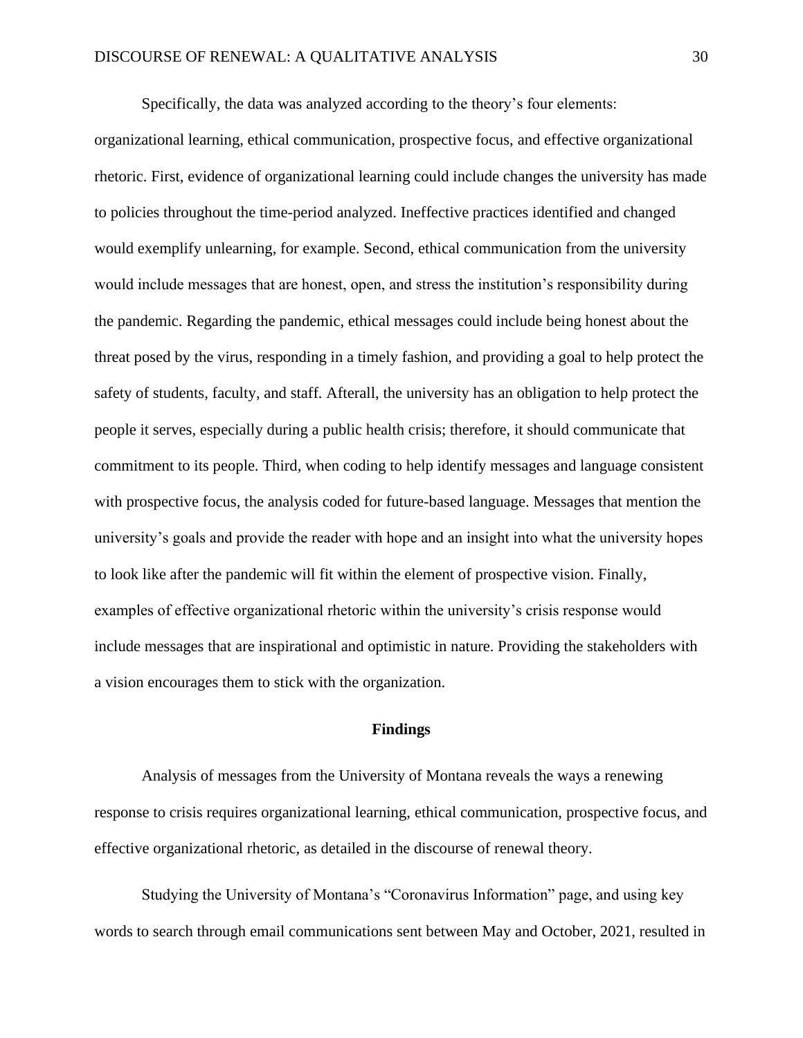Specifically, the data was analyzed according to the theory's four elements: organizational learning, ethical communication, prospective focus, and effective organizational rhetoric. First, evidence of organizational learning could include changes the university has made to policies throughout the time-period analyzed. Ineffective practices identified and changed would exemplify unlearning, for example. Second, ethical communication from the university would include messages that are honest, open, and stress the institution's responsibility during the pandemic. Regarding the pandemic, ethical messages could include being honest about the threat posed by the virus, responding in a timely fashion, and providing a goal to help protect the safety of students, faculty, and staff. Afterall, the university has an obligation to help protect the people it serves, especially during a public health crisis; therefore, it should communicate that commitment to its people. Third, when coding to help identify messages and language consistent with prospective focus, the analysis coded for future-based language. Messages that mention the university's goals and provide the reader with hope and an insight into what the university hopes to look like after the pandemic will fit within the element of prospective vision. Finally, examples of effective organizational rhetoric within the university's crisis response would include messages that are inspirational and optimistic in nature. Providing the stakeholders with a vision encourages them to stick with the organization.

## Findings

Analysis of messages from the University of Montana reveals the ways a renewing response to crisis requires organizational learning, ethical communication, prospective focus, and effective organizational rhetoric, as detailed in the discourse of renewal theory.

Studying the University of Montana's "Coronavirus Information" page, and using key words to search through email communications sent between May and October, 2021, resulted in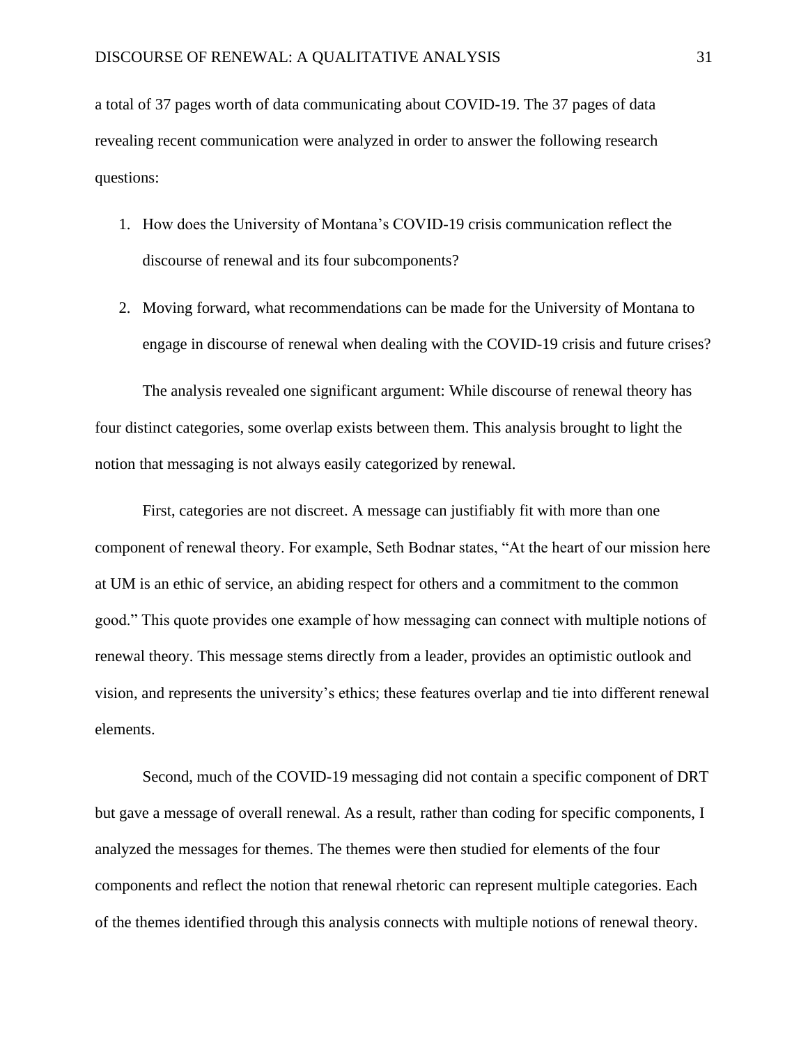a total of 37 pages worth of data communicating about COVID-19. The 37 pages of data revealing recent communication were analyzed in order to answer the following research questions:

1. How does the University of Montana's COVID-19 crisis communication reflect the discourse of renewal and its four subcomponents?
2. Moving forward, what recommendations can be made for the University of Montana to engage in discourse of renewal when dealing with the COVID-19 crisis and future crises?

The analysis revealed one significant argument: While discourse of renewal theory has four distinct categories, some overlap exists between them. This analysis brought to light the notion that messaging is not always easily categorized by renewal.

First, categories are not discreet. A message can justifiably fit with more than one component of renewal theory. For example, Seth Bodnar states, "At the heart of our mission here at UM is an ethic of service, an abiding respect for others and a commitment to the common good." This quote provides one example of how messaging can connect with multiple notions of renewal theory. This message stems directly from a leader, provides an optimistic outlook and vision, and represents the university's ethics; these features overlap and tie into different renewal elements.

Second, much of the COVID-19 messaging did not contain a specific component of DRT but gave a message of overall renewal. As a result, rather than coding for specific components, I analyzed the messages for themes. The themes were then studied for elements of the four components and reflect the notion that renewal rhetoric can represent multiple categories. Each of the themes identified through this analysis connects with multiple notions of renewal theory.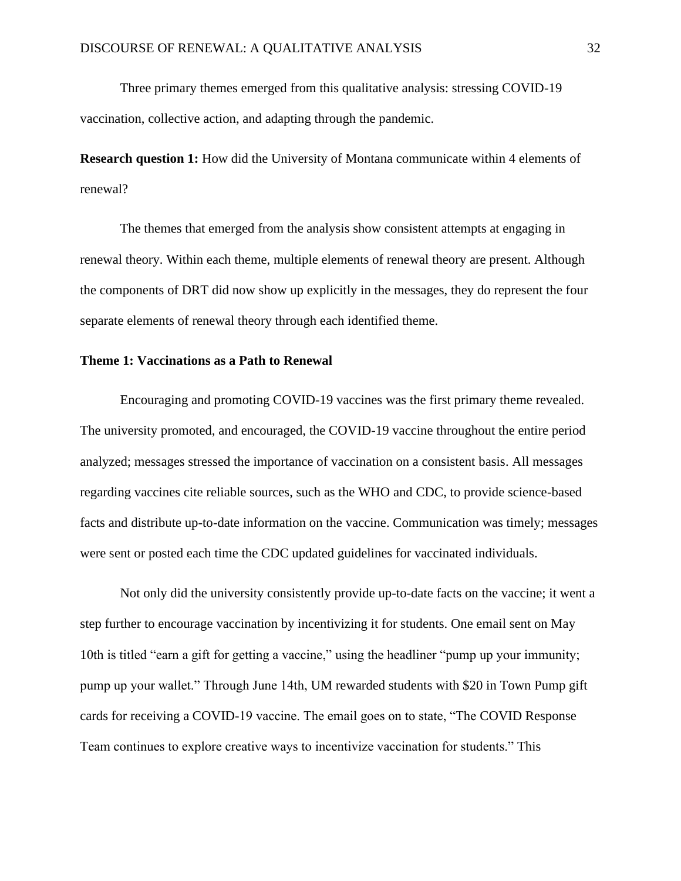Three primary themes emerged from this qualitative analysis: stressing COVID-19 vaccination, collective action, and adapting through the pandemic.

**Research question 1:** How did the University of Montana communicate within 4 elements of renewal?

The themes that emerged from the analysis show consistent attempts at engaging in renewal theory. Within each theme, multiple elements of renewal theory are present. Although the components of DRT did now show up explicitly in the messages, they do represent the four separate elements of renewal theory through each identified theme.

### Theme 1: Vaccinations as a Path to Renewal

Encouraging and promoting COVID-19 vaccines was the first primary theme revealed. The university promoted, and encouraged, the COVID-19 vaccine throughout the entire period analyzed; messages stressed the importance of vaccination on a consistent basis. All messages regarding vaccines cite reliable sources, such as the WHO and CDC, to provide science-based facts and distribute up-to-date information on the vaccine. Communication was timely; messages were sent or posted each time the CDC updated guidelines for vaccinated individuals.

Not only did the university consistently provide up-to-date facts on the vaccine; it went a step further to encourage vaccination by incentivizing it for students. One email sent on May 10th is titled "earn a gift for getting a vaccine," using the headliner "pump up your immunity; pump up your wallet." Through June 14th, UM rewarded students with $20 in Town Pump gift cards for receiving a COVID-19 vaccine. The email goes on to state, "The COVID Response Team continues to explore creative ways to incentivize vaccination for students." This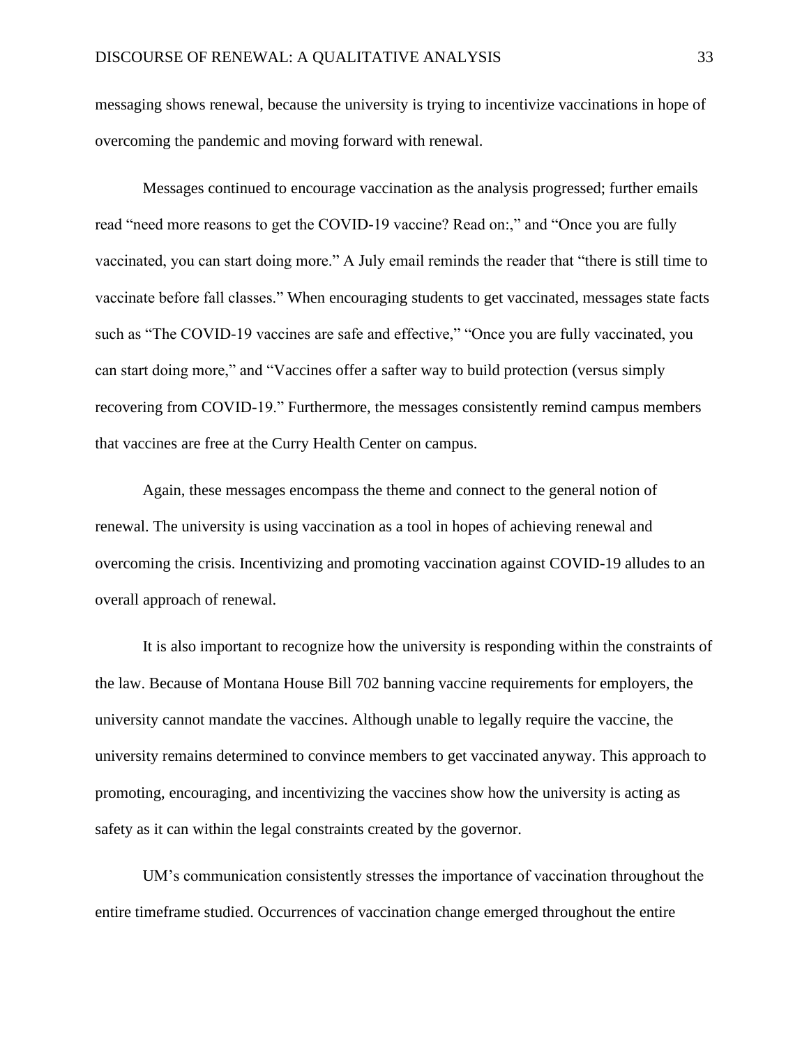messaging shows renewal, because the university is trying to incentivize vaccinations in hope of overcoming the pandemic and moving forward with renewal.

Messages continued to encourage vaccination as the analysis progressed; further emails read "need more reasons to get the COVID-19 vaccine? Read on:," and "Once you are fully vaccinated, you can start doing more." A July email reminds the reader that "there is still time to vaccinate before fall classes." When encouraging students to get vaccinated, messages state facts such as "The COVID-19 vaccines are safe and effective," "Once you are fully vaccinated, you can start doing more," and "Vaccines offer a safter way to build protection (versus simply recovering from COVID-19." Furthermore, the messages consistently remind campus members that vaccines are free at the Curry Health Center on campus.

Again, these messages encompass the theme and connect to the general notion of renewal. The university is using vaccination as a tool in hopes of achieving renewal and overcoming the crisis. Incentivizing and promoting vaccination against COVID-19 alludes to an overall approach of renewal.

It is also important to recognize how the university is responding within the constraints of the law. Because of Montana House Bill 702 banning vaccine requirements for employers, the university cannot mandate the vaccines. Although unable to legally require the vaccine, the university remains determined to convince members to get vaccinated anyway. This approach to promoting, encouraging, and incentivizing the vaccines show how the university is acting as safety as it can within the legal constraints created by the governor.

UM's communication consistently stresses the importance of vaccination throughout the entire timeframe studied. Occurrences of vaccination change emerged throughout the entire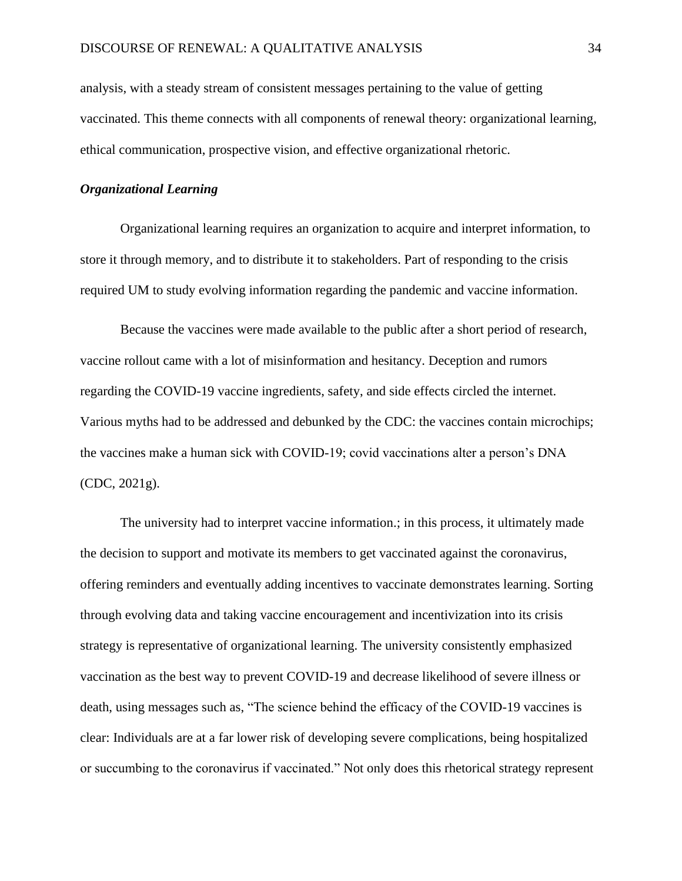analysis, with a steady stream of consistent messages pertaining to the value of getting vaccinated. This theme connects with all components of renewal theory: organizational learning, ethical communication, prospective vision, and effective organizational rhetoric.

### ***Organizational Learning***

Organizational learning requires an organization to acquire and interpret information, to store it through memory, and to distribute it to stakeholders. Part of responding to the crisis required UM to study evolving information regarding the pandemic and vaccine information.

Because the vaccines were made available to the public after a short period of research, vaccine rollout came with a lot of misinformation and hesitancy. Deception and rumors regarding the COVID-19 vaccine ingredients, safety, and side effects circled the internet. Various myths had to be addressed and debunked by the CDC: the vaccines contain microchips; the vaccines make a human sick with COVID-19; covid vaccinations alter a person's DNA (CDC, 2021g).

The university had to interpret vaccine information.; in this process, it ultimately made the decision to support and motivate its members to get vaccinated against the coronavirus, offering reminders and eventually adding incentives to vaccinate demonstrates learning. Sorting through evolving data and taking vaccine encouragement and incentivization into its crisis strategy is representative of organizational learning. The university consistently emphasized vaccination as the best way to prevent COVID-19 and decrease likelihood of severe illness or death, using messages such as, "The science behind the efficacy of the COVID-19 vaccines is clear: Individuals are at a far lower risk of developing severe complications, being hospitalized or succumbing to the coronavirus if vaccinated." Not only does this rhetorical strategy represent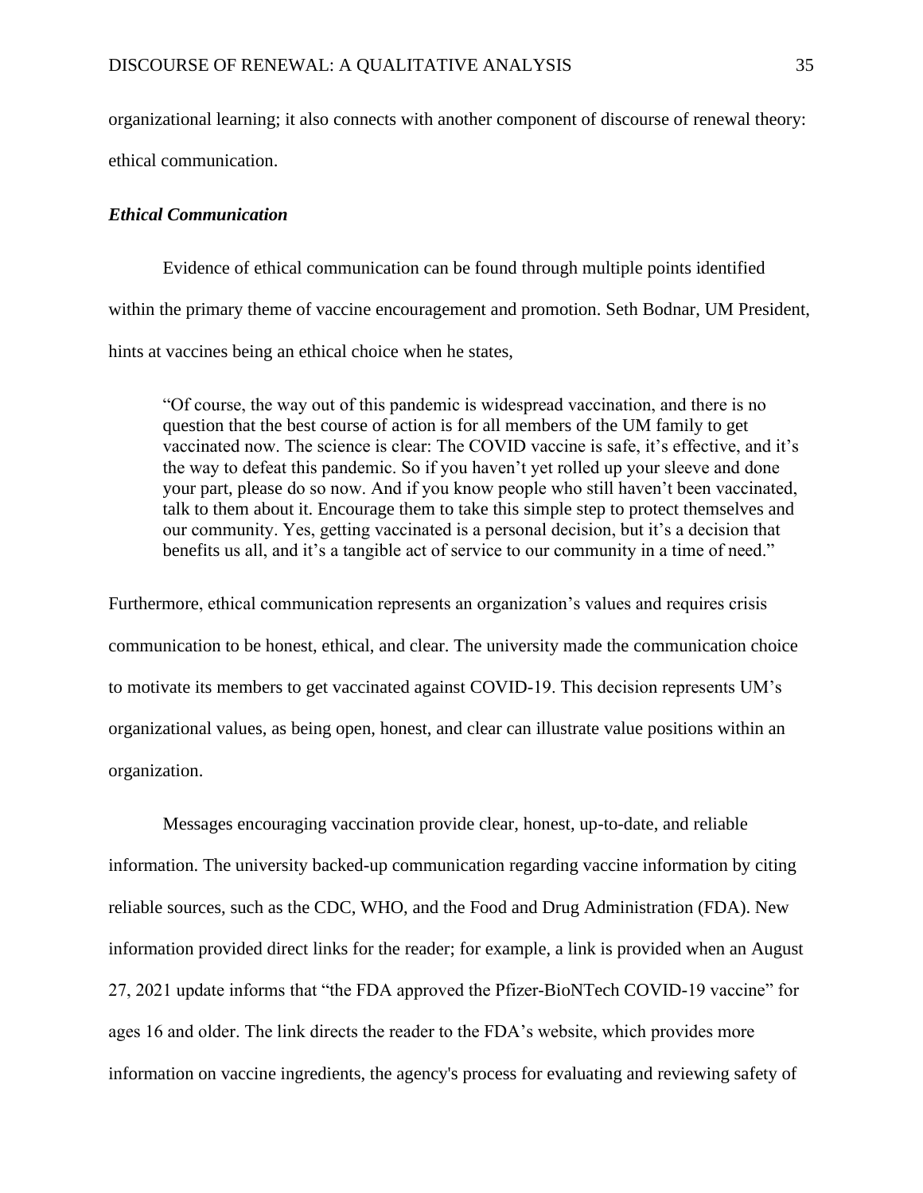organizational learning; it also connects with another component of discourse of renewal theory: ethical communication.

### *Ethical Communication*

Evidence of ethical communication can be found through multiple points identified within the primary theme of vaccine encouragement and promotion. Seth Bodnar, UM President, hints at vaccines being an ethical choice when he states,

> "Of course, the way out of this pandemic is widespread vaccination, and there is no question that the best course of action is for all members of the UM family to get vaccinated now. The science is clear: The COVID vaccine is safe, it's effective, and it's the way to defeat this pandemic. So if you haven't yet rolled up your sleeve and done your part, please do so now. And if you know people who still haven't been vaccinated, talk to them about it. Encourage them to take this simple step to protect themselves and our community. Yes, getting vaccinated is a personal decision, but it's a decision that benefits us all, and it's a tangible act of service to our community in a time of need."

Furthermore, ethical communication represents an organization's values and requires crisis communication to be honest, ethical, and clear. The university made the communication choice to motivate its members to get vaccinated against COVID-19. This decision represents UM's organizational values, as being open, honest, and clear can illustrate value positions within an organization.

Messages encouraging vaccination provide clear, honest, up-to-date, and reliable information. The university backed-up communication regarding vaccine information by citing reliable sources, such as the CDC, WHO, and the Food and Drug Administration (FDA). New information provided direct links for the reader; for example, a link is provided when an August 27, 2021 update informs that "the FDA approved the Pfizer-BioNTech COVID-19 vaccine" for ages 16 and older. The link directs the reader to the FDA's website, which provides more information on vaccine ingredients, the agency's process for evaluating and reviewing safety of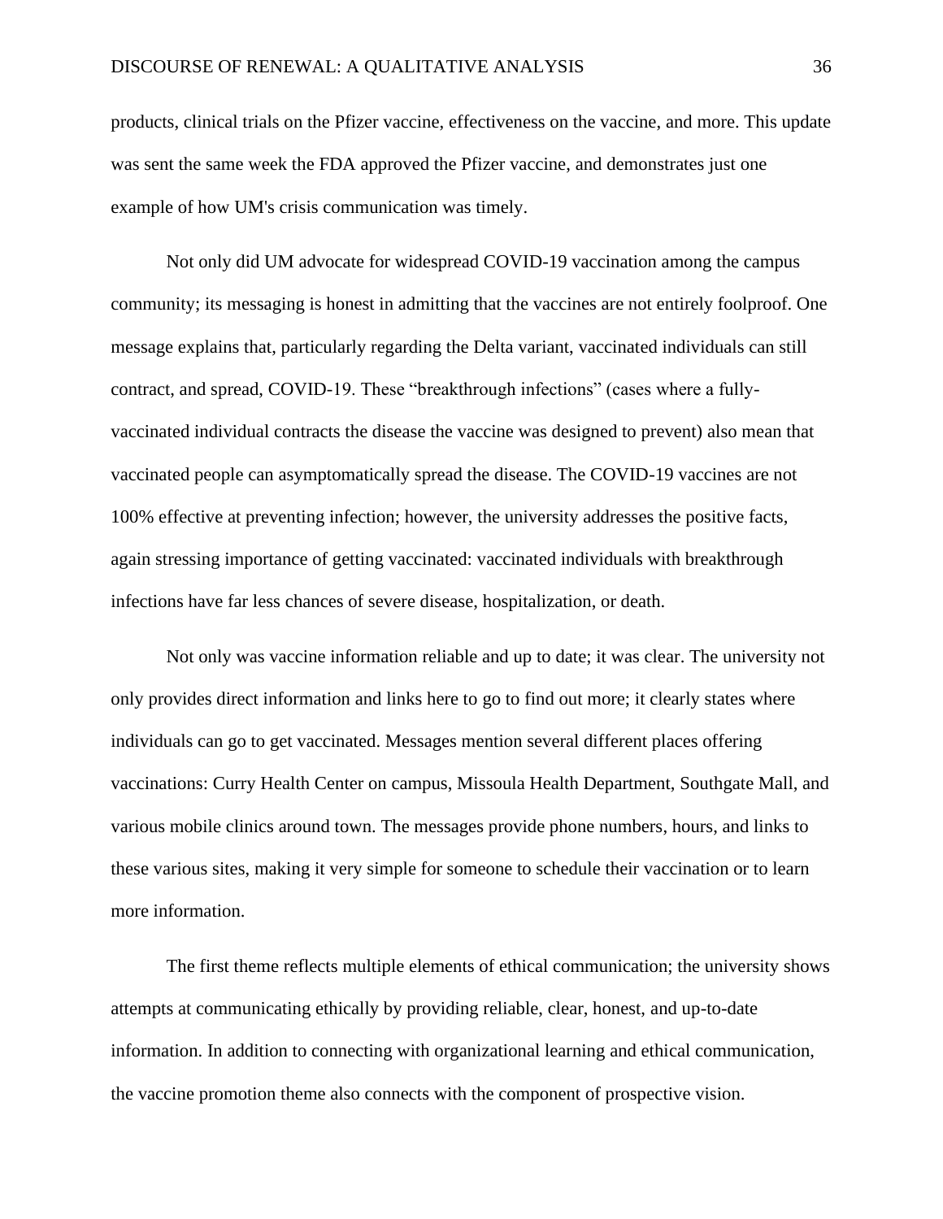products, clinical trials on the Pfizer vaccine, effectiveness on the vaccine, and more. This update was sent the same week the FDA approved the Pfizer vaccine, and demonstrates just one example of how UM's crisis communication was timely.

Not only did UM advocate for widespread COVID-19 vaccination among the campus community; its messaging is honest in admitting that the vaccines are not entirely foolproof. One message explains that, particularly regarding the Delta variant, vaccinated individuals can still contract, and spread, COVID-19. These "breakthrough infections" (cases where a fully-vaccinated individual contracts the disease the vaccine was designed to prevent) also mean that vaccinated people can asymptomatically spread the disease. The COVID-19 vaccines are not 100% effective at preventing infection; however, the university addresses the positive facts, again stressing importance of getting vaccinated: vaccinated individuals with breakthrough infections have far less chances of severe disease, hospitalization, or death.

Not only was vaccine information reliable and up to date; it was clear. The university not only provides direct information and links here to go to find out more; it clearly states where individuals can go to get vaccinated. Messages mention several different places offering vaccinations: Curry Health Center on campus, Missoula Health Department, Southgate Mall, and various mobile clinics around town. The messages provide phone numbers, hours, and links to these various sites, making it very simple for someone to schedule their vaccination or to learn more information.

The first theme reflects multiple elements of ethical communication; the university shows attempts at communicating ethically by providing reliable, clear, honest, and up-to-date information. In addition to connecting with organizational learning and ethical communication, the vaccine promotion theme also connects with the component of prospective vision.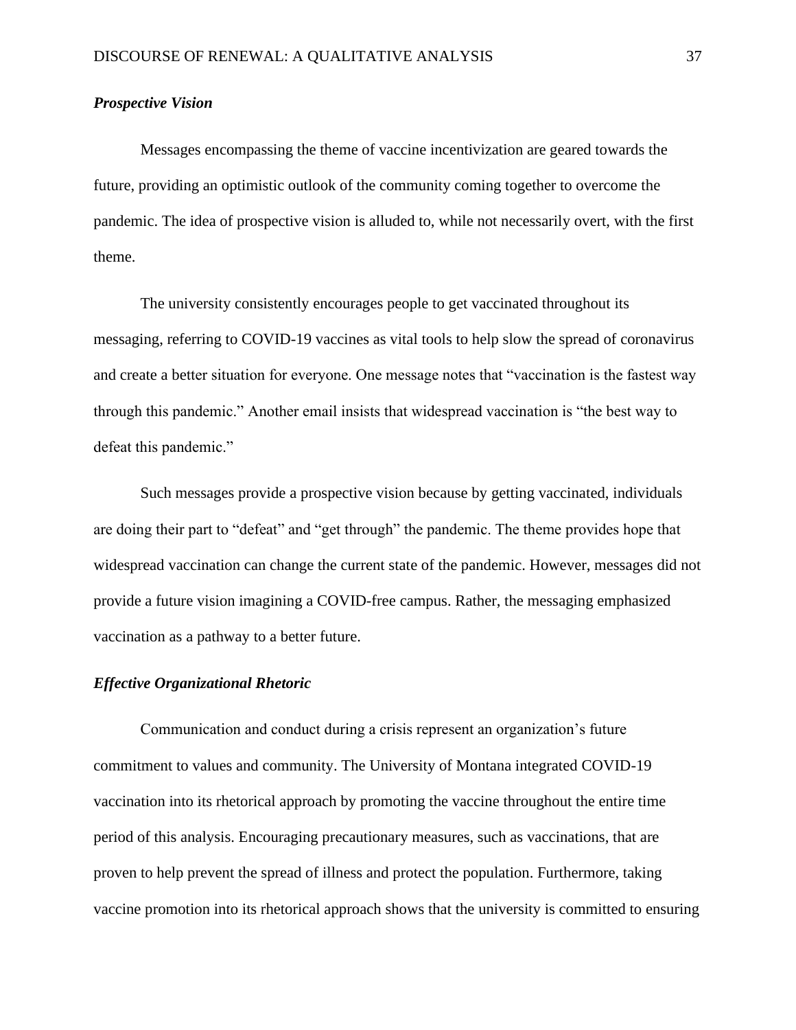***Prospective Vision***

Messages encompassing the theme of vaccine incentivization are geared towards the future, providing an optimistic outlook of the community coming together to overcome the pandemic. The idea of prospective vision is alluded to, while not necessarily overt, with the first theme.

The university consistently encourages people to get vaccinated throughout its messaging, referring to COVID-19 vaccines as vital tools to help slow the spread of coronavirus and create a better situation for everyone. One message notes that "vaccination is the fastest way through this pandemic." Another email insists that widespread vaccination is "the best way to defeat this pandemic."

Such messages provide a prospective vision because by getting vaccinated, individuals are doing their part to "defeat" and "get through" the pandemic. The theme provides hope that widespread vaccination can change the current state of the pandemic. However, messages did not provide a future vision imagining a COVID-free campus. Rather, the messaging emphasized vaccination as a pathway to a better future.

***Effective Organizational Rhetoric***

Communication and conduct during a crisis represent an organization's future commitment to values and community. The University of Montana integrated COVID-19 vaccination into its rhetorical approach by promoting the vaccine throughout the entire time period of this analysis. Encouraging precautionary measures, such as vaccinations, that are proven to help prevent the spread of illness and protect the population. Furthermore, taking vaccine promotion into its rhetorical approach shows that the university is committed to ensuring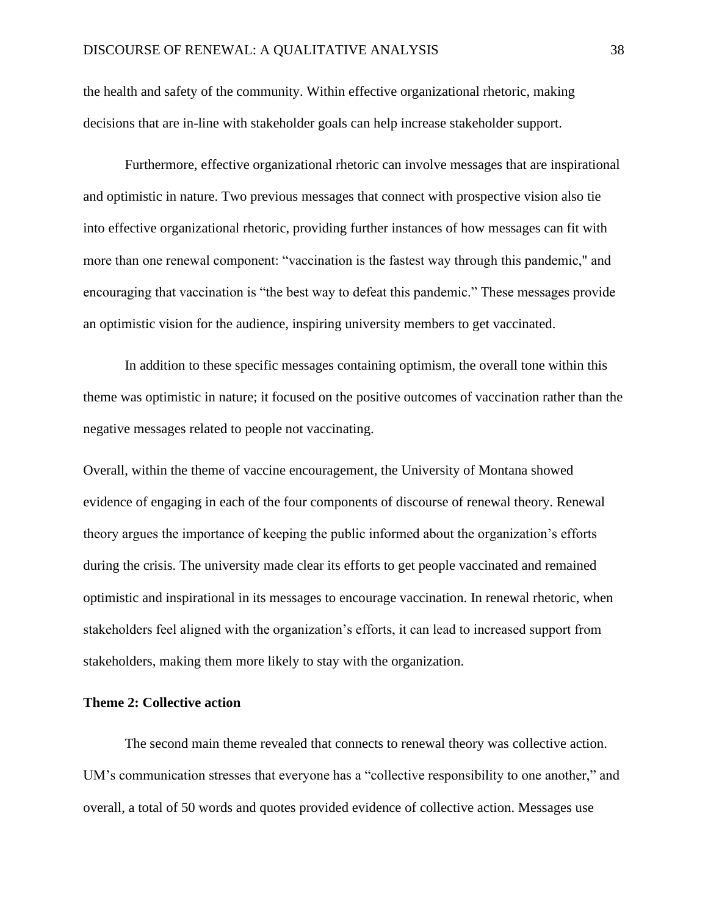the health and safety of the community. Within effective organizational rhetoric, making decisions that are in-line with stakeholder goals can help increase stakeholder support.

Furthermore, effective organizational rhetoric can involve messages that are inspirational and optimistic in nature. Two previous messages that connect with prospective vision also tie into effective organizational rhetoric, providing further instances of how messages can fit with more than one renewal component: "vaccination is the fastest way through this pandemic," and encouraging that vaccination is "the best way to defeat this pandemic." These messages provide an optimistic vision for the audience, inspiring university members to get vaccinated.

In addition to these specific messages containing optimism, the overall tone within this theme was optimistic in nature; it focused on the positive outcomes of vaccination rather than the negative messages related to people not vaccinating.

Overall, within the theme of vaccine encouragement, the University of Montana showed evidence of engaging in each of the four components of discourse of renewal theory. Renewal theory argues the importance of keeping the public informed about the organization's efforts during the crisis. The university made clear its efforts to get people vaccinated and remained optimistic and inspirational in its messages to encourage vaccination. In renewal rhetoric, when stakeholders feel aligned with the organization's efforts, it can lead to increased support from stakeholders, making them more likely to stay with the organization.

**Theme 2: Collective action**

The second main theme revealed that connects to renewal theory was collective action. UM's communication stresses that everyone has a "collective responsibility to one another," and overall, a total of 50 words and quotes provided evidence of collective action. Messages use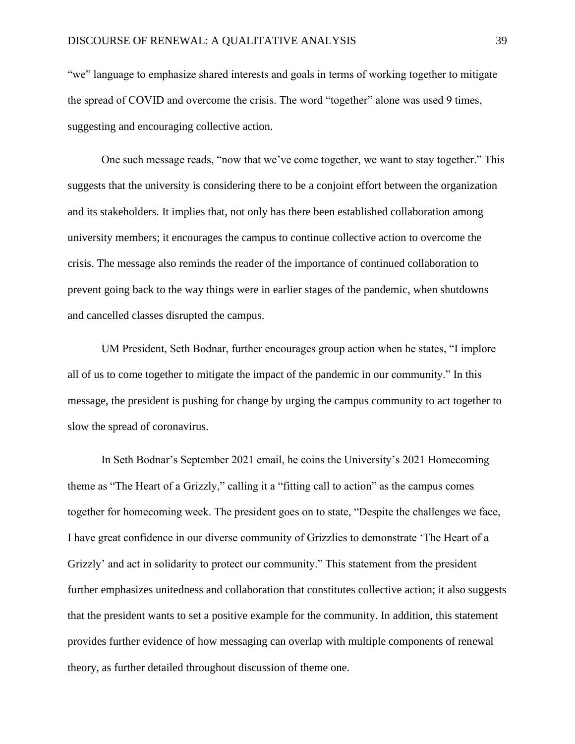"we" language to emphasize shared interests and goals in terms of working together to mitigate the spread of COVID and overcome the crisis. The word "together" alone was used 9 times, suggesting and encouraging collective action.

One such message reads, "now that we've come together, we want to stay together." This suggests that the university is considering there to be a conjoint effort between the organization and its stakeholders. It implies that, not only has there been established collaboration among university members; it encourages the campus to continue collective action to overcome the crisis. The message also reminds the reader of the importance of continued collaboration to prevent going back to the way things were in earlier stages of the pandemic, when shutdowns and cancelled classes disrupted the campus.

UM President, Seth Bodnar, further encourages group action when he states, "I implore all of us to come together to mitigate the impact of the pandemic in our community." In this message, the president is pushing for change by urging the campus community to act together to slow the spread of coronavirus.

In Seth Bodnar's September 2021 email, he coins the University's 2021 Homecoming theme as "The Heart of a Grizzly," calling it a "fitting call to action" as the campus comes together for homecoming week. The president goes on to state, "Despite the challenges we face, I have great confidence in our diverse community of Grizzlies to demonstrate 'The Heart of a Grizzly' and act in solidarity to protect our community." This statement from the president further emphasizes unitedness and collaboration that constitutes collective action; it also suggests that the president wants to set a positive example for the community. In addition, this statement provides further evidence of how messaging can overlap with multiple components of renewal theory, as further detailed throughout discussion of theme one.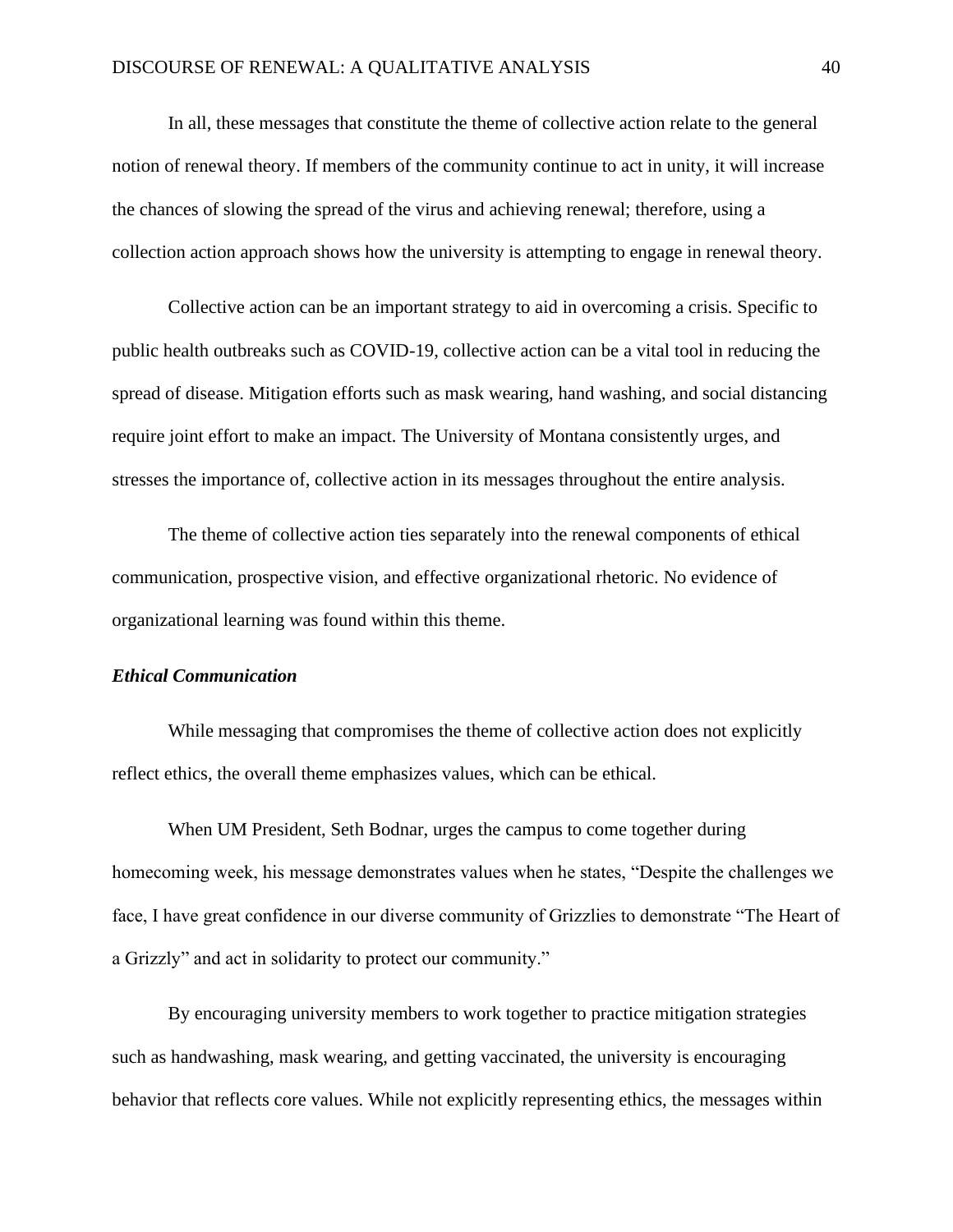In all, these messages that constitute the theme of collective action relate to the general notion of renewal theory. If members of the community continue to act in unity, it will increase the chances of slowing the spread of the virus and achieving renewal; therefore, using a collection action approach shows how the university is attempting to engage in renewal theory.

Collective action can be an important strategy to aid in overcoming a crisis. Specific to public health outbreaks such as COVID-19, collective action can be a vital tool in reducing the spread of disease. Mitigation efforts such as mask wearing, hand washing, and social distancing require joint effort to make an impact. The University of Montana consistently urges, and stresses the importance of, collective action in its messages throughout the entire analysis.

The theme of collective action ties separately into the renewal components of ethical communication, prospective vision, and effective organizational rhetoric. No evidence of organizational learning was found within this theme.

### *Ethical Communication*

While messaging that compromises the theme of collective action does not explicitly reflect ethics, the overall theme emphasizes values, which can be ethical.

When UM President, Seth Bodnar, urges the campus to come together during homecoming week, his message demonstrates values when he states, "Despite the challenges we face, I have great confidence in our diverse community of Grizzlies to demonstrate "The Heart of a Grizzly" and act in solidarity to protect our community."

By encouraging university members to work together to practice mitigation strategies such as handwashing, mask wearing, and getting vaccinated, the university is encouraging behavior that reflects core values. While not explicitly representing ethics, the messages within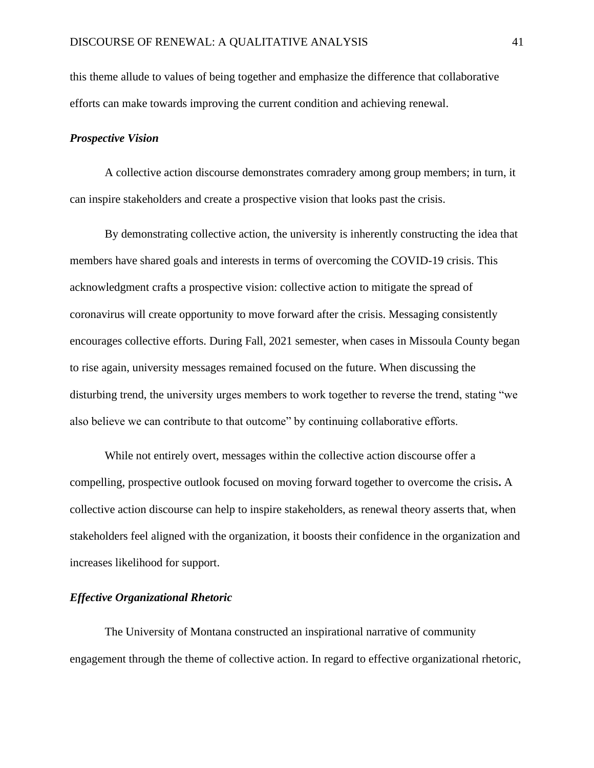this theme allude to values of being together and emphasize the difference that collaborative efforts can make towards improving the current condition and achieving renewal.

### *Prospective Vision*

A collective action discourse demonstrates comradery among group members; in turn, it can inspire stakeholders and create a prospective vision that looks past the crisis.

By demonstrating collective action, the university is inherently constructing the idea that members have shared goals and interests in terms of overcoming the COVID-19 crisis. This acknowledgment crafts a prospective vision: collective action to mitigate the spread of coronavirus will create opportunity to move forward after the crisis. Messaging consistently encourages collective efforts. During Fall, 2021 semester, when cases in Missoula County began to rise again, university messages remained focused on the future. When discussing the disturbing trend, the university urges members to work together to reverse the trend, stating "we also believe we can contribute to that outcome" by continuing collaborative efforts.

While not entirely overt, messages within the collective action discourse offer a compelling, prospective outlook focused on moving forward together to overcome the crisis**.** A collective action discourse can help to inspire stakeholders, as renewal theory asserts that, when stakeholders feel aligned with the organization, it boosts their confidence in the organization and increases likelihood for support.

### *Effective Organizational Rhetoric*

The University of Montana constructed an inspirational narrative of community engagement through the theme of collective action. In regard to effective organizational rhetoric,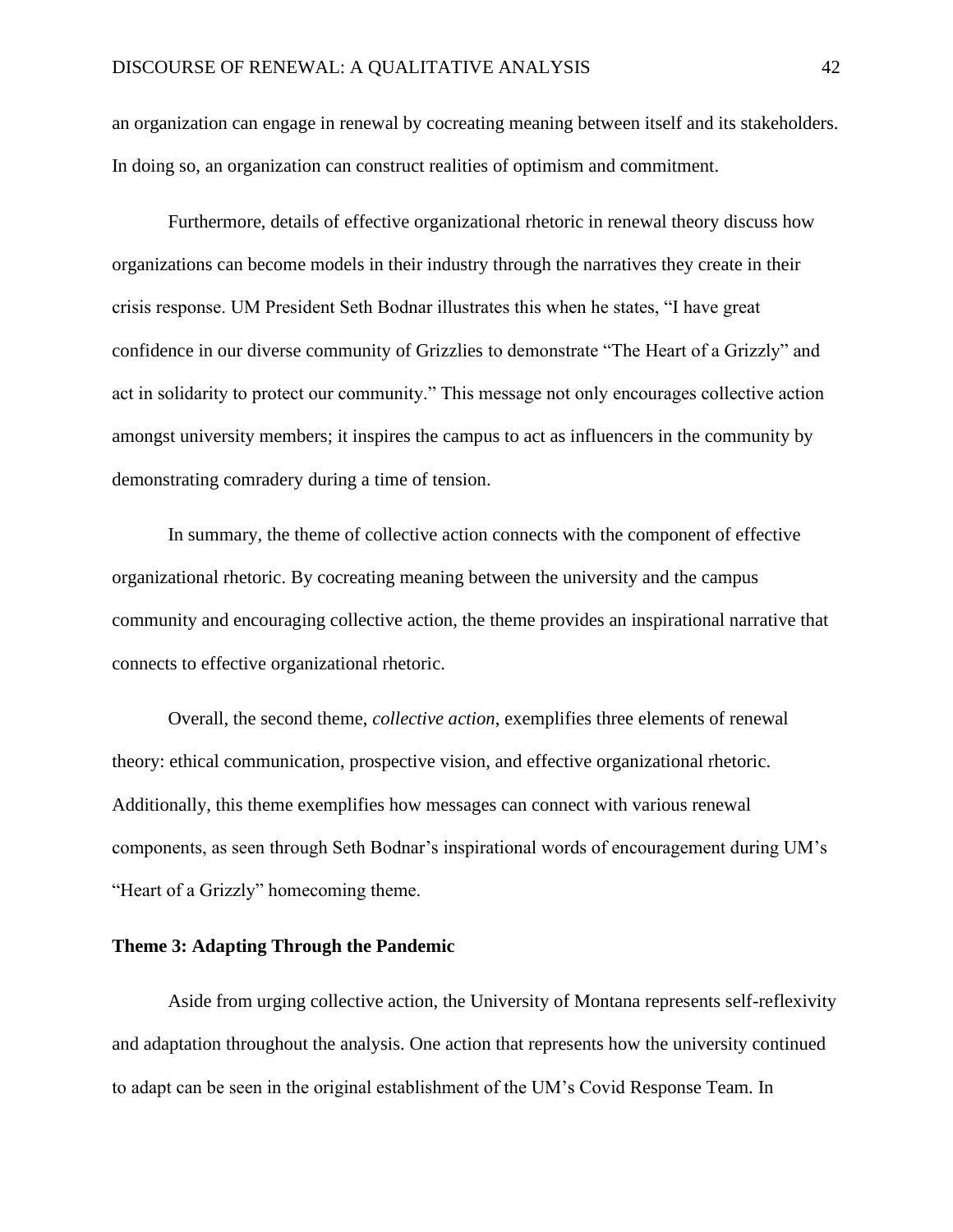an organization can engage in renewal by cocreating meaning between itself and its stakeholders. In doing so, an organization can construct realities of optimism and commitment.

Furthermore, details of effective organizational rhetoric in renewal theory discuss how organizations can become models in their industry through the narratives they create in their crisis response. UM President Seth Bodnar illustrates this when he states, "I have great confidence in our diverse community of Grizzlies to demonstrate "The Heart of a Grizzly" and act in solidarity to protect our community." This message not only encourages collective action amongst university members; it inspires the campus to act as influencers in the community by demonstrating comradery during a time of tension.

In summary, the theme of collective action connects with the component of effective organizational rhetoric. By cocreating meaning between the university and the campus community and encouraging collective action, the theme provides an inspirational narrative that connects to effective organizational rhetoric.

Overall, the second theme, *collective action*, exemplifies three elements of renewal theory: ethical communication, prospective vision, and effective organizational rhetoric. Additionally, this theme exemplifies how messages can connect with various renewal components, as seen through Seth Bodnar's inspirational words of encouragement during UM's "Heart of a Grizzly" homecoming theme.

### Theme 3: Adapting Through the Pandemic

Aside from urging collective action, the University of Montana represents self-reflexivity and adaptation throughout the analysis. One action that represents how the university continued to adapt can be seen in the original establishment of the UM's Covid Response Team. In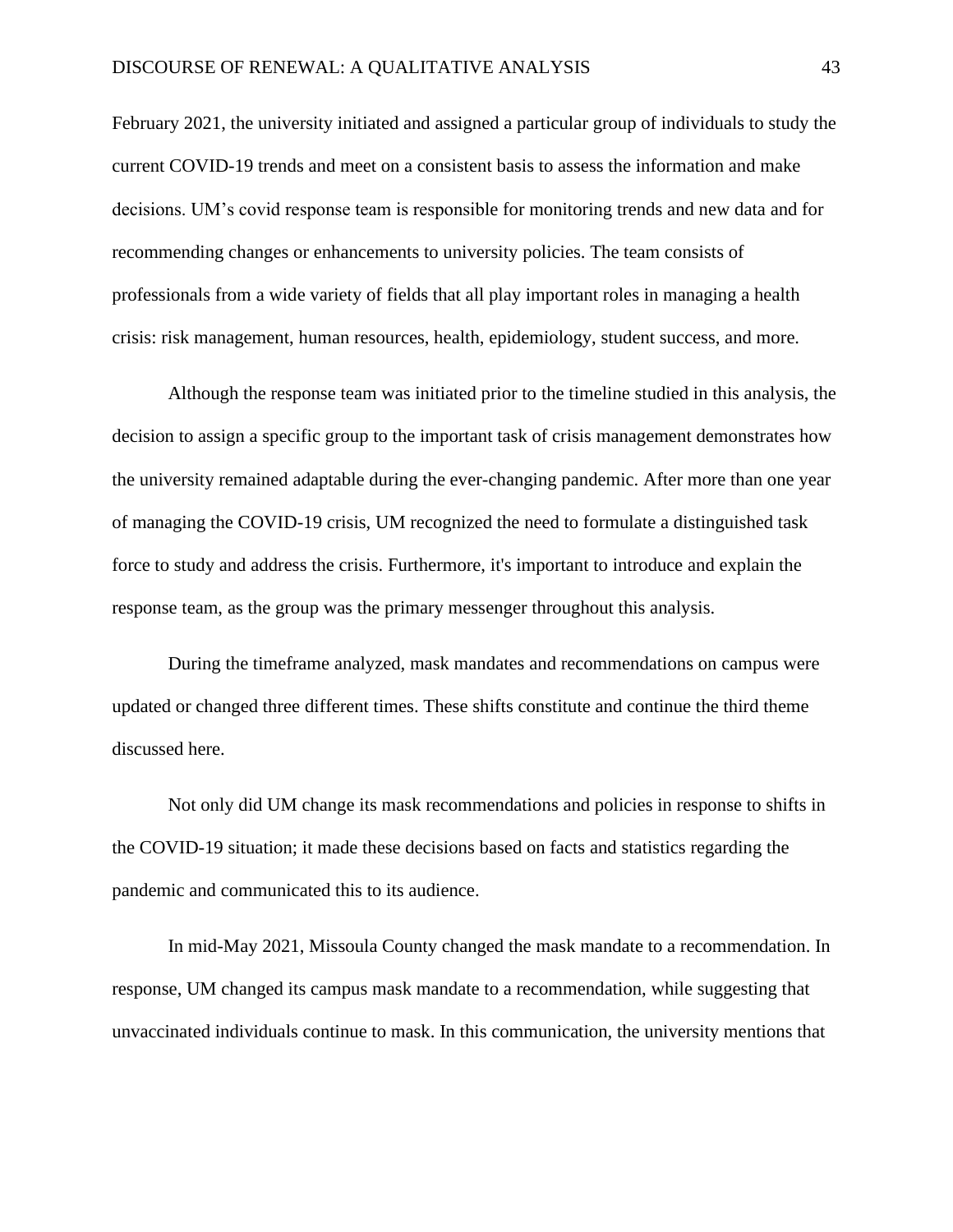February 2021, the university initiated and assigned a particular group of individuals to study the current COVID-19 trends and meet on a consistent basis to assess the information and make decisions. UM's covid response team is responsible for monitoring trends and new data and for recommending changes or enhancements to university policies. The team consists of professionals from a wide variety of fields that all play important roles in managing a health crisis: risk management, human resources, health, epidemiology, student success, and more.

Although the response team was initiated prior to the timeline studied in this analysis, the decision to assign a specific group to the important task of crisis management demonstrates how the university remained adaptable during the ever-changing pandemic. After more than one year of managing the COVID-19 crisis, UM recognized the need to formulate a distinguished task force to study and address the crisis. Furthermore, it's important to introduce and explain the response team, as the group was the primary messenger throughout this analysis.

During the timeframe analyzed, mask mandates and recommendations on campus were updated or changed three different times. These shifts constitute and continue the third theme discussed here.

Not only did UM change its mask recommendations and policies in response to shifts in the COVID-19 situation; it made these decisions based on facts and statistics regarding the pandemic and communicated this to its audience.

In mid-May 2021, Missoula County changed the mask mandate to a recommendation. In response, UM changed its campus mask mandate to a recommendation, while suggesting that unvaccinated individuals continue to mask. In this communication, the university mentions that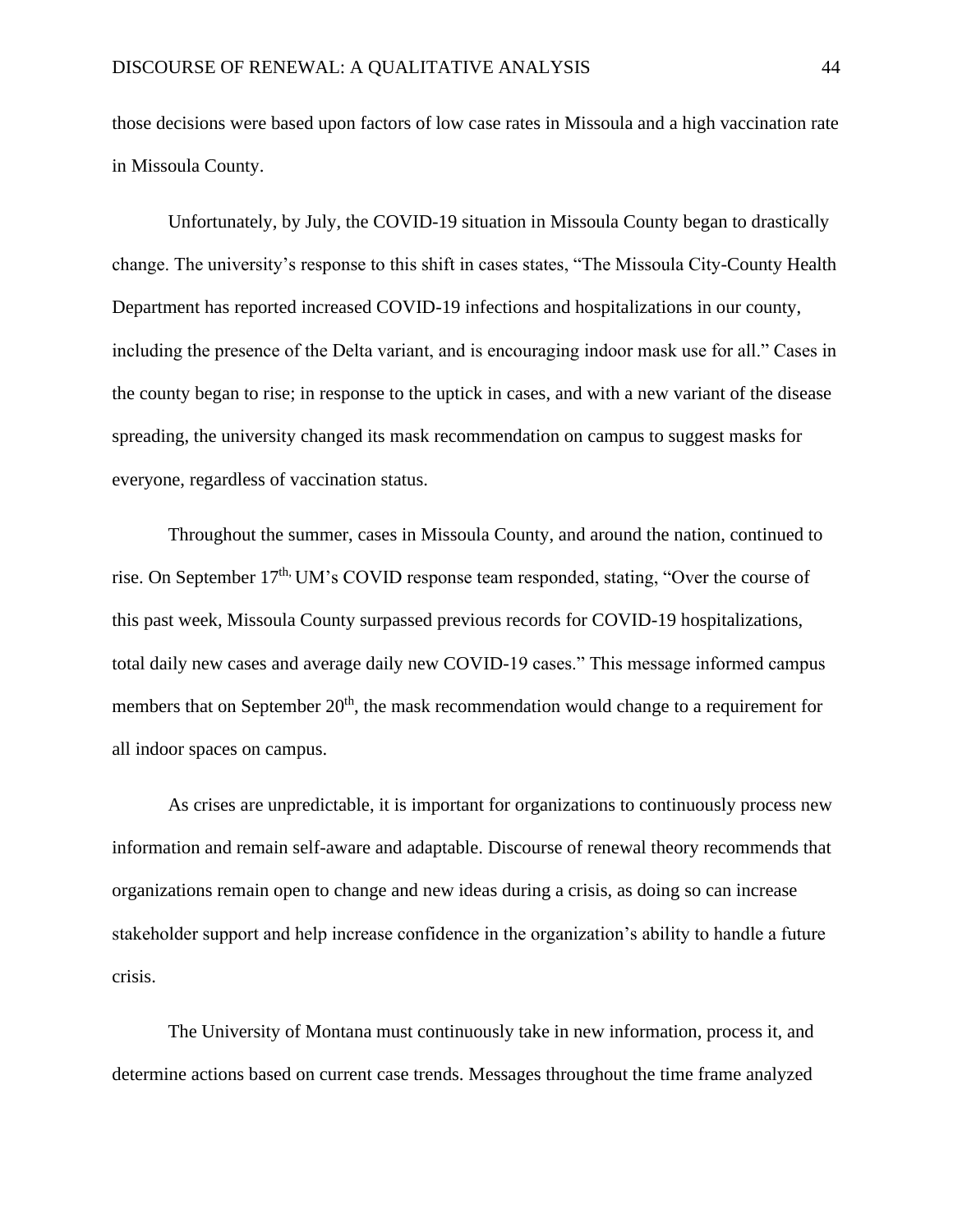those decisions were based upon factors of low case rates in Missoula and a high vaccination rate in Missoula County.

Unfortunately, by July, the COVID-19 situation in Missoula County began to drastically change. The university's response to this shift in cases states, "The Missoula City-County Health Department has reported increased COVID-19 infections and hospitalizations in our county, including the presence of the Delta variant, and is encouraging indoor mask use for all." Cases in the county began to rise; in response to the uptick in cases, and with a new variant of the disease spreading, the university changed its mask recommendation on campus to suggest masks for everyone, regardless of vaccination status.

Throughout the summer, cases in Missoula County, and around the nation, continued to rise. On September 17th, UM's COVID response team responded, stating, "Over the course of this past week, Missoula County surpassed previous records for COVID-19 hospitalizations, total daily new cases and average daily new COVID-19 cases." This message informed campus members that on September 20th, the mask recommendation would change to a requirement for all indoor spaces on campus.

As crises are unpredictable, it is important for organizations to continuously process new information and remain self-aware and adaptable. Discourse of renewal theory recommends that organizations remain open to change and new ideas during a crisis, as doing so can increase stakeholder support and help increase confidence in the organization's ability to handle a future crisis.

The University of Montana must continuously take in new information, process it, and determine actions based on current case trends. Messages throughout the time frame analyzed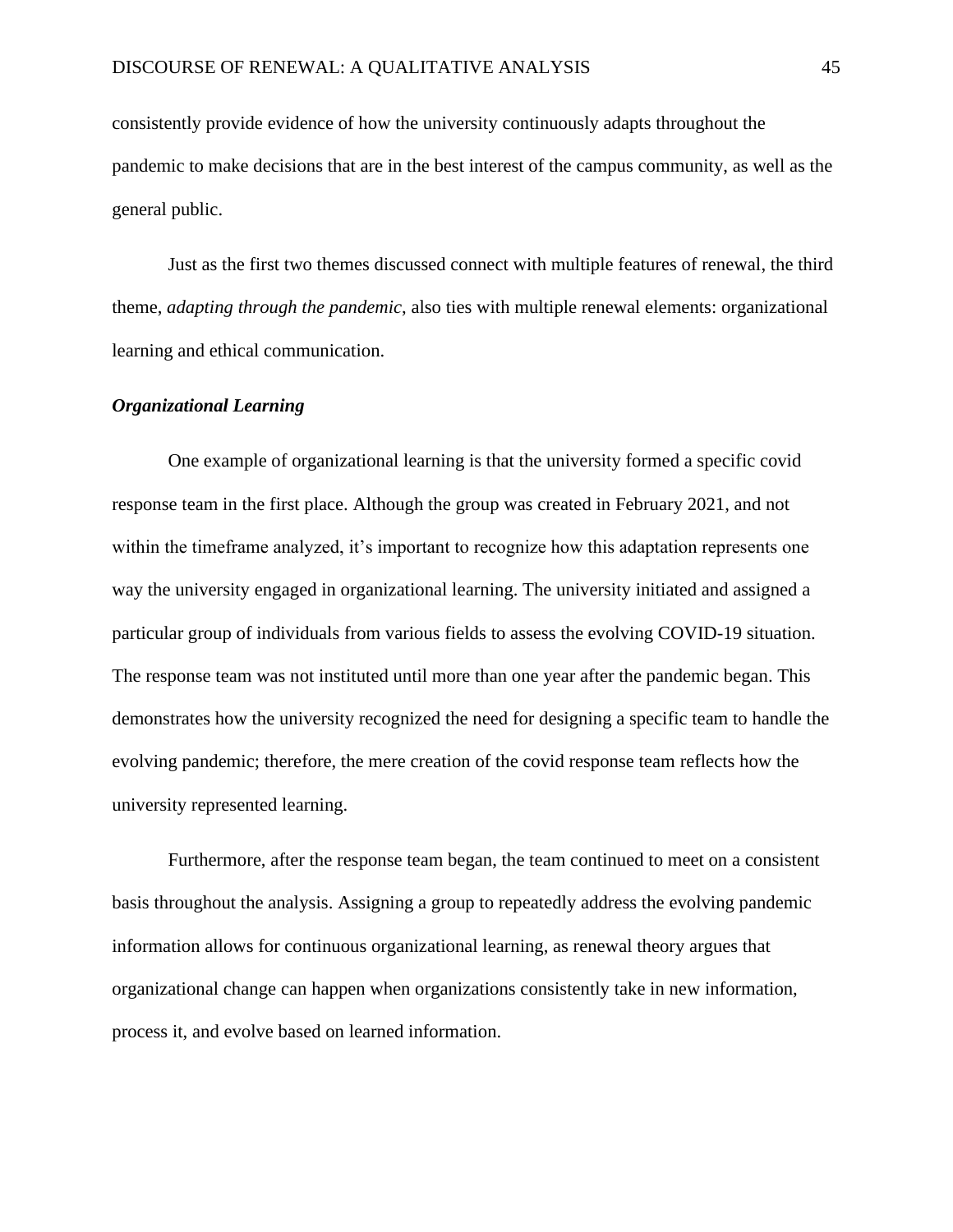consistently provide evidence of how the university continuously adapts throughout the pandemic to make decisions that are in the best interest of the campus community, as well as the general public.

Just as the first two themes discussed connect with multiple features of renewal, the third theme, *adapting through the pandemic*, also ties with multiple renewal elements: organizational learning and ethical communication.

### *Organizational Learning*

One example of organizational learning is that the university formed a specific covid response team in the first place. Although the group was created in February 2021, and not within the timeframe analyzed, it's important to recognize how this adaptation represents one way the university engaged in organizational learning. The university initiated and assigned a particular group of individuals from various fields to assess the evolving COVID-19 situation. The response team was not instituted until more than one year after the pandemic began. This demonstrates how the university recognized the need for designing a specific team to handle the evolving pandemic; therefore, the mere creation of the covid response team reflects how the university represented learning.

Furthermore, after the response team began, the team continued to meet on a consistent basis throughout the analysis. Assigning a group to repeatedly address the evolving pandemic information allows for continuous organizational learning, as renewal theory argues that organizational change can happen when organizations consistently take in new information, process it, and evolve based on learned information.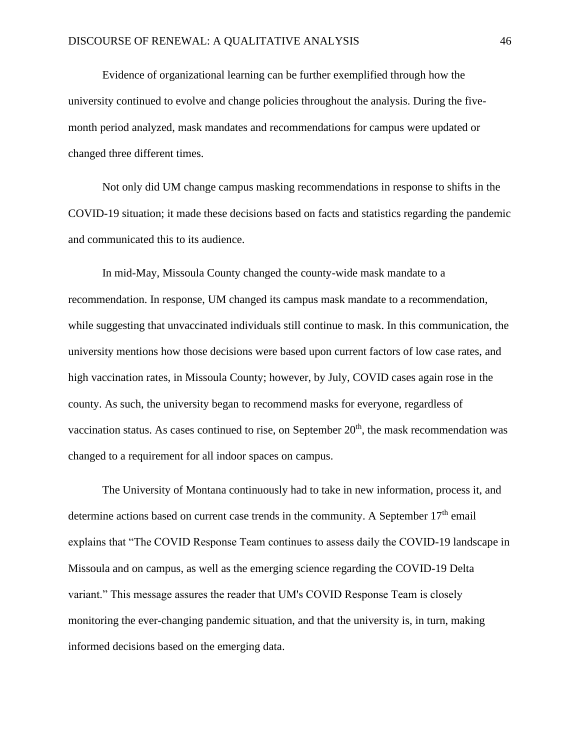Evidence of organizational learning can be further exemplified through how the university continued to evolve and change policies throughout the analysis. During the five-month period analyzed, mask mandates and recommendations for campus were updated or changed three different times.

Not only did UM change campus masking recommendations in response to shifts in the COVID-19 situation; it made these decisions based on facts and statistics regarding the pandemic and communicated this to its audience.

In mid-May, Missoula County changed the county-wide mask mandate to a recommendation. In response, UM changed its campus mask mandate to a recommendation, while suggesting that unvaccinated individuals still continue to mask. In this communication, the university mentions how those decisions were based upon current factors of low case rates, and high vaccination rates, in Missoula County; however, by July, COVID cases again rose in the county. As such, the university began to recommend masks for everyone, regardless of vaccination status. As cases continued to rise, on September 20th, the mask recommendation was changed to a requirement for all indoor spaces on campus.

The University of Montana continuously had to take in new information, process it, and determine actions based on current case trends in the community. A September 17th email explains that "The COVID Response Team continues to assess daily the COVID-19 landscape in Missoula and on campus, as well as the emerging science regarding the COVID-19 Delta variant." This message assures the reader that UM's COVID Response Team is closely monitoring the ever-changing pandemic situation, and that the university is, in turn, making informed decisions based on the emerging data.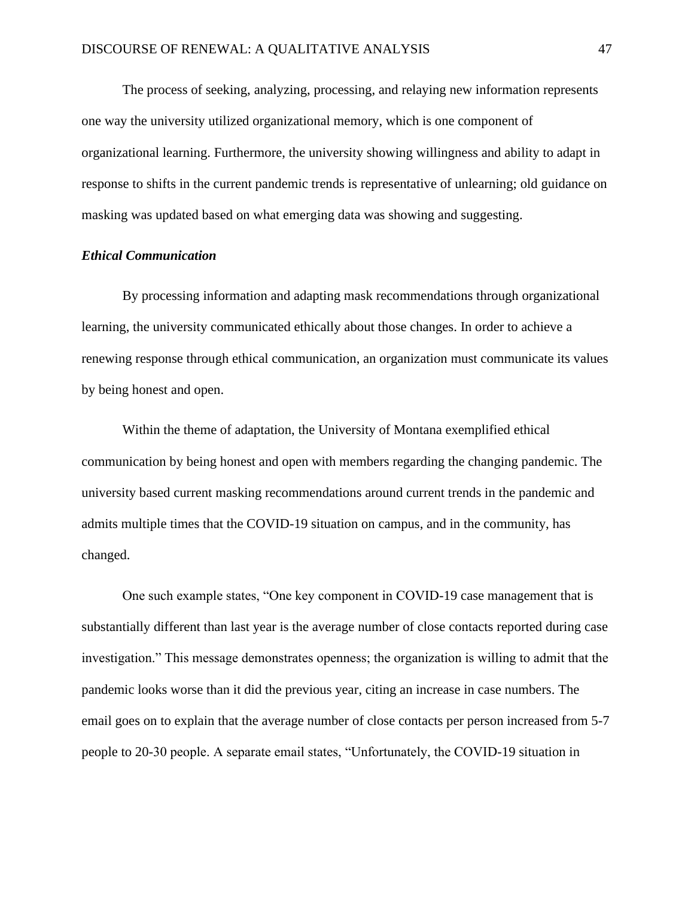The process of seeking, analyzing, processing, and relaying new information represents one way the university utilized organizational memory, which is one component of organizational learning. Furthermore, the university showing willingness and ability to adapt in response to shifts in the current pandemic trends is representative of unlearning; old guidance on masking was updated based on what emerging data was showing and suggesting.

### *Ethical Communication*

By processing information and adapting mask recommendations through organizational learning, the university communicated ethically about those changes. In order to achieve a renewing response through ethical communication, an organization must communicate its values by being honest and open.

Within the theme of adaptation, the University of Montana exemplified ethical communication by being honest and open with members regarding the changing pandemic. The university based current masking recommendations around current trends in the pandemic and admits multiple times that the COVID-19 situation on campus, and in the community, has changed.

One such example states, "One key component in COVID-19 case management that is substantially different than last year is the average number of close contacts reported during case investigation." This message demonstrates openness; the organization is willing to admit that the pandemic looks worse than it did the previous year, citing an increase in case numbers. The email goes on to explain that the average number of close contacts per person increased from 5-7 people to 20-30 people. A separate email states, "Unfortunately, the COVID-19 situation in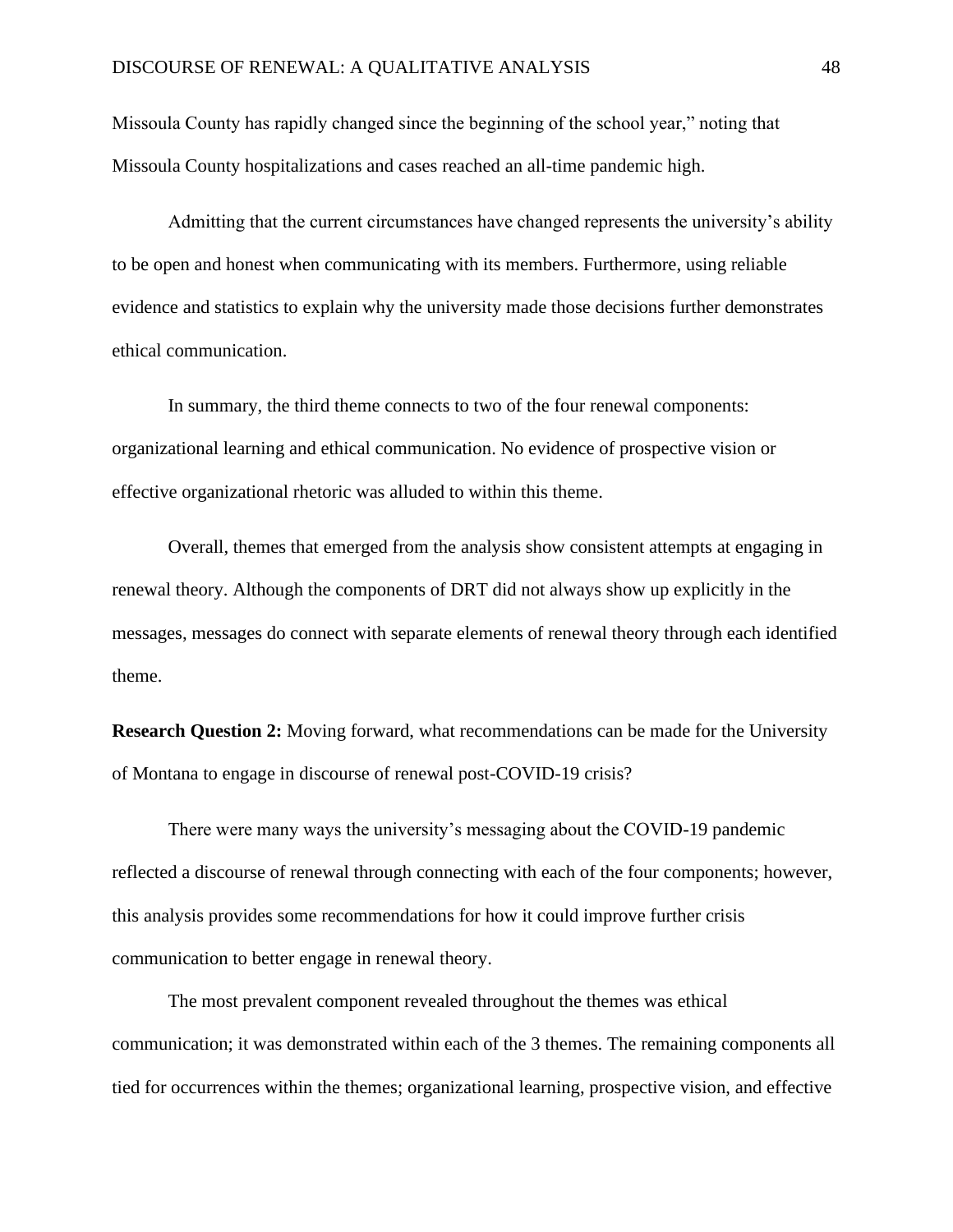Missoula County has rapidly changed since the beginning of the school year," noting that Missoula County hospitalizations and cases reached an all-time pandemic high.

Admitting that the current circumstances have changed represents the university's ability to be open and honest when communicating with its members. Furthermore, using reliable evidence and statistics to explain why the university made those decisions further demonstrates ethical communication.

In summary, the third theme connects to two of the four renewal components: organizational learning and ethical communication. No evidence of prospective vision or effective organizational rhetoric was alluded to within this theme.

Overall, themes that emerged from the analysis show consistent attempts at engaging in renewal theory. Although the components of DRT did not always show up explicitly in the messages, messages do connect with separate elements of renewal theory through each identified theme.

**Research Question 2:** Moving forward, what recommendations can be made for the University of Montana to engage in discourse of renewal post-COVID-19 crisis?

There were many ways the university's messaging about the COVID-19 pandemic reflected a discourse of renewal through connecting with each of the four components; however, this analysis provides some recommendations for how it could improve further crisis communication to better engage in renewal theory.

The most prevalent component revealed throughout the themes was ethical communication; it was demonstrated within each of the 3 themes. The remaining components all tied for occurrences within the themes; organizational learning, prospective vision, and effective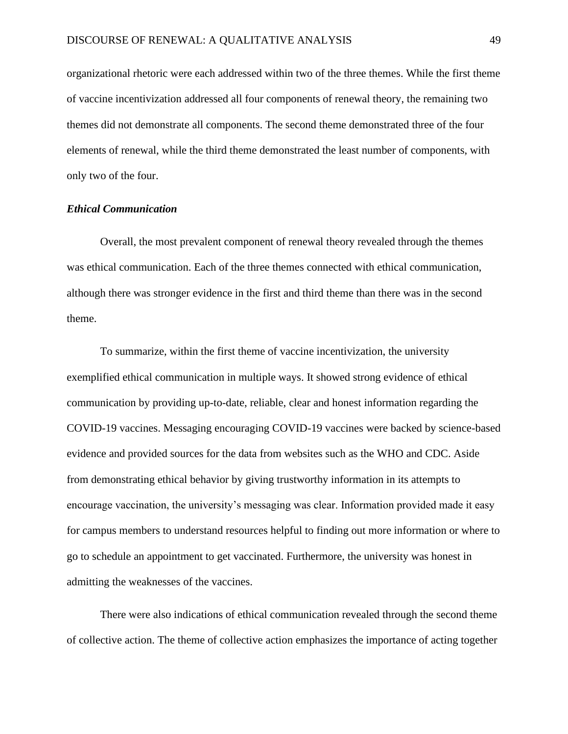organizational rhetoric were each addressed within two of the three themes. While the first theme of vaccine incentivization addressed all four components of renewal theory, the remaining two themes did not demonstrate all components. The second theme demonstrated three of the four elements of renewal, while the third theme demonstrated the least number of components, with only two of the four.

### *Ethical Communication*

Overall, the most prevalent component of renewal theory revealed through the themes was ethical communication. Each of the three themes connected with ethical communication, although there was stronger evidence in the first and third theme than there was in the second theme.

To summarize, within the first theme of vaccine incentivization, the university exemplified ethical communication in multiple ways. It showed strong evidence of ethical communication by providing up-to-date, reliable, clear and honest information regarding the COVID-19 vaccines. Messaging encouraging COVID-19 vaccines were backed by science-based evidence and provided sources for the data from websites such as the WHO and CDC. Aside from demonstrating ethical behavior by giving trustworthy information in its attempts to encourage vaccination, the university's messaging was clear. Information provided made it easy for campus members to understand resources helpful to finding out more information or where to go to schedule an appointment to get vaccinated. Furthermore, the university was honest in admitting the weaknesses of the vaccines.

There were also indications of ethical communication revealed through the second theme of collective action. The theme of collective action emphasizes the importance of acting together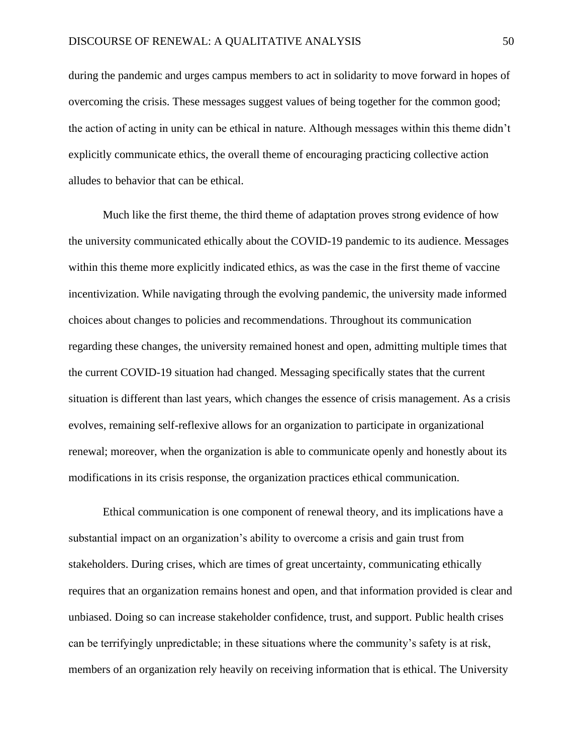during the pandemic and urges campus members to act in solidarity to move forward in hopes of overcoming the crisis. These messages suggest values of being together for the common good; the action of acting in unity can be ethical in nature. Although messages within this theme didn't explicitly communicate ethics, the overall theme of encouraging practicing collective action alludes to behavior that can be ethical.

Much like the first theme, the third theme of adaptation proves strong evidence of how the university communicated ethically about the COVID-19 pandemic to its audience. Messages within this theme more explicitly indicated ethics, as was the case in the first theme of vaccine incentivization. While navigating through the evolving pandemic, the university made informed choices about changes to policies and recommendations. Throughout its communication regarding these changes, the university remained honest and open, admitting multiple times that the current COVID-19 situation had changed. Messaging specifically states that the current situation is different than last years, which changes the essence of crisis management. As a crisis evolves, remaining self-reflexive allows for an organization to participate in organizational renewal; moreover, when the organization is able to communicate openly and honestly about its modifications in its crisis response, the organization practices ethical communication.

Ethical communication is one component of renewal theory, and its implications have a substantial impact on an organization's ability to overcome a crisis and gain trust from stakeholders. During crises, which are times of great uncertainty, communicating ethically requires that an organization remains honest and open, and that information provided is clear and unbiased. Doing so can increase stakeholder confidence, trust, and support. Public health crises can be terrifyingly unpredictable; in these situations where the community's safety is at risk, members of an organization rely heavily on receiving information that is ethical. The University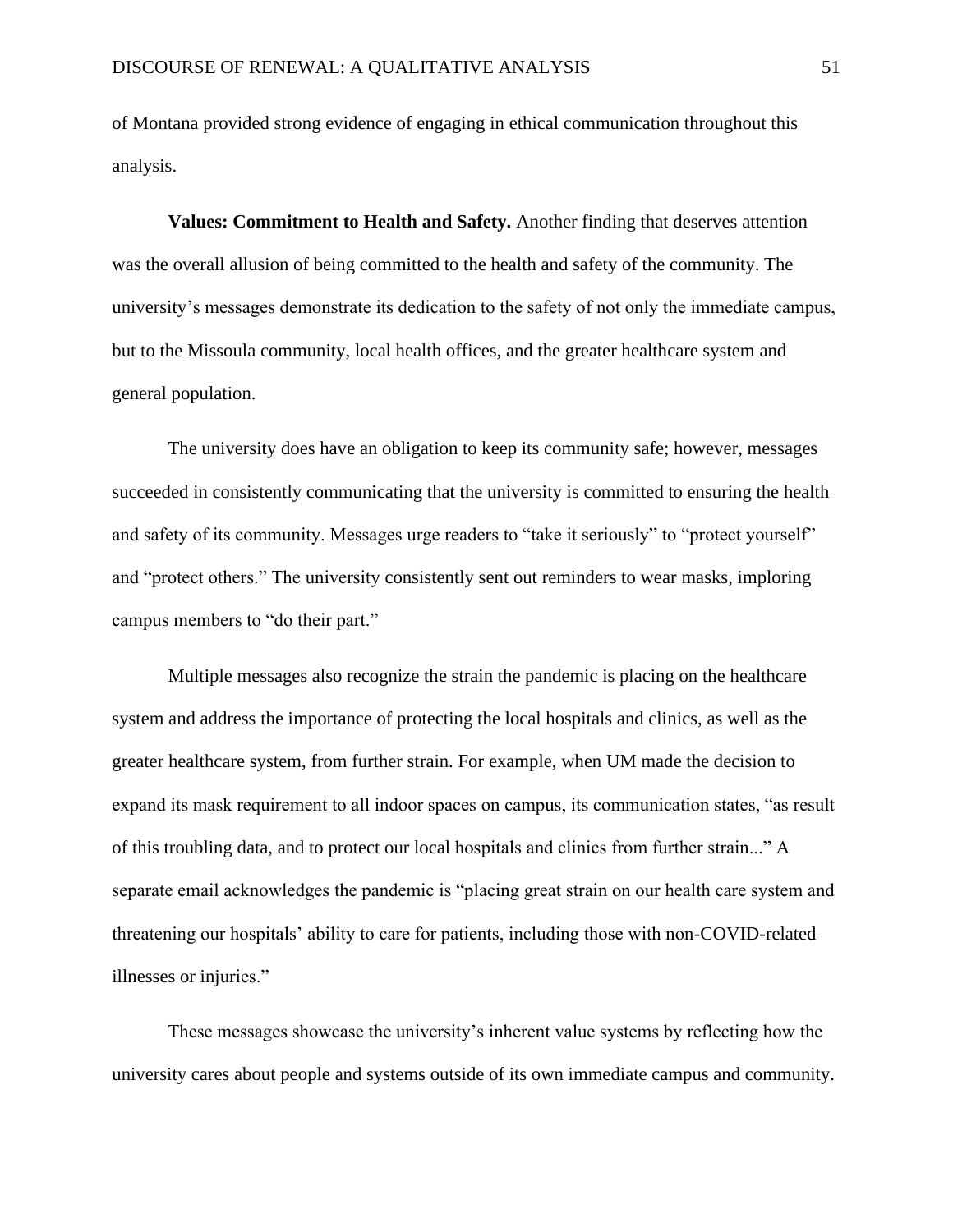of Montana provided strong evidence of engaging in ethical communication throughout this analysis.

**Values: Commitment to Health and Safety.** Another finding that deserves attention was the overall allusion of being committed to the health and safety of the community. The university's messages demonstrate its dedication to the safety of not only the immediate campus, but to the Missoula community, local health offices, and the greater healthcare system and general population.

The university does have an obligation to keep its community safe; however, messages succeeded in consistently communicating that the university is committed to ensuring the health and safety of its community. Messages urge readers to "take it seriously" to "protect yourself" and "protect others." The university consistently sent out reminders to wear masks, imploring campus members to "do their part."

Multiple messages also recognize the strain the pandemic is placing on the healthcare system and address the importance of protecting the local hospitals and clinics, as well as the greater healthcare system, from further strain. For example, when UM made the decision to expand its mask requirement to all indoor spaces on campus, its communication states, "as result of this troubling data, and to protect our local hospitals and clinics from further strain..." A separate email acknowledges the pandemic is "placing great strain on our health care system and threatening our hospitals' ability to care for patients, including those with non-COVID-related illnesses or injuries."

These messages showcase the university's inherent value systems by reflecting how the university cares about people and systems outside of its own immediate campus and community.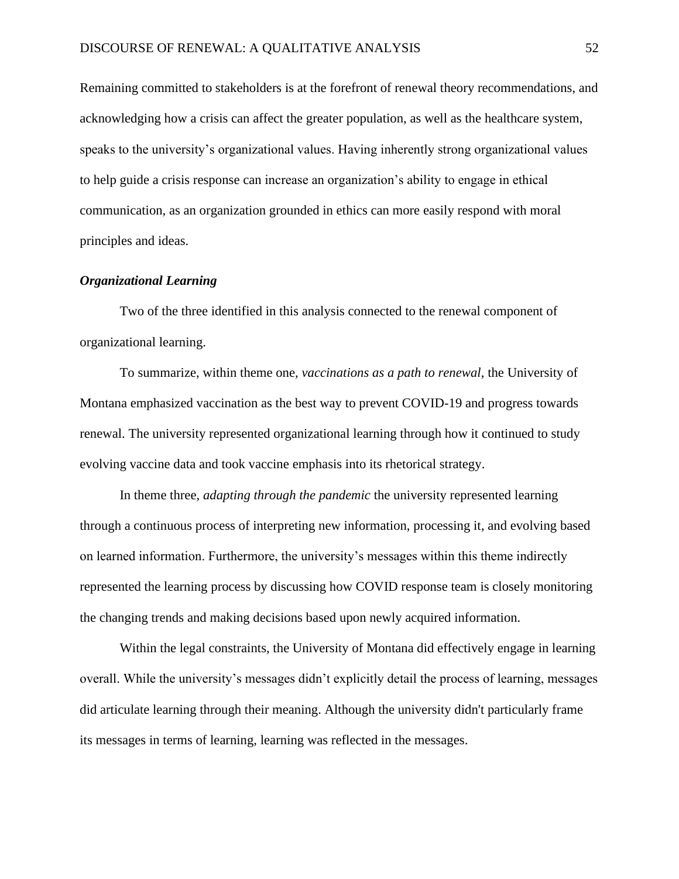Remaining committed to stakeholders is at the forefront of renewal theory recommendations, and acknowledging how a crisis can affect the greater population, as well as the healthcare system, speaks to the university's organizational values. Having inherently strong organizational values to help guide a crisis response can increase an organization's ability to engage in ethical communication, as an organization grounded in ethics can more easily respond with moral principles and ideas.

### ***Organizational Learning***

Two of the three identified in this analysis connected to the renewal component of organizational learning.

To summarize, within theme one, *vaccinations as a path to renewal*, the University of Montana emphasized vaccination as the best way to prevent COVID-19 and progress towards renewal. The university represented organizational learning through how it continued to study evolving vaccine data and took vaccine emphasis into its rhetorical strategy.

In theme three, *adapting through the pandemic* the university represented learning through a continuous process of interpreting new information, processing it, and evolving based on learned information. Furthermore, the university's messages within this theme indirectly represented the learning process by discussing how COVID response team is closely monitoring the changing trends and making decisions based upon newly acquired information.

Within the legal constraints, the University of Montana did effectively engage in learning overall. While the university's messages didn't explicitly detail the process of learning, messages did articulate learning through their meaning. Although the university didn't particularly frame its messages in terms of learning, learning was reflected in the messages.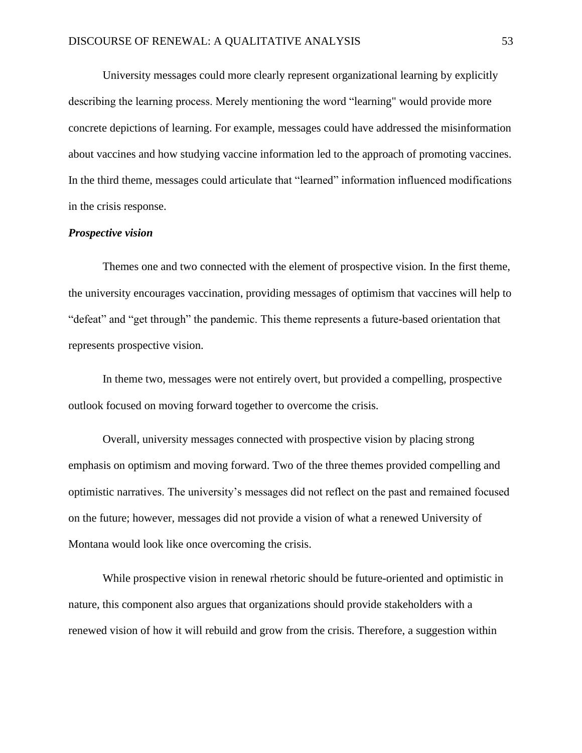University messages could more clearly represent organizational learning by explicitly describing the learning process. Merely mentioning the word "learning" would provide more concrete depictions of learning. For example, messages could have addressed the misinformation about vaccines and how studying vaccine information led to the approach of promoting vaccines. In the third theme, messages could articulate that "learned" information influenced modifications in the crisis response.

***Prospective vision***

Themes one and two connected with the element of prospective vision. In the first theme, the university encourages vaccination, providing messages of optimism that vaccines will help to "defeat" and "get through" the pandemic. This theme represents a future-based orientation that represents prospective vision.

In theme two, messages were not entirely overt, but provided a compelling, prospective outlook focused on moving forward together to overcome the crisis.

Overall, university messages connected with prospective vision by placing strong emphasis on optimism and moving forward. Two of the three themes provided compelling and optimistic narratives. The university's messages did not reflect on the past and remained focused on the future; however, messages did not provide a vision of what a renewed University of Montana would look like once overcoming the crisis.

While prospective vision in renewal rhetoric should be future-oriented and optimistic in nature, this component also argues that organizations should provide stakeholders with a renewed vision of how it will rebuild and grow from the crisis. Therefore, a suggestion within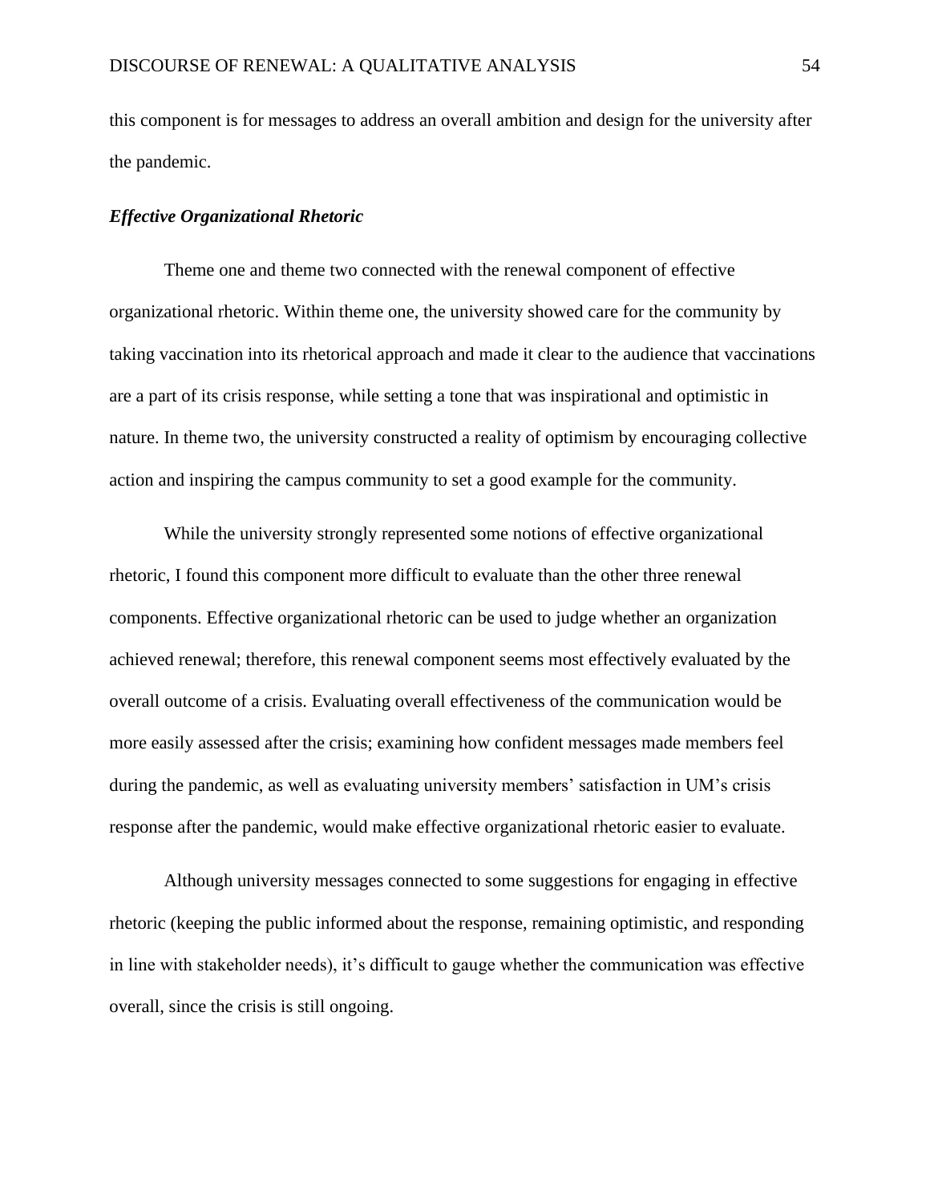this component is for messages to address an overall ambition and design for the university after the pandemic.

### *Effective Organizational Rhetoric*

Theme one and theme two connected with the renewal component of effective organizational rhetoric. Within theme one, the university showed care for the community by taking vaccination into its rhetorical approach and made it clear to the audience that vaccinations are a part of its crisis response, while setting a tone that was inspirational and optimistic in nature. In theme two, the university constructed a reality of optimism by encouraging collective action and inspiring the campus community to set a good example for the community.

While the university strongly represented some notions of effective organizational rhetoric, I found this component more difficult to evaluate than the other three renewal components. Effective organizational rhetoric can be used to judge whether an organization achieved renewal; therefore, this renewal component seems most effectively evaluated by the overall outcome of a crisis. Evaluating overall effectiveness of the communication would be more easily assessed after the crisis; examining how confident messages made members feel during the pandemic, as well as evaluating university members' satisfaction in UM's crisis response after the pandemic, would make effective organizational rhetoric easier to evaluate.

Although university messages connected to some suggestions for engaging in effective rhetoric (keeping the public informed about the response, remaining optimistic, and responding in line with stakeholder needs), it's difficult to gauge whether the communication was effective overall, since the crisis is still ongoing.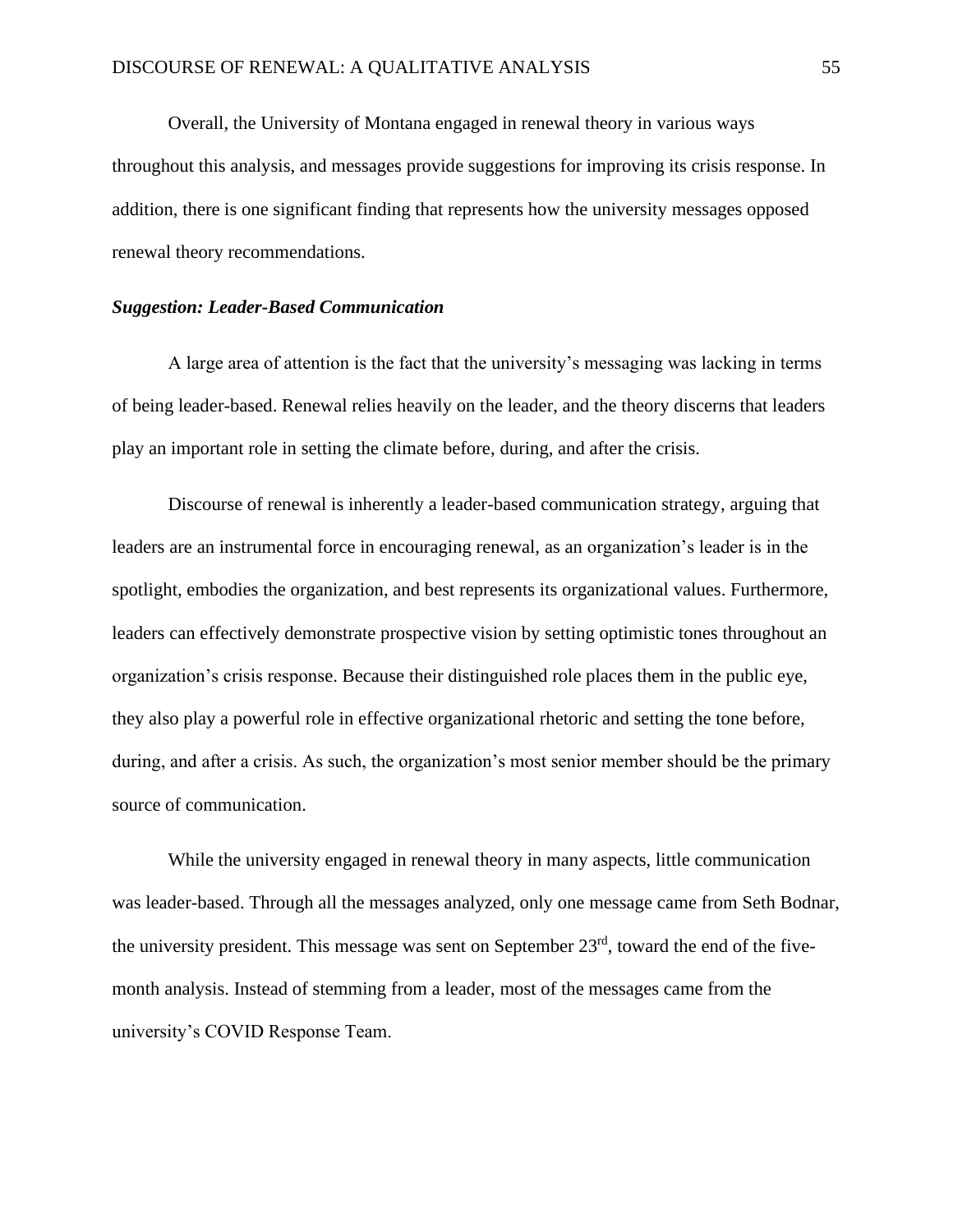Overall, the University of Montana engaged in renewal theory in various ways throughout this analysis, and messages provide suggestions for improving its crisis response. In addition, there is one significant finding that represents how the university messages opposed renewal theory recommendations.

### ***Suggestion: Leader-Based Communication***

A large area of attention is the fact that the university's messaging was lacking in terms of being leader-based. Renewal relies heavily on the leader, and the theory discerns that leaders play an important role in setting the climate before, during, and after the crisis.

Discourse of renewal is inherently a leader-based communication strategy, arguing that leaders are an instrumental force in encouraging renewal, as an organization's leader is in the spotlight, embodies the organization, and best represents its organizational values. Furthermore, leaders can effectively demonstrate prospective vision by setting optimistic tones throughout an organization's crisis response. Because their distinguished role places them in the public eye, they also play a powerful role in effective organizational rhetoric and setting the tone before, during, and after a crisis. As such, the organization's most senior member should be the primary source of communication.

While the university engaged in renewal theory in many aspects, little communication was leader-based. Through all the messages analyzed, only one message came from Seth Bodnar, the university president. This message was sent on September 23rd, toward the end of the five-month analysis. Instead of stemming from a leader, most of the messages came from the university's COVID Response Team.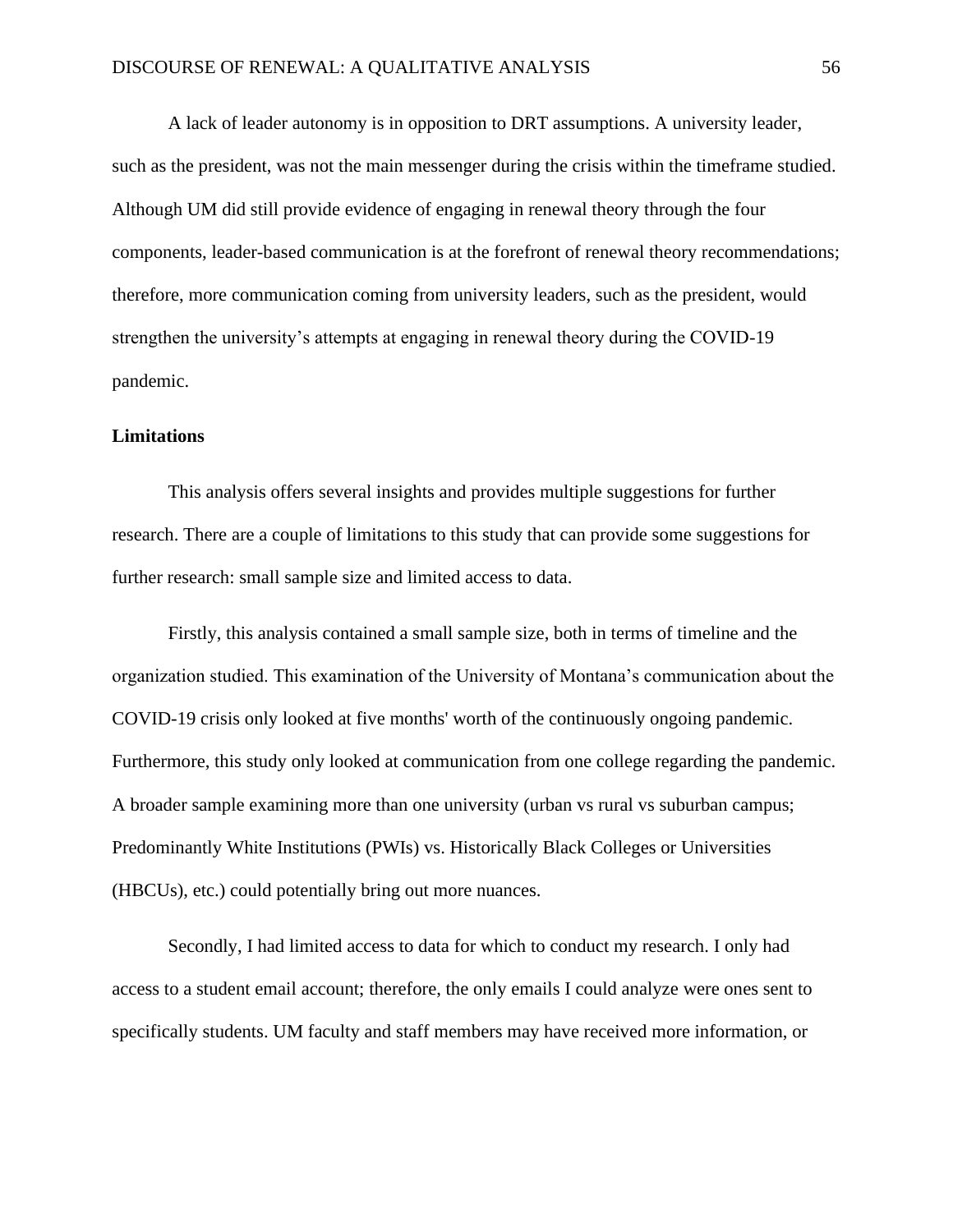A lack of leader autonomy is in opposition to DRT assumptions. A university leader, such as the president, was not the main messenger during the crisis within the timeframe studied. Although UM did still provide evidence of engaging in renewal theory through the four components, leader-based communication is at the forefront of renewal theory recommendations; therefore, more communication coming from university leaders, such as the president, would strengthen the university's attempts at engaging in renewal theory during the COVID-19 pandemic.

## Limitations

This analysis offers several insights and provides multiple suggestions for further research. There are a couple of limitations to this study that can provide some suggestions for further research: small sample size and limited access to data.

Firstly, this analysis contained a small sample size, both in terms of timeline and the organization studied. This examination of the University of Montana's communication about the COVID-19 crisis only looked at five months' worth of the continuously ongoing pandemic. Furthermore, this study only looked at communication from one college regarding the pandemic. A broader sample examining more than one university (urban vs rural vs suburban campus; Predominantly White Institutions (PWIs) vs. Historically Black Colleges or Universities (HBCUs), etc.) could potentially bring out more nuances.

Secondly, I had limited access to data for which to conduct my research. I only had access to a student email account; therefore, the only emails I could analyze were ones sent to specifically students. UM faculty and staff members may have received more information, or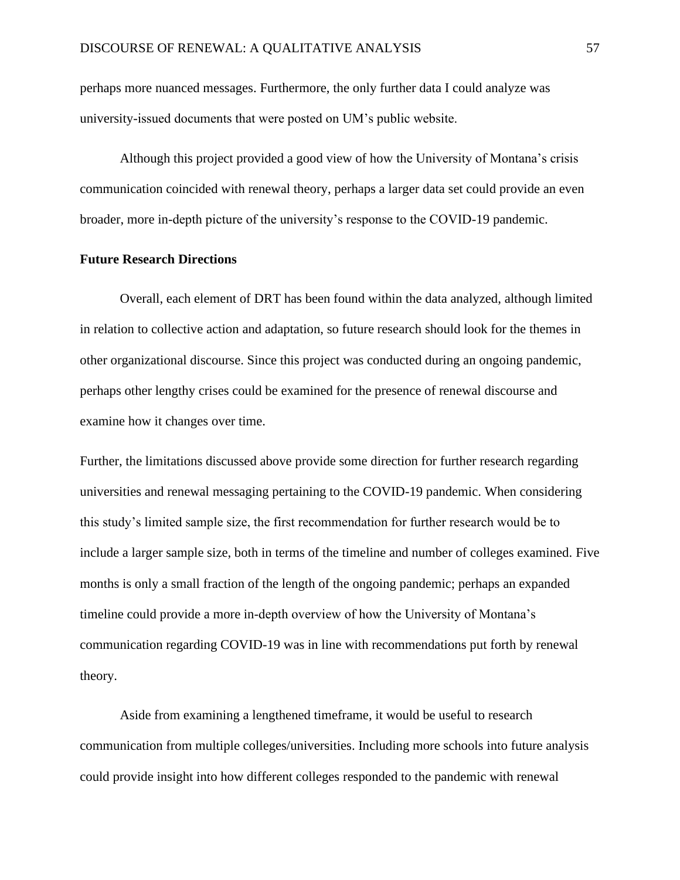perhaps more nuanced messages. Furthermore, the only further data I could analyze was university-issued documents that were posted on UM's public website.

Although this project provided a good view of how the University of Montana's crisis communication coincided with renewal theory, perhaps a larger data set could provide an even broader, more in-depth picture of the university's response to the COVID-19 pandemic.

**Future Research Directions**

Overall, each element of DRT has been found within the data analyzed, although limited in relation to collective action and adaptation, so future research should look for the themes in other organizational discourse. Since this project was conducted during an ongoing pandemic, perhaps other lengthy crises could be examined for the presence of renewal discourse and examine how it changes over time.

Further, the limitations discussed above provide some direction for further research regarding universities and renewal messaging pertaining to the COVID-19 pandemic. When considering this study's limited sample size, the first recommendation for further research would be to include a larger sample size, both in terms of the timeline and number of colleges examined. Five months is only a small fraction of the length of the ongoing pandemic; perhaps an expanded timeline could provide a more in-depth overview of how the University of Montana's communication regarding COVID-19 was in line with recommendations put forth by renewal theory.

Aside from examining a lengthened timeframe, it would be useful to research communication from multiple colleges/universities. Including more schools into future analysis could provide insight into how different colleges responded to the pandemic with renewal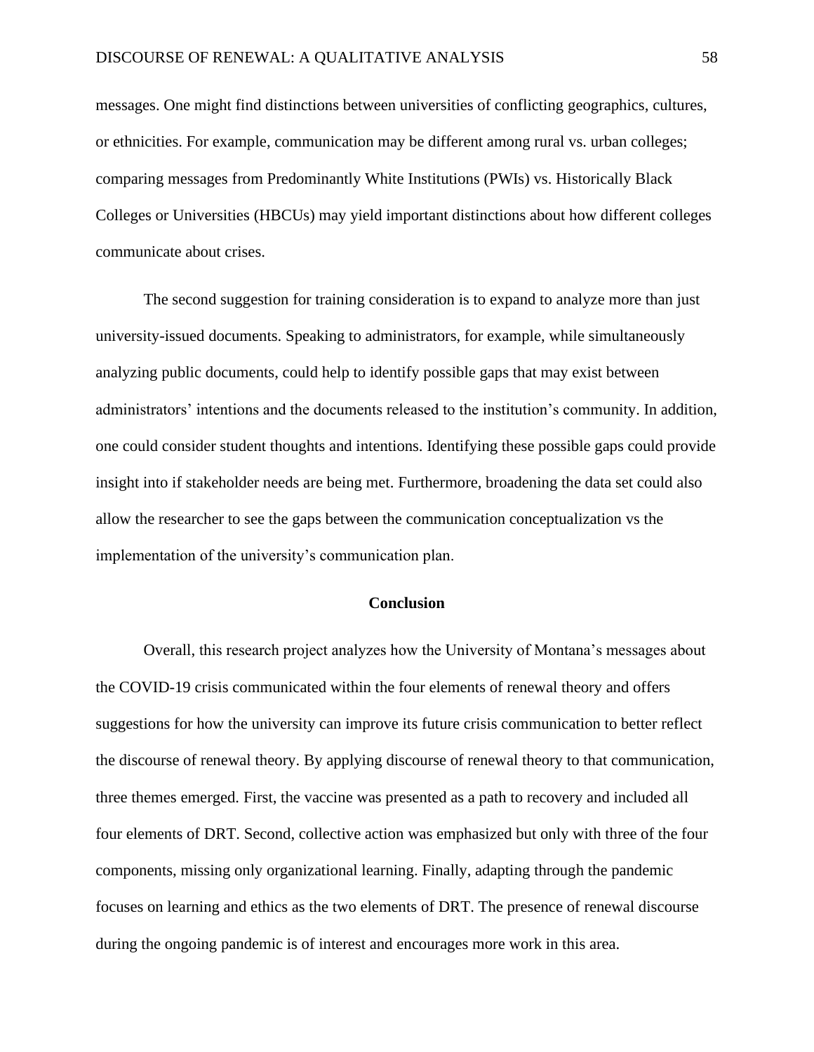messages. One might find distinctions between universities of conflicting geographics, cultures, or ethnicities. For example, communication may be different among rural vs. urban colleges; comparing messages from Predominantly White Institutions (PWIs) vs. Historically Black Colleges or Universities (HBCUs) may yield important distinctions about how different colleges communicate about crises.

The second suggestion for training consideration is to expand to analyze more than just university-issued documents. Speaking to administrators, for example, while simultaneously analyzing public documents, could help to identify possible gaps that may exist between administrators' intentions and the documents released to the institution's community. In addition, one could consider student thoughts and intentions. Identifying these possible gaps could provide insight into if stakeholder needs are being met. Furthermore, broadening the data set could also allow the researcher to see the gaps between the communication conceptualization vs the implementation of the university's communication plan.

## Conclusion

Overall, this research project analyzes how the University of Montana's messages about the COVID-19 crisis communicated within the four elements of renewal theory and offers suggestions for how the university can improve its future crisis communication to better reflect the discourse of renewal theory. By applying discourse of renewal theory to that communication, three themes emerged. First, the vaccine was presented as a path to recovery and included all four elements of DRT. Second, collective action was emphasized but only with three of the four components, missing only organizational learning. Finally, adapting through the pandemic focuses on learning and ethics as the two elements of DRT. The presence of renewal discourse during the ongoing pandemic is of interest and encourages more work in this area.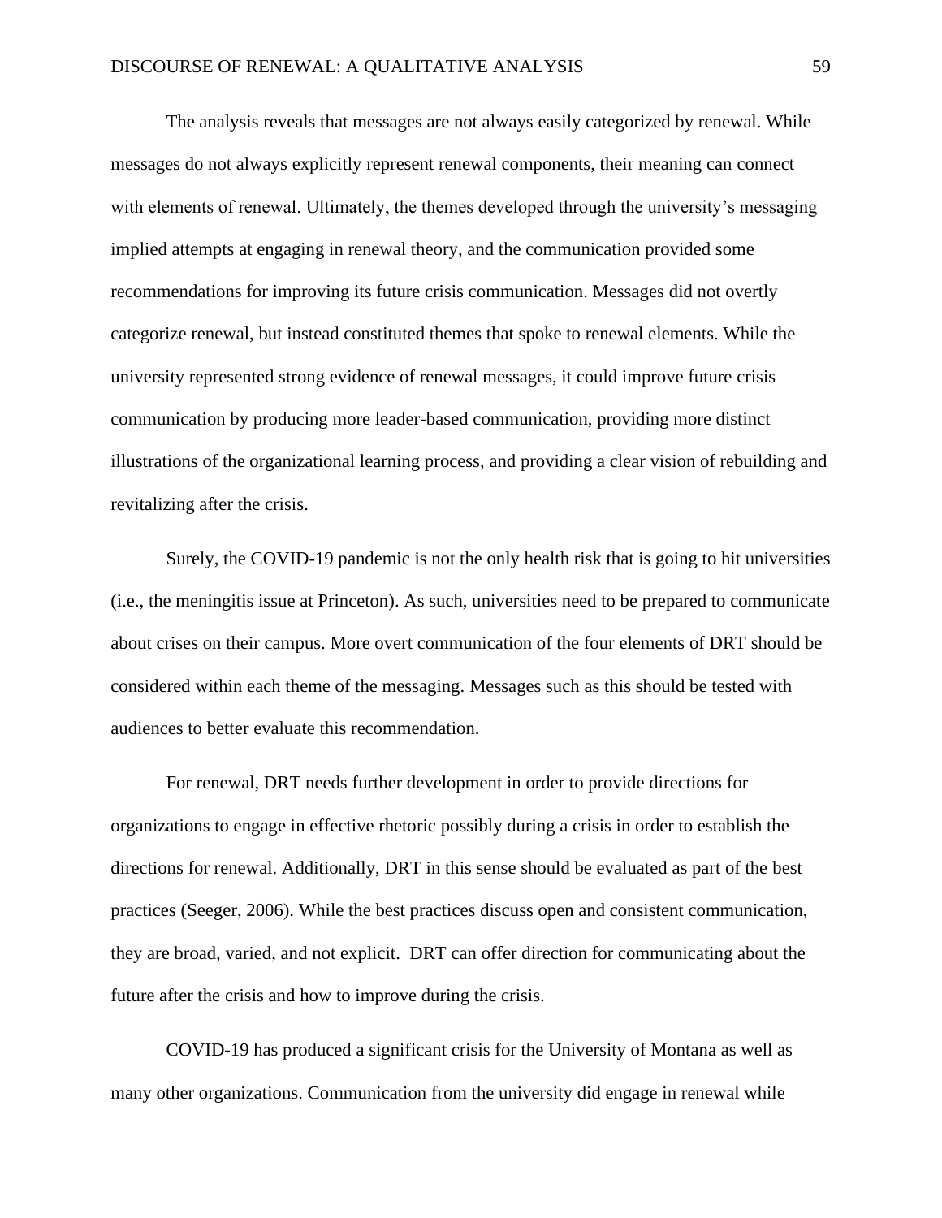The analysis reveals that messages are not always easily categorized by renewal. While messages do not always explicitly represent renewal components, their meaning can connect with elements of renewal. Ultimately, the themes developed through the university's messaging implied attempts at engaging in renewal theory, and the communication provided some recommendations for improving its future crisis communication. Messages did not overtly categorize renewal, but instead constituted themes that spoke to renewal elements. While the university represented strong evidence of renewal messages, it could improve future crisis communication by producing more leader-based communication, providing more distinct illustrations of the organizational learning process, and providing a clear vision of rebuilding and revitalizing after the crisis.

Surely, the COVID-19 pandemic is not the only health risk that is going to hit universities (i.e., the meningitis issue at Princeton). As such, universities need to be prepared to communicate about crises on their campus. More overt communication of the four elements of DRT should be considered within each theme of the messaging. Messages such as this should be tested with audiences to better evaluate this recommendation.

For renewal, DRT needs further development in order to provide directions for organizations to engage in effective rhetoric possibly during a crisis in order to establish the directions for renewal. Additionally, DRT in this sense should be evaluated as part of the best practices (Seeger, 2006). While the best practices discuss open and consistent communication, they are broad, varied, and not explicit. DRT can offer direction for communicating about the future after the crisis and how to improve during the crisis.

COVID-19 has produced a significant crisis for the University of Montana as well as many other organizations. Communication from the university did engage in renewal while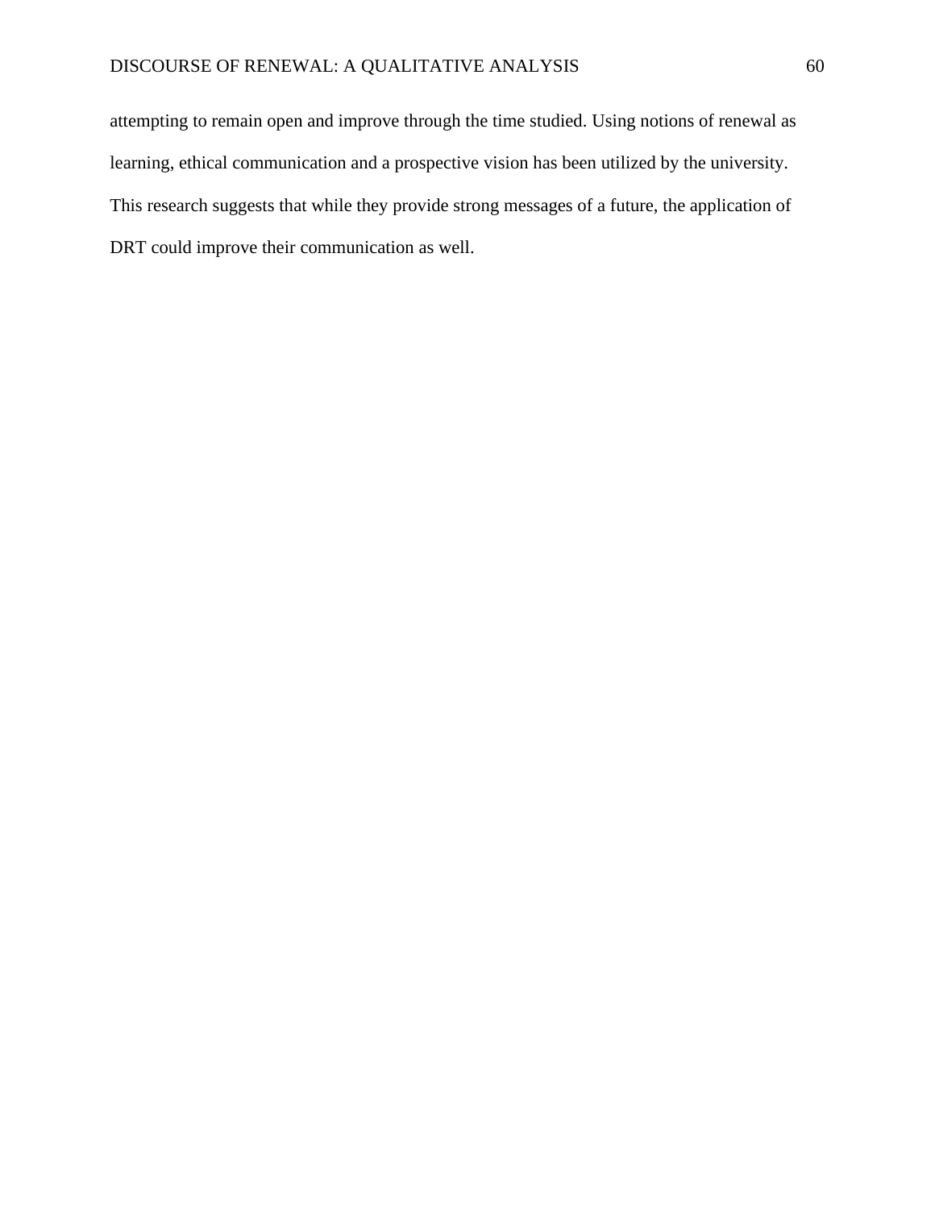attempting to remain open and improve through the time studied. Using notions of renewal as learning, ethical communication and a prospective vision has been utilized by the university. This research suggests that while they provide strong messages of a future, the application of DRT could improve their communication as well.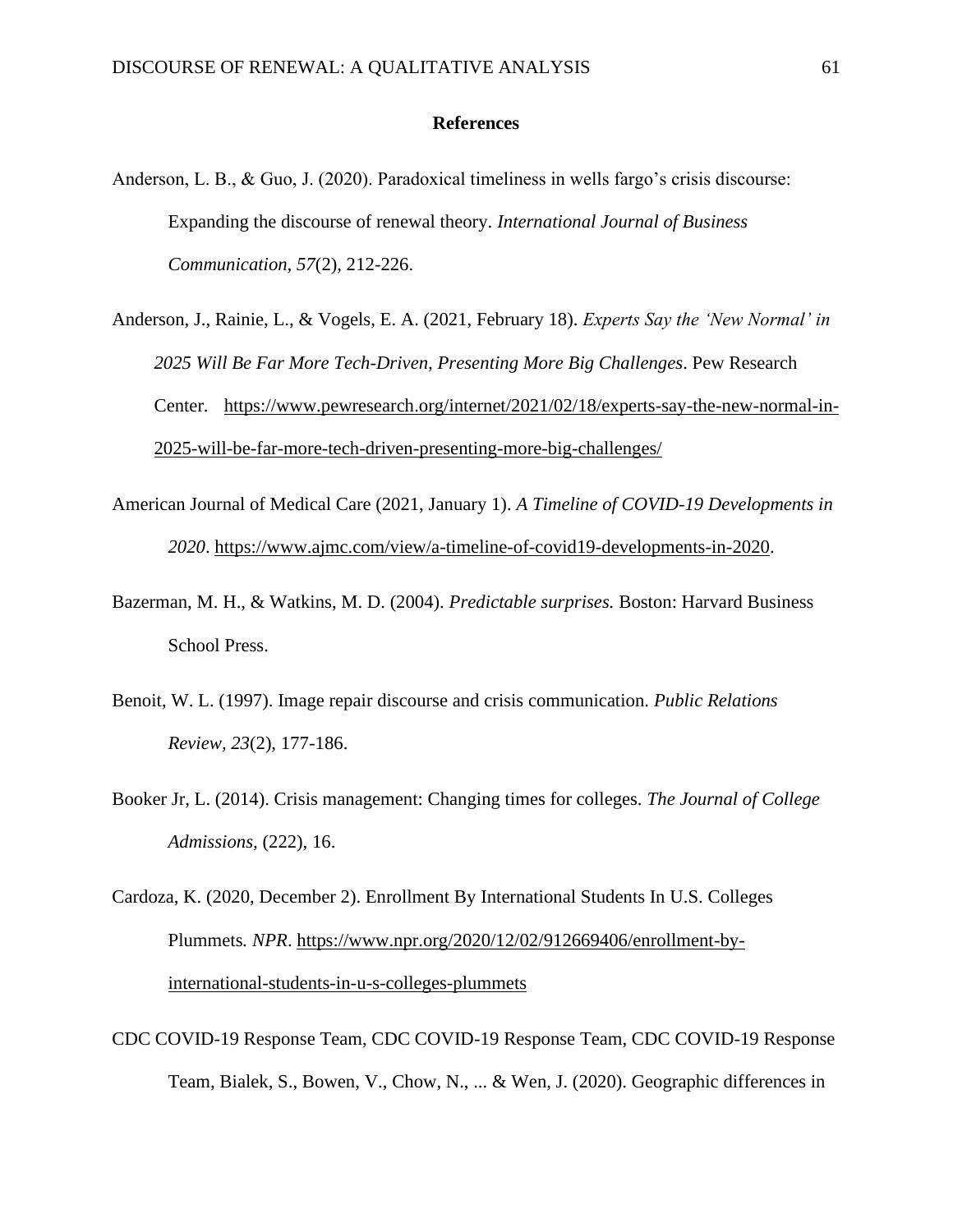# References

Anderson, L. B., & Guo, J. (2020). Paradoxical timeliness in wells fargo's crisis discourse: Expanding the discourse of renewal theory. *International Journal of Business Communication, 57*(2), 212-226.

Anderson, J., Rainie, L., & Vogels, E. A. (2021, February 18). *Experts Say the 'New Normal' in 2025 Will Be Far More Tech-Driven, Presenting More Big Challenges*. Pew Research Center. https://www.pewresearch.org/internet/2021/02/18/experts-say-the-new-normal-in-2025-will-be-far-more-tech-driven-presenting-more-big-challenges/

American Journal of Medical Care (2021, January 1). *A Timeline of COVID-19 Developments in 2020*. https://www.ajmc.com/view/a-timeline-of-covid19-developments-in-2020.

Bazerman, M. H., & Watkins, M. D. (2004). *Predictable surprises.* Boston: Harvard Business School Press.

Benoit, W. L. (1997). Image repair discourse and crisis communication. *Public Relations Review, 23*(2), 177-186.

Booker Jr, L. (2014). Crisis management: Changing times for colleges. *The Journal of College Admissions*, (222), 16.

Cardoza, K. (2020, December 2). Enrollment By International Students In U.S. Colleges Plummets. *NPR*. https://www.npr.org/2020/12/02/912669406/enrollment-by-international-students-in-u-s-colleges-plummets

CDC COVID-19 Response Team, CDC COVID-19 Response Team, CDC COVID-19 Response Team, Bialek, S., Bowen, V., Chow, N., ... & Wen, J. (2020). Geographic differences in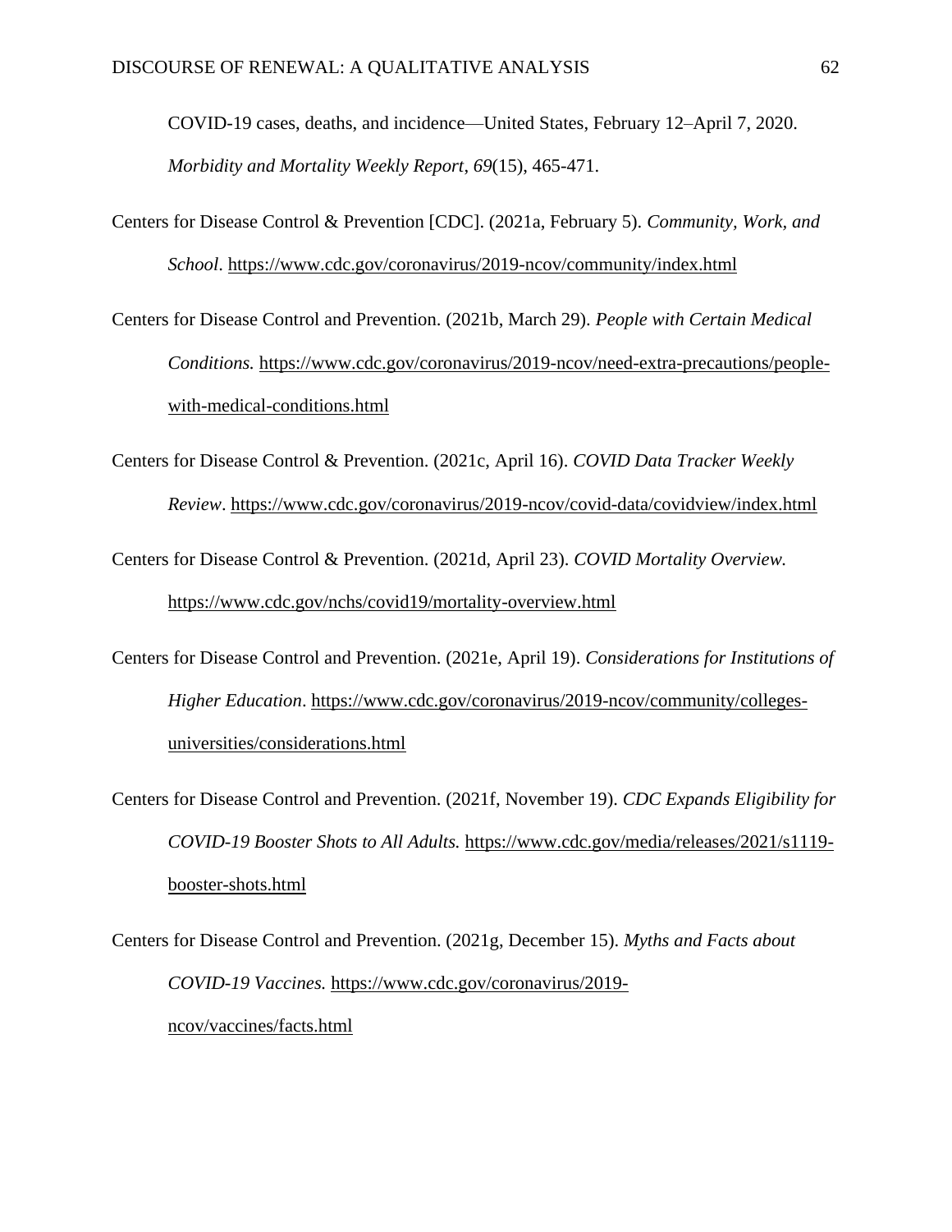COVID-19 cases, deaths, and incidence—United States, February 12–April 7, 2020. *Morbidity and Mortality Weekly Report*, *69*(15), 465-471.

Centers for Disease Control & Prevention [CDC]. (2021a, February 5). *Community, Work, and School*. https://www.cdc.gov/coronavirus/2019-ncov/community/index.html

Centers for Disease Control and Prevention. (2021b, March 29). *People with Certain Medical Conditions.* https://www.cdc.gov/coronavirus/2019-ncov/need-extra-precautions/people-with-medical-conditions.html

Centers for Disease Control & Prevention. (2021c, April 16). *COVID Data Tracker Weekly Review*. https://www.cdc.gov/coronavirus/2019-ncov/covid-data/covidview/index.html

Centers for Disease Control & Prevention. (2021d, April 23). *COVID Mortality Overview.* https://www.cdc.gov/nchs/covid19/mortality-overview.html

Centers for Disease Control and Prevention. (2021e, April 19). *Considerations for Institutions of Higher Education*. https://www.cdc.gov/coronavirus/2019-ncov/community/colleges-universities/considerations.html

Centers for Disease Control and Prevention. (2021f, November 19). *CDC Expands Eligibility for COVID-19 Booster Shots to All Adults.* https://www.cdc.gov/media/releases/2021/s1119-booster-shots.html

Centers for Disease Control and Prevention. (2021g, December 15). *Myths and Facts about COVID-19 Vaccines.* https://www.cdc.gov/coronavirus/2019-ncov/vaccines/facts.html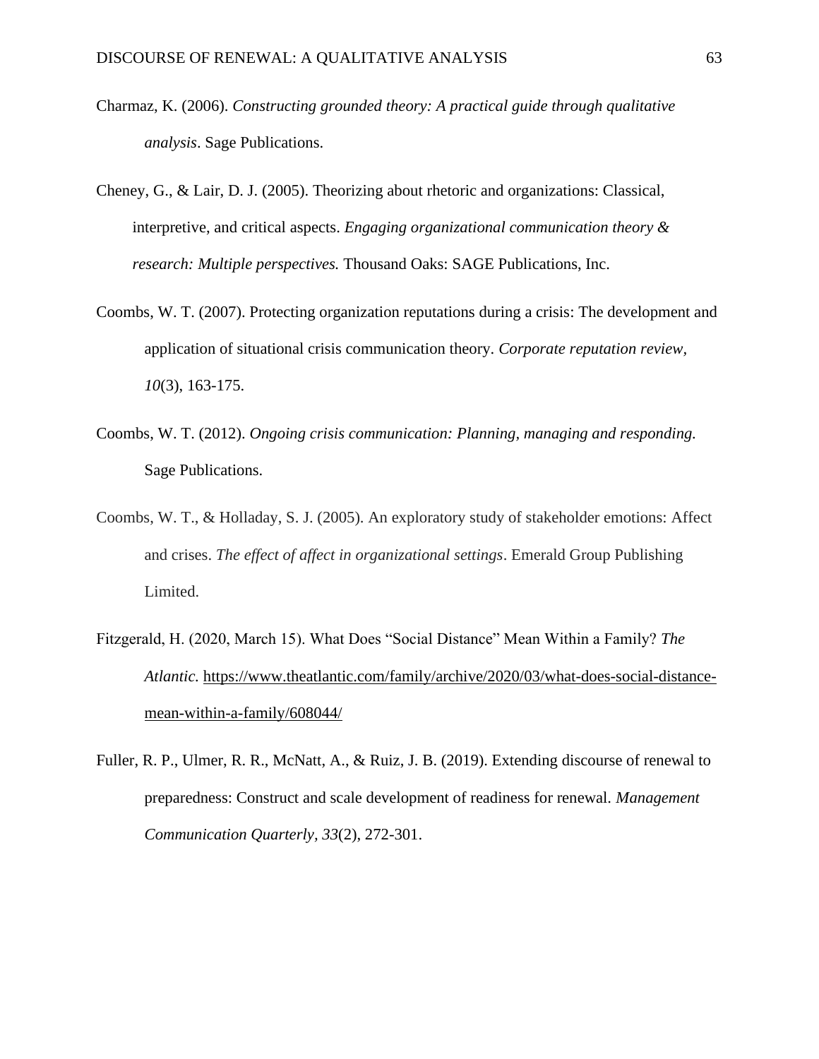Charmaz, K. (2006). *Constructing grounded theory: A practical guide through qualitative analysis*. Sage Publications.

Cheney, G., & Lair, D. J. (2005). Theorizing about rhetoric and organizations: Classical, interpretive, and critical aspects. *Engaging organizational communication theory & research: Multiple perspectives.* Thousand Oaks: SAGE Publications, Inc.

Coombs, W. T. (2007). Protecting organization reputations during a crisis: The development and application of situational crisis communication theory. *Corporate reputation review*, *10*(3), 163-175.

Coombs, W. T. (2012). *Ongoing crisis communication: Planning, managing and responding.* Sage Publications.

Coombs, W. T., & Holladay, S. J. (2005). An exploratory study of stakeholder emotions: Affect and crises. *The effect of affect in organizational settings*. Emerald Group Publishing Limited.

Fitzgerald, H. (2020, March 15). What Does "Social Distance" Mean Within a Family? *The Atlantic.* https://www.theatlantic.com/family/archive/2020/03/what-does-social-distance-mean-within-a-family/608044/

Fuller, R. P., Ulmer, R. R., McNatt, A., & Ruiz, J. B. (2019). Extending discourse of renewal to preparedness: Construct and scale development of readiness for renewal. *Management Communication Quarterly, 33*(2), 272-301.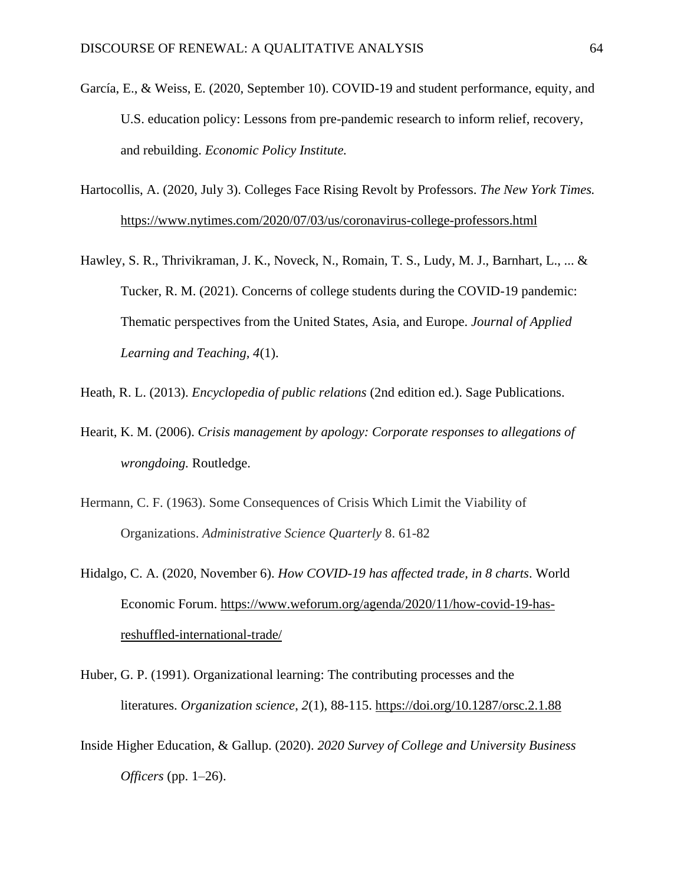García, E., & Weiss, E. (2020, September 10). COVID-19 and student performance, equity, and U.S. education policy: Lessons from pre-pandemic research to inform relief, recovery, and rebuilding. *Economic Policy Institute.*

Hartocollis, A. (2020, July 3). Colleges Face Rising Revolt by Professors. *The New York Times.* https://www.nytimes.com/2020/07/03/us/coronavirus-college-professors.html

Hawley, S. R., Thrivikraman, J. K., Noveck, N., Romain, T. S., Ludy, M. J., Barnhart, L., ... & Tucker, R. M. (2021). Concerns of college students during the COVID-19 pandemic: Thematic perspectives from the United States, Asia, and Europe. *Journal of Applied Learning and Teaching, 4*(1).

Heath, R. L. (2013). *Encyclopedia of public relations* (2nd edition ed.). Sage Publications.

Hearit, K. M. (2006). *Crisis management by apology: Corporate responses to allegations of wrongdoing.* Routledge.

Hermann, C. F. (1963). Some Consequences of Crisis Which Limit the Viability of Organizations. *Administrative Science Quarterly* 8. 61-82

Hidalgo, C. A. (2020, November 6). *How COVID-19 has affected trade, in 8 charts*. World Economic Forum. https://www.weforum.org/agenda/2020/11/how-covid-19-has-reshuffled-international-trade/

Huber, G. P. (1991). Organizational learning: The contributing processes and the literatures. *Organization science*, *2*(1), 88-115. https://doi.org/10.1287/orsc.2.1.88

Inside Higher Education, & Gallup. (2020). *2020 Survey of College and University Business Officers* (pp. 1–26).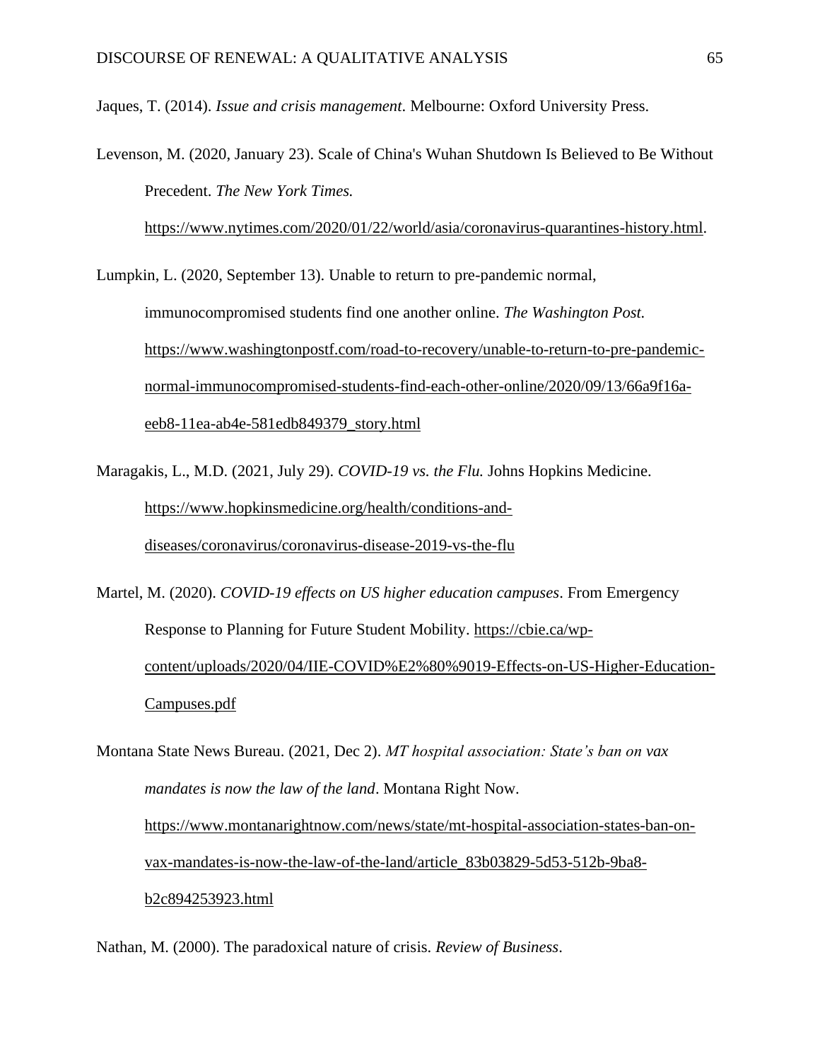Jaques, T. (2014). *Issue and crisis management*. Melbourne: Oxford University Press.

Levenson, M. (2020, January 23). Scale of China's Wuhan Shutdown Is Believed to Be Without Precedent. *The New York Times.* https://www.nytimes.com/2020/01/22/world/asia/coronavirus-quarantines-history.html.

Lumpkin, L. (2020, September 13). Unable to return to pre-pandemic normal, immunocompromised students find one another online. *The Washington Post.* https://www.washingtonpostf.com/road-to-recovery/unable-to-return-to-pre-pandemic-normal-immunocompromised-students-find-each-other-online/2020/09/13/66a9f16a-eeb8-11ea-ab4e-581edb849379_story.html

Maragakis, L., M.D. (2021, July 29). *COVID-19 vs. the Flu.* Johns Hopkins Medicine. https://www.hopkinsmedicine.org/health/conditions-and-diseases/coronavirus/coronavirus-disease-2019-vs-the-flu

Martel, M. (2020). *COVID-19 effects on US higher education campuses*. From Emergency Response to Planning for Future Student Mobility. https://cbie.ca/wp-content/uploads/2020/04/IIE-COVID%E2%80%9019-Effects-on-US-Higher-Education-Campuses.pdf

Montana State News Bureau. (2021, Dec 2). *MT hospital association: State's ban on vax mandates is now the law of the land*. Montana Right Now. https://www.montanarightnow.com/news/state/mt-hospital-association-states-ban-on-vax-mandates-is-now-the-law-of-the-land/article_83b03829-5d53-512b-9ba8-b2c894253923.html

Nathan, M. (2000). The paradoxical nature of crisis. *Review of Business*.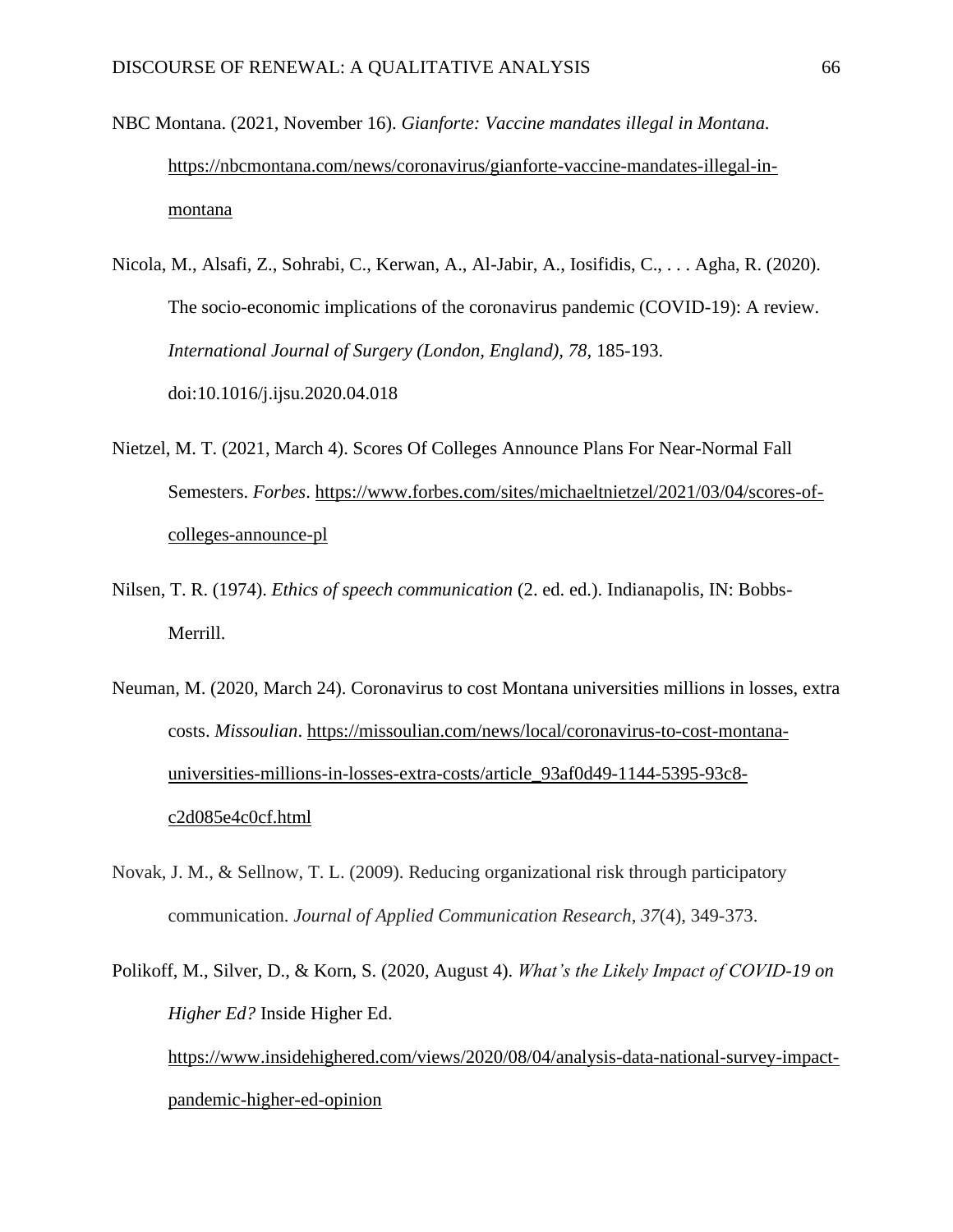NBC Montana. (2021, November 16). *Gianforte: Vaccine mandates illegal in Montana.* https://nbcmontana.com/news/coronavirus/gianforte-vaccine-mandates-illegal-in-montana

Nicola, M., Alsafi, Z., Sohrabi, C., Kerwan, A., Al-Jabir, A., Iosifidis, C., . . . Agha, R. (2020). The socio-economic implications of the coronavirus pandemic (COVID-19): A review. *International Journal of Surgery (London, England), 78*, 185-193. doi:10.1016/j.ijsu.2020.04.018

Nietzel, M. T. (2021, March 4). Scores Of Colleges Announce Plans For Near-Normal Fall Semesters. *Forbes*. https://www.forbes.com/sites/michaeltnietzel/2021/03/04/scores-of-colleges-announce-pl

Nilsen, T. R. (1974). *Ethics of speech communication* (2. ed. ed.). Indianapolis, IN: Bobbs-Merrill.

Neuman, M. (2020, March 24). Coronavirus to cost Montana universities millions in losses, extra costs. *Missoulian*. https://missoulian.com/news/local/coronavirus-to-cost-montana-universities-millions-in-losses-extra-costs/article_93af0d49-1144-5395-93c8-c2d085e4c0cf.html

Novak, J. M., & Sellnow, T. L. (2009). Reducing organizational risk through participatory communication. *Journal of Applied Communication Research*, *37*(4), 349-373.

Polikoff, M., Silver, D., & Korn, S. (2020, August 4). *What's the Likely Impact of COVID-19 on Higher Ed?* Inside Higher Ed. https://www.insidehighered.com/views/2020/08/04/analysis-data-national-survey-impact-pandemic-higher-ed-opinion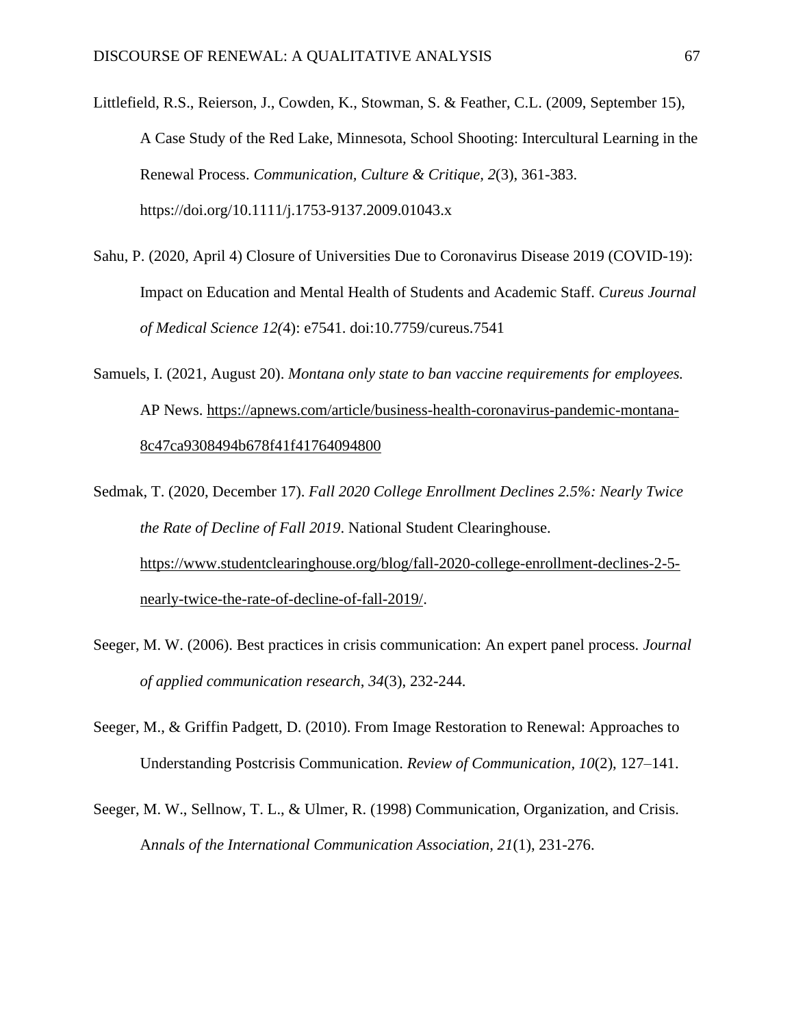Littlefield, R.S., Reierson, J., Cowden, K., Stowman, S. & Feather, C.L. (2009, September 15), A Case Study of the Red Lake, Minnesota, School Shooting: Intercultural Learning in the Renewal Process. *Communication, Culture & Critique*, *2*(3), 361-383. https://doi.org/10.1111/j.1753-9137.2009.01043.x

Sahu, P. (2020, April 4) Closure of Universities Due to Coronavirus Disease 2019 (COVID-19): Impact on Education and Mental Health of Students and Academic Staff. *Cureus Journal of Medical Science 12(*4): e7541. doi:10.7759/cureus.7541

Samuels, I. (2021, August 20). *Montana only state to ban vaccine requirements for employees.* AP News. https://apnews.com/article/business-health-coronavirus-pandemic-montana-8c47ca9308494b678f41f41764094800

Sedmak, T. (2020, December 17). *Fall 2020 College Enrollment Declines 2.5%: Nearly Twice the Rate of Decline of Fall 2019*. National Student Clearinghouse. https://www.studentclearinghouse.org/blog/fall-2020-college-enrollment-declines-2-5-nearly-twice-the-rate-of-decline-of-fall-2019/.

Seeger, M. W. (2006). Best practices in crisis communication: An expert panel process. *Journal of applied communication research*, *34*(3), 232-244.

Seeger, M., & Griffin Padgett, D. (2010). From Image Restoration to Renewal: Approaches to Understanding Postcrisis Communication. *Review of Communication*, *10*(2), 127–141.

Seeger, M. W., Sellnow, T. L., & Ulmer, R. (1998) Communication, Organization, and Crisis. A*nnals of the International Communication Association, 21*(1), 231-276.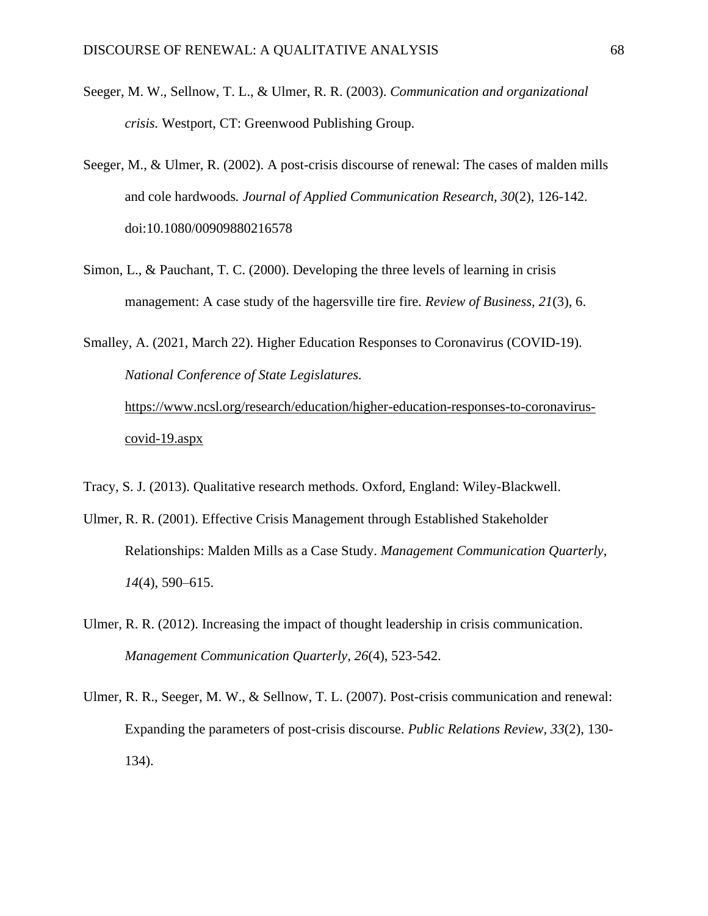Seeger, M. W., Sellnow, T. L., & Ulmer, R. R. (2003). *Communication and organizational crisis.* Westport, CT: Greenwood Publishing Group.

Seeger, M., & Ulmer, R. (2002). A post-crisis discourse of renewal: The cases of malden mills and cole hardwoods*. Journal of Applied Communication Research, 30*(2), 126-142. doi:10.1080/00909880216578

Simon, L., & Pauchant, T. C. (2000). Developing the three levels of learning in crisis management: A case study of the hagersville tire fire*. Review of Business, 21*(3), 6.

Smalley, A. (2021, March 22). Higher Education Responses to Coronavirus (COVID-19). *National Conference of State Legislatures.* https://www.ncsl.org/research/education/higher-education-responses-to-coronavirus-covid-19.aspx

Tracy, S. J. (2013). Qualitative research methods. Oxford, England: Wiley-Blackwell.

Ulmer, R. R. (2001). Effective Crisis Management through Established Stakeholder Relationships: Malden Mills as a Case Study. *Management Communication Quarterly*, *14*(4), 590–615.

Ulmer, R. R. (2012). Increasing the impact of thought leadership in crisis communication. *Management Communication Quarterly, 26*(4), 523-542.

Ulmer, R. R., Seeger, M. W., & Sellnow, T. L. (2007). Post-crisis communication and renewal: Expanding the parameters of post-crisis discourse. *Public Relations Review, 33*(2), 130-134).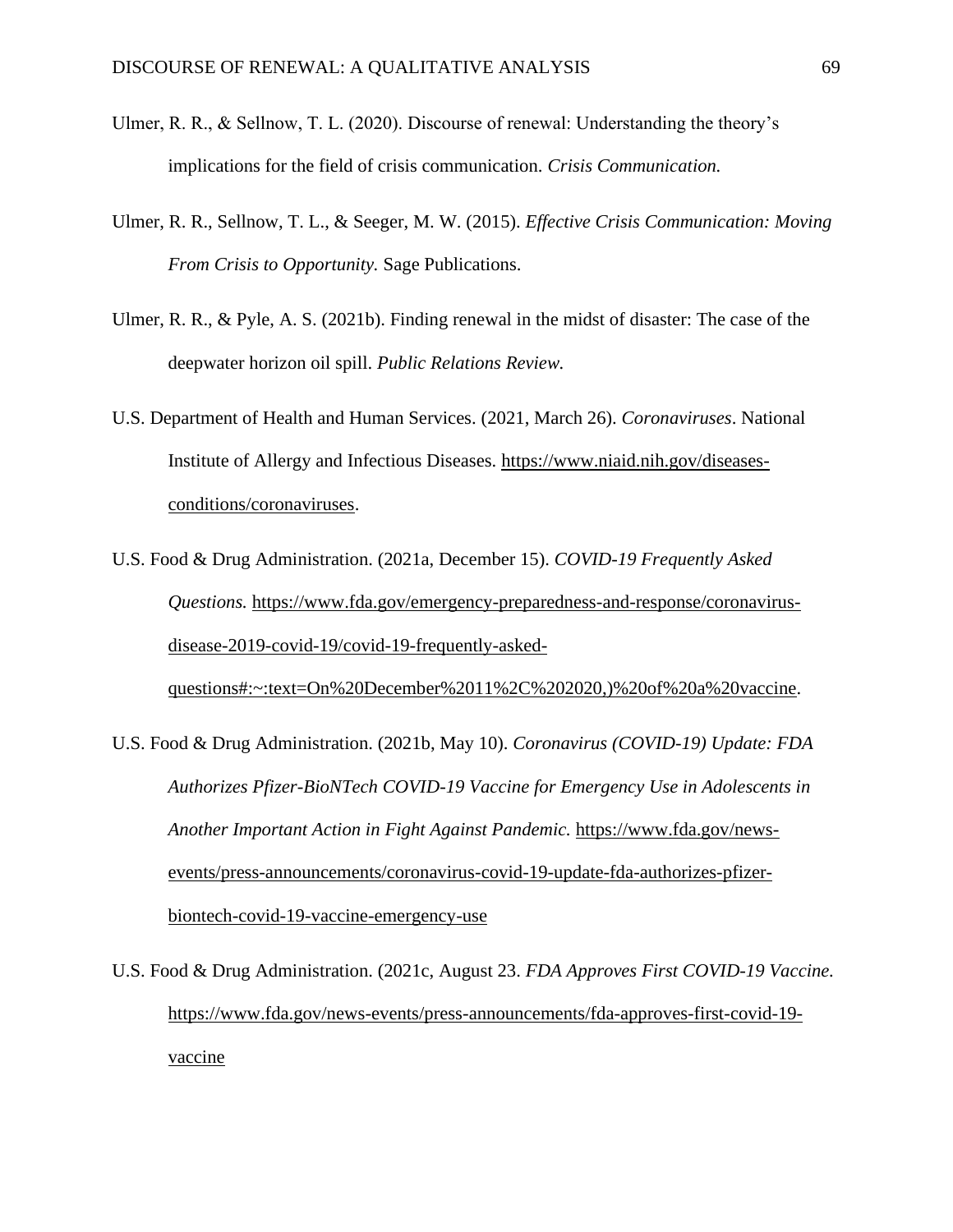Ulmer, R. R., & Sellnow, T. L. (2020). Discourse of renewal: Understanding the theory's implications for the field of crisis communication. *Crisis Communication.*

Ulmer, R. R., Sellnow, T. L., & Seeger, M. W. (2015). *Effective Crisis Communication: Moving From Crisis to Opportunity.* Sage Publications.

Ulmer, R. R., & Pyle, A. S. (2021b). Finding renewal in the midst of disaster: The case of the deepwater horizon oil spill. *Public Relations Review.*

U.S. Department of Health and Human Services. (2021, March 26). *Coronaviruses*. National Institute of Allergy and Infectious Diseases. https://www.niaid.nih.gov/diseases-conditions/coronaviruses.

U.S. Food & Drug Administration. (2021a, December 15). *COVID-19 Frequently Asked Questions.* https://www.fda.gov/emergency-preparedness-and-response/coronavirus-disease-2019-covid-19/covid-19-frequently-asked-questions#:~:text=On%20December%2011%2C%202020,)%20of%20a%20vaccine.

U.S. Food & Drug Administration. (2021b, May 10). *Coronavirus (COVID-19) Update: FDA Authorizes Pfizer-BioNTech COVID-19 Vaccine for Emergency Use in Adolescents in Another Important Action in Fight Against Pandemic.* https://www.fda.gov/news-events/press-announcements/coronavirus-covid-19-update-fda-authorizes-pfizer-biontech-covid-19-vaccine-emergency-use

U.S. Food & Drug Administration. (2021c, August 23. *FDA Approves First COVID-19 Vaccine.* https://www.fda.gov/news-events/press-announcements/fda-approves-first-covid-19-vaccine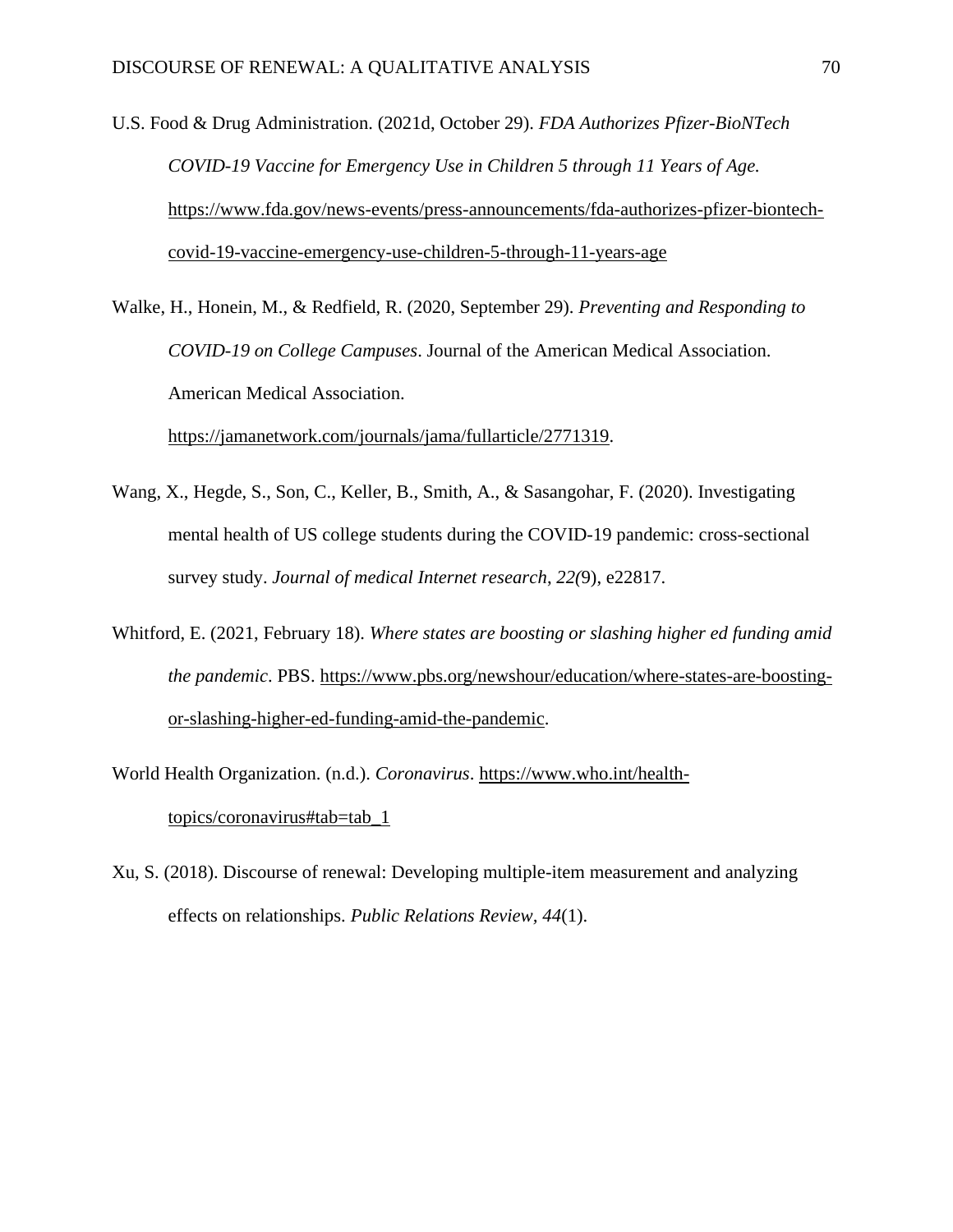U.S. Food & Drug Administration. (2021d, October 29). *FDA Authorizes Pfizer-BioNTech COVID-19 Vaccine for Emergency Use in Children 5 through 11 Years of Age.* https://www.fda.gov/news-events/press-announcements/fda-authorizes-pfizer-biontech-covid-19-vaccine-emergency-use-children-5-through-11-years-age

Walke, H., Honein, M., & Redfield, R. (2020, September 29). *Preventing and Responding to COVID-19 on College Campuses*. Journal of the American Medical Association. American Medical Association. https://jamanetwork.com/journals/jama/fullarticle/2771319.

Wang, X., Hegde, S., Son, C., Keller, B., Smith, A., & Sasangohar, F. (2020). Investigating mental health of US college students during the COVID-19 pandemic: cross-sectional survey study. *Journal of medical Internet research*, *22(*9), e22817.

Whitford, E. (2021, February 18). *Where states are boosting or slashing higher ed funding amid the pandemic*. PBS. https://www.pbs.org/newshour/education/where-states-are-boosting-or-slashing-higher-ed-funding-amid-the-pandemic.

World Health Organization. (n.d.). *Coronavirus*. https://www.who.int/health-topics/coronavirus#tab=tab_1

Xu, S. (2018). Discourse of renewal: Developing multiple-item measurement and analyzing effects on relationships. *Public Relations Review, 44*(1).